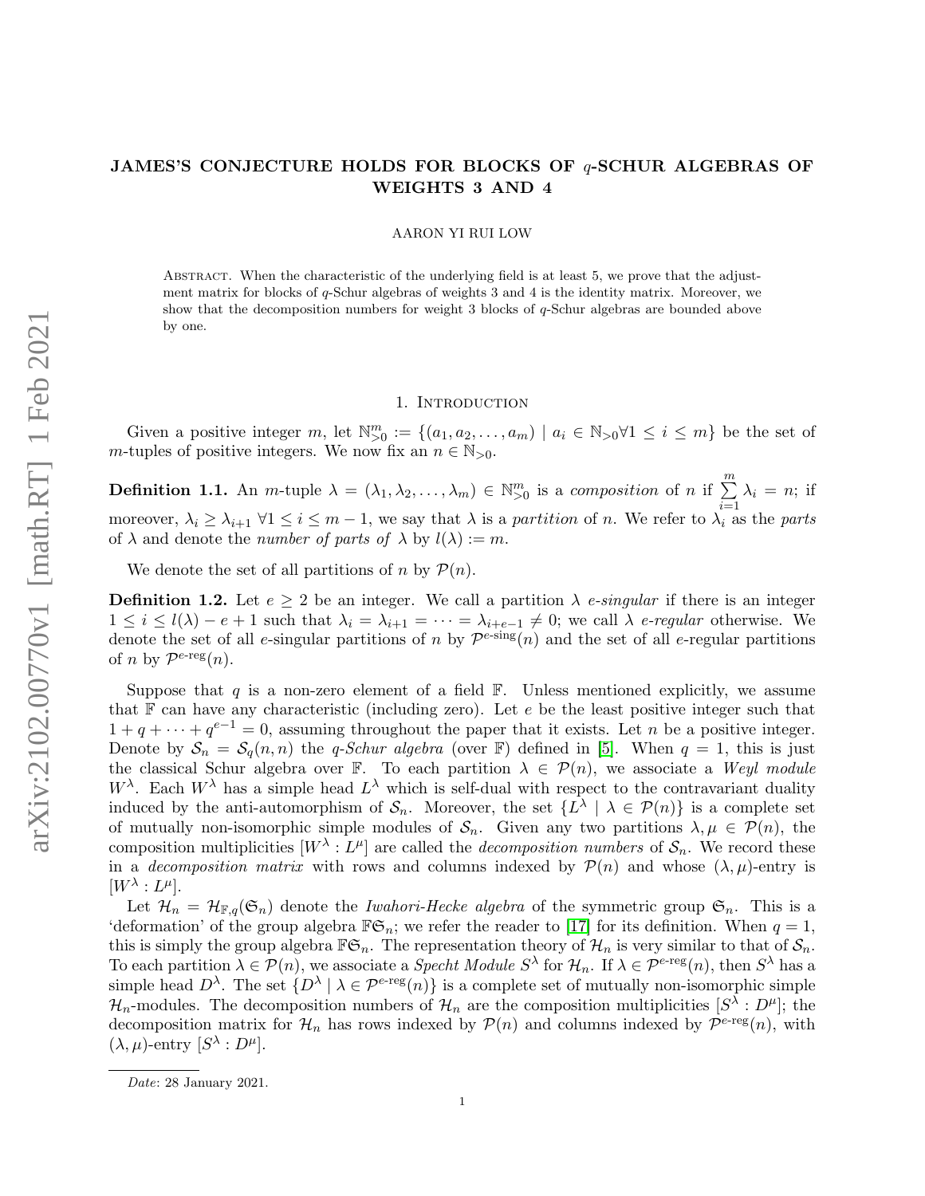# JAMES'S CONJECTURE HOLDS FOR BLOCKS OF $q$-SCHUR ALGEBRAS OF WEIGHTS 3 AND 4

AARON YI RUI LOW

Abstract. When the characteristic of the underlying field is at least 5, we prove that the adjustment matrix for blocks of $q$-Schur algebras of weights 3 and 4 is the identity matrix. Moreover, we show that the decomposition numbers for weight 3 blocks of $q$-Schur algebras are bounded above by one.

## 1. Introduction

Given a positive integer $m$, let $\mathbb{N}_{>0}^m := \{(a_1, a_2, \ldots, a_m) \mid a_i \in \mathbb{N}_{>0} \forall 1 \leq i \leq m\}$ be the set of $m$-tuples of positive integers. We now fix an $n \in \mathbb{N}_{>0}$.

**Definition 1.1.** An $m$-tuple $\lambda = (\lambda_1, \lambda_2, \ldots, \lambda_m) \in \mathbb{N}_{>0}^m$ is a *composition* of $n$ if $\sum_{i=1}^{m} \lambda_i = n$; if moreover, $\lambda_i \geq \lambda_{i+1}$ $\forall 1 \leq i \leq m-1$, we say that $\lambda$ is a *partition* of $n$. We refer to $\lambda_i$ as the *parts* of $\lambda$ and denote the *number of parts of* $\lambda$ by $l(\lambda) := m$.

We denote the set of all partitions of $n$ by $\mathcal{P}(n)$.

**Definition 1.2.** Let $e \geq 2$ be an integer. We call a partition $\lambda$ *$e$-singular* if there is an integer $1 \leq i \leq l(\lambda) - e + 1$ such that $\lambda_i = \lambda_{i+1} = \cdots = \lambda_{i+e-1} \neq 0$; we call $\lambda$ *$e$-regular* otherwise. We denote the set of all $e$-singular partitions of $n$ by $\mathcal{P}^{e\text{-sing}}(n)$ and the set of all $e$-regular partitions of $n$ by $\mathcal{P}^{e\text{-reg}}(n)$.

Suppose that $q$ is a non-zero element of a field $\mathbb{F}$. Unless mentioned explicitly, we assume that $\mathbb{F}$ can have any characteristic (including zero). Let $e$ be the least positive integer such that $1 + q + \cdots + q^{e-1} = 0$, assuming throughout the paper that it exists. Let $n$ be a positive integer. Denote by $\mathcal{S}_n = \mathcal{S}_q(n, n)$ the *$q$-Schur algebra* (over $\mathbb{F}$) defined in [5]. When $q = 1$, this is just the classical Schur algebra over $\mathbb{F}$. To each partition $\lambda \in \mathcal{P}(n)$, we associate a *Weyl module* $W^\lambda$. Each $W^\lambda$ has a simple head $L^\lambda$ which is self-dual with respect to the contravariant duality induced by the anti-automorphism of $\mathcal{S}_n$. Moreover, the set $\{L^\lambda \mid \lambda \in \mathcal{P}(n)\}$ is a complete set of mutually non-isomorphic simple modules of $\mathcal{S}_n$. Given any two partitions $\lambda, \mu \in \mathcal{P}(n)$, the composition multiplicities $[W^\lambda : L^\mu]$ are called the *decomposition numbers* of $\mathcal{S}_n$. We record these in a *decomposition matrix* with rows and columns indexed by $\mathcal{P}(n)$ and whose $(\lambda, \mu)$-entry is $[W^\lambda : L^\mu]$.

Let $\mathcal{H}_n = \mathcal{H}_{\mathbb{F},q}(\mathfrak{S}_n)$ denote the *Iwahori-Hecke algebra* of the symmetric group $\mathfrak{S}_n$. This is a 'deformation' of the group algebra $\mathbb{F}\mathfrak{S}_n$; we refer the reader to [17] for its definition. When $q = 1$, this is simply the group algebra $\mathbb{F}\mathfrak{S}_n$. The representation theory of $\mathcal{H}_n$ is very similar to that of $\mathcal{S}_n$. To each partition $\lambda \in \mathcal{P}(n)$, we associate a *Specht Module* $S^\lambda$ for $\mathcal{H}_n$. If $\lambda \in \mathcal{P}^{e\text{-reg}}(n)$, then $S^\lambda$ has a simple head $D^\lambda$. The set $\{D^\lambda \mid \lambda \in \mathcal{P}^{e\text{-reg}}(n)\}$ is a complete set of mutually non-isomorphic simple $\mathcal{H}_n$-modules. The decomposition numbers of $\mathcal{H}_n$ are the composition multiplicities $[S^\lambda : D^\mu]$; the decomposition matrix for $\mathcal{H}_n$ has rows indexed by $\mathcal{P}(n)$ and columns indexed by $\mathcal{P}^{e\text{-reg}}(n)$, with $(\lambda, \mu)$-entry $[S^\lambda : D^\mu]$.

*Date*: 28 January 2021.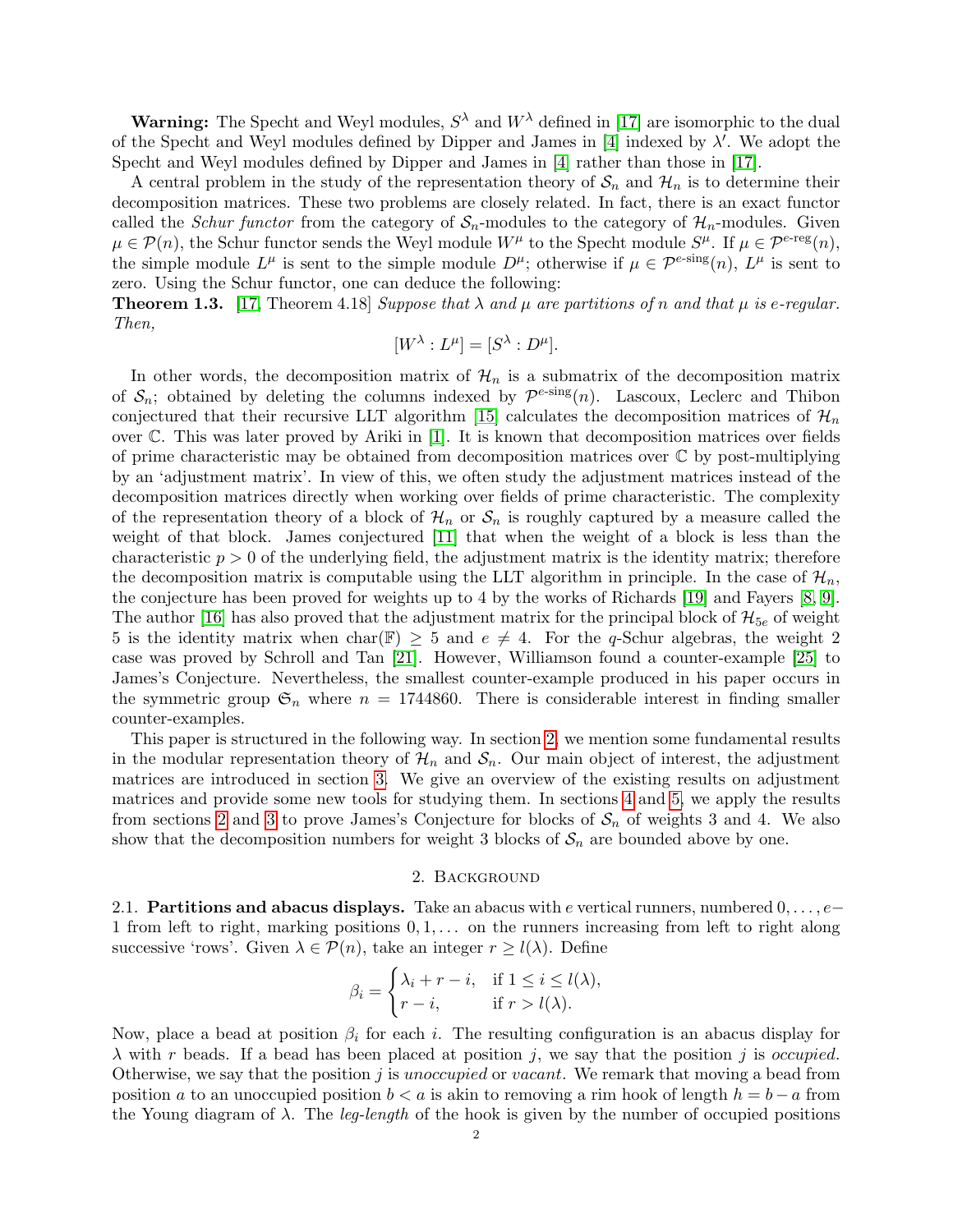**Warning:** The Specht and Weyl modules, $S^\lambda$ and $W^\lambda$ defined in [17] are isomorphic to the dual of the Specht and Weyl modules defined by Dipper and James in [4] indexed by $\lambda'$. We adopt the Specht and Weyl modules defined by Dipper and James in [4] rather than those in [17].

A central problem in the study of the representation theory of $\mathcal{S}_n$ and $\mathcal{H}_n$ is to determine their decomposition matrices. These two problems are closely related. In fact, there is an exact functor called the *Schur functor* from the category of $\mathcal{S}_n$-modules to the category of $\mathcal{H}_n$-modules. Given $\mu \in \mathcal{P}(n)$, the Schur functor sends the Weyl module $W^\mu$ to the Specht module $S^\mu$. If $\mu \in \mathcal{P}^{e\text{-reg}}(n)$, the simple module $L^\mu$ is sent to the simple module $D^\mu$; otherwise if $\mu \in \mathcal{P}^{e\text{-sing}}(n)$, $L^\mu$ is sent to zero. Using the Schur functor, one can deduce the following:

**Theorem 1.3.** [17, Theorem 4.18] *Suppose that $\lambda$ and $\mu$ are partitions of $n$ and that $\mu$ is $e$-regular. Then,*

$$[W^\lambda : L^\mu] = [S^\lambda : D^\mu].$$

In other words, the decomposition matrix of $\mathcal{H}_n$ is a submatrix of the decomposition matrix of $\mathcal{S}_n$; obtained by deleting the columns indexed by $\mathcal{P}^{e\text{-sing}}(n)$. Lascoux, Leclerc and Thibon conjectured that their recursive LLT algorithm [15] calculates the decomposition matrices of $\mathcal{H}_n$ over $\mathbb{C}$. This was later proved by Ariki in [1]. It is known that decomposition matrices over fields of prime characteristic may be obtained from decomposition matrices over $\mathbb{C}$ by post-multiplying by an 'adjustment matrix'. In view of this, we often study the adjustment matrices instead of the decomposition matrices directly when working over fields of prime characteristic. The complexity of the representation theory of a block of $\mathcal{H}_n$ or $\mathcal{S}_n$ is roughly captured by a measure called the weight of that block. James conjectured [11] that when the weight of a block is less than the characteristic $p > 0$ of the underlying field, the adjustment matrix is the identity matrix; therefore the decomposition matrix is computable using the LLT algorithm in principle. In the case of $\mathcal{H}_n$, the conjecture has been proved for weights up to 4 by the works of Richards [19] and Fayers [8, 9]. The author [16] has also proved that the adjustment matrix for the principal block of $\mathcal{H}_{5e}$ of weight 5 is the identity matrix when $\mathrm{char}(\mathbb{F}) \geq 5$ and $e \neq 4$. For the $q$-Schur algebras, the weight 2 case was proved by Schroll and Tan [21]. However, Williamson found a counter-example [25] to James's Conjecture. Nevertheless, the smallest counter-example produced in his paper occurs in the symmetric group $\mathfrak{S}_n$ where $n = 1744860$. There is considerable interest in finding smaller counter-examples.

This paper is structured in the following way. In section 2, we mention some fundamental results in the modular representation theory of $\mathcal{H}_n$ and $\mathcal{S}_n$. Our main object of interest, the adjustment matrices are introduced in section 3. We give an overview of the existing results on adjustment matrices and provide some new tools for studying them. In sections 4 and 5, we apply the results from sections 2 and 3 to prove James's Conjecture for blocks of $\mathcal{S}_n$ of weights 3 and 4. We also show that the decomposition numbers for weight 3 blocks of $\mathcal{S}_n$ are bounded above by one.

## 2. Background

2.1. **Partitions and abacus displays.** Take an abacus with $e$ vertical runners, numbered $0, \ldots, e-1$ from left to right, marking positions $0, 1, \ldots$ on the runners increasing from left to right along successive 'rows'. Given $\lambda \in \mathcal{P}(n)$, take an integer $r \geq l(\lambda)$. Define

$$\beta_i = \begin{cases} \lambda_i + r - i, & \text{if } 1 \leq i \leq l(\lambda), \\ r - i, & \text{if } r > l(\lambda). \end{cases}$$

Now, place a bead at position $\beta_i$ for each $i$. The resulting configuration is an abacus display for $\lambda$ with $r$ beads. If a bead has been placed at position $j$, we say that the position $j$ is *occupied*. Otherwise, we say that the position $j$ is *unoccupied* or *vacant*. We remark that moving a bead from position $a$ to an unoccupied position $b < a$ is akin to removing a rim hook of length $h = b - a$ from the Young diagram of $\lambda$. The *leg-length* of the hook is given by the number of occupied positions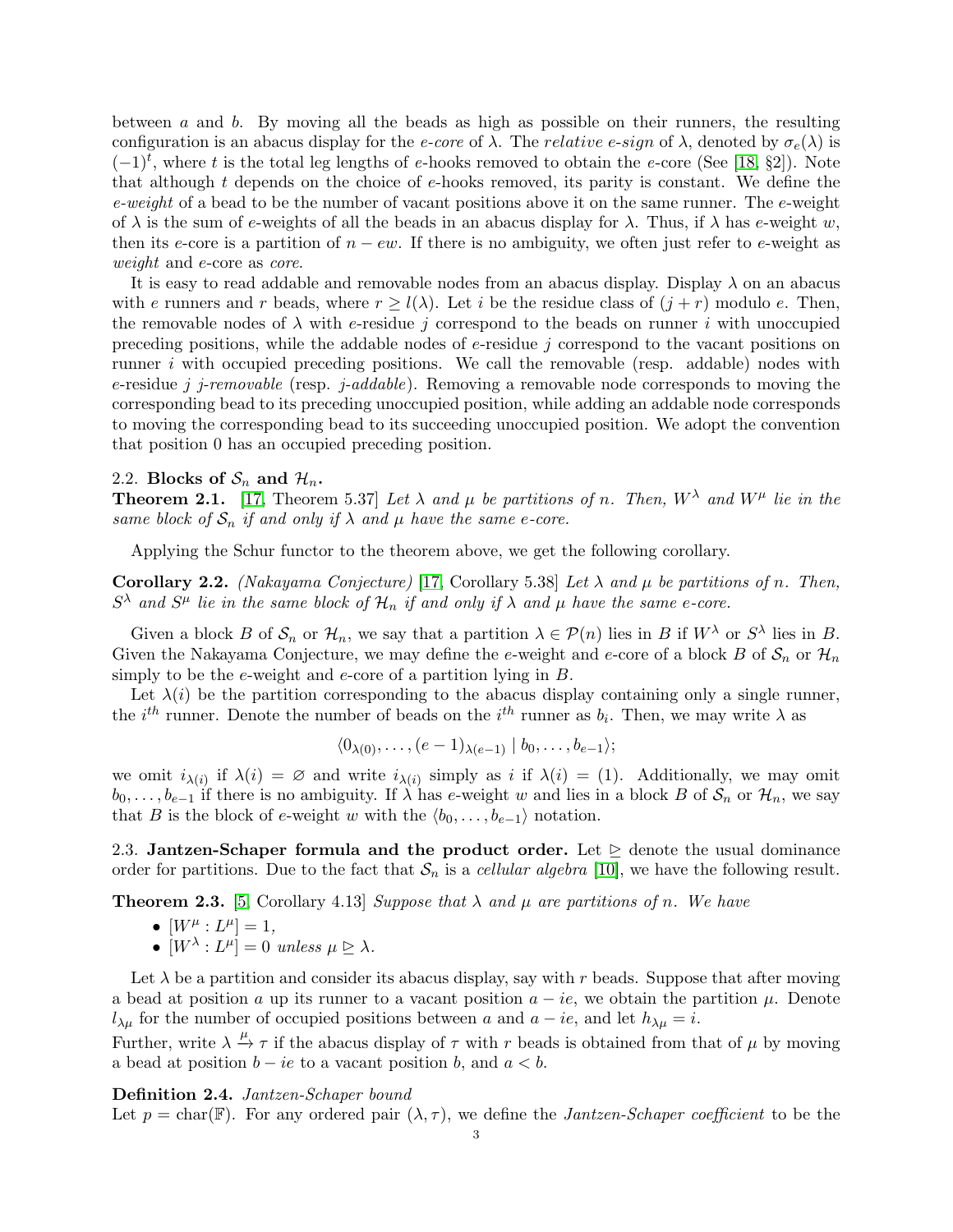between $a$ and $b$. By moving all the beads as high as possible on their runners, the resulting configuration is an abacus display for the *e-core* of $\lambda$. The *relative e-sign* of $\lambda$, denoted by $\sigma_e(\lambda)$ is $(-1)^t$, where $t$ is the total leg lengths of $e$-hooks removed to obtain the $e$-core (See [18, §2]). Note that although $t$ depends on the choice of $e$-hooks removed, its parity is constant. We define the *e-weight* of a bead to be the number of vacant positions above it on the same runner. The $e$-weight of $\lambda$ is the sum of $e$-weights of all the beads in an abacus display for $\lambda$. Thus, if $\lambda$ has $e$-weight $w$, then its $e$-core is a partition of $n - ew$. If there is no ambiguity, we often just refer to $e$-weight as *weight* and $e$-core as *core*.

It is easy to read addable and removable nodes from an abacus display. Display $\lambda$ on an abacus with $e$ runners and $r$ beads, where $r \geq l(\lambda)$. Let $i$ be the residue class of $(j + r)$ modulo $e$. Then, the removable nodes of $\lambda$ with $e$-residue $j$ correspond to the beads on runner $i$ with unoccupied preceding positions, while the addable nodes of $e$-residue $j$ correspond to the vacant positions on runner $i$ with occupied preceding positions. We call the removable (resp. addable) nodes with $e$-residue $j$ *j-removable* (resp. *j-addable*). Removing a removable node corresponds to moving the corresponding bead to its preceding unoccupied position, while adding an addable node corresponds to moving the corresponding bead to its succeeding unoccupied position. We adopt the convention that position 0 has an occupied preceding position.

## 2.2. Blocks of $\mathcal{S}_n$ and $\mathcal{H}_n$.

**Theorem 2.1.** [17, Theorem 5.37] *Let $\lambda$ and $\mu$ be partitions of $n$. Then, $W^\lambda$ and $W^\mu$ lie in the same block of $\mathcal{S}_n$ if and only if $\lambda$ and $\mu$ have the same e-core.*

Applying the Schur functor to the theorem above, we get the following corollary.

**Corollary 2.2.** *(Nakayama Conjecture)* [17, Corollary 5.38] *Let $\lambda$ and $\mu$ be partitions of $n$. Then, $S^\lambda$ and $S^\mu$ lie in the same block of $\mathcal{H}_n$ if and only if $\lambda$ and $\mu$ have the same e-core.*

Given a block $B$ of $\mathcal{S}_n$ or $\mathcal{H}_n$, we say that a partition $\lambda \in \mathcal{P}(n)$ lies in $B$ if $W^\lambda$ or $S^\lambda$ lies in $B$. Given the Nakayama Conjecture, we may define the $e$-weight and $e$-core of a block $B$ of $\mathcal{S}_n$ or $\mathcal{H}_n$ simply to be the $e$-weight and $e$-core of a partition lying in $B$.

Let $\lambda(i)$ be the partition corresponding to the abacus display containing only a single runner, the $i^{th}$ runner. Denote the number of beads on the $i^{th}$ runner as $b_i$. Then, we may write $\lambda$ as

$$\langle 0_{\lambda(0)}, \dots, (e-1)_{\lambda(e-1)} \mid b_0, \dots, b_{e-1} \rangle;$$

we omit $i_{\lambda(i)}$ if $\lambda(i) = \varnothing$ and write $i_{\lambda(i)}$ simply as $i$ if $\lambda(i) = (1)$. Additionally, we may omit $b_0, \dots, b_{e-1}$ if there is no ambiguity. If $\lambda$ has $e$-weight $w$ and lies in a block $B$ of $\mathcal{S}_n$ or $\mathcal{H}_n$, we say that $B$ is the block of $e$-weight $w$ with the $\langle b_0, \dots, b_{e-1} \rangle$ notation.

**2.3. Jantzen-Schaper formula and the product order.** Let $\trianglerighteq$ denote the usual dominance order for partitions. Due to the fact that $\mathcal{S}_n$ is a *cellular algebra* [10], we have the following result.

**Theorem 2.3.** [5, Corollary 4.13] *Suppose that $\lambda$ and $\mu$ are partitions of $n$. We have*

- $[W^\mu : L^\mu] = 1$,
- $[W^\lambda : L^\mu] = 0$ *unless* $\mu \trianglerighteq \lambda$.

Let $\lambda$ be a partition and consider its abacus display, say with $r$ beads. Suppose that after moving a bead at position $a$ up its runner to a vacant position $a - ie$, we obtain the partition $\mu$. Denote $l_{\lambda\mu}$ for the number of occupied positions between $a$ and $a - ie$, and let $h_{\lambda\mu} = i$.

Further, write $\lambda \xrightarrow{\mu} \tau$ if the abacus display of $\tau$ with $r$ beads is obtained from that of $\mu$ by moving a bead at position $b - ie$ to a vacant position $b$, and $a < b$.

**Definition 2.4.** *Jantzen-Schaper bound*

Let $p = \text{char}(\mathbb{F})$. For any ordered pair $(\lambda, \tau)$, we define the *Jantzen-Schaper coefficient* to be the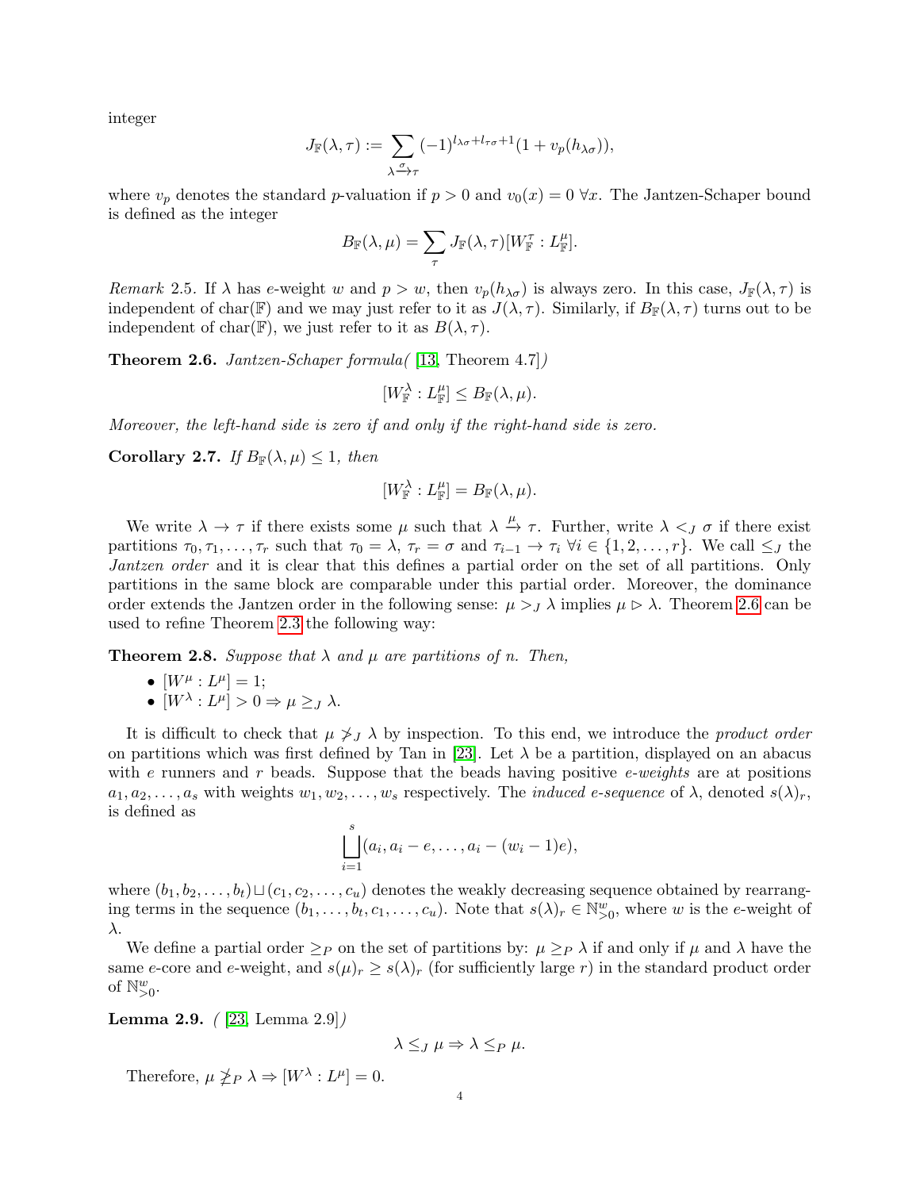integer

$$J_{\mathbb{F}}(\lambda, \tau) := \sum_{\lambda \xrightarrow{\sigma} \tau} (-1)^{l_{\lambda\sigma} + l_{\tau\sigma} + 1}(1 + v_p(h_{\lambda\sigma})),$$

where $v_p$ denotes the standard $p$-valuation if $p > 0$ and $v_0(x) = 0 \; \forall x$. The Jantzen-Schaper bound is defined as the integer

$$B_{\mathbb{F}}(\lambda, \mu) = \sum_{\tau} J_{\mathbb{F}}(\lambda, \tau)[W_{\mathbb{F}}^{\tau} : L_{\mathbb{F}}^{\mu}].$$

*Remark* 2.5. If $\lambda$ has $e$-weight $w$ and $p > w$, then $v_p(h_{\lambda\sigma})$ is always zero. In this case, $J_{\mathbb{F}}(\lambda, \tau)$ is independent of char($\mathbb{F}$) and we may just refer to it as $J(\lambda, \tau)$. Similarly, if $B_{\mathbb{F}}(\lambda, \tau)$ turns out to be independent of char($\mathbb{F}$), we just refer to it as $B(\lambda, \tau)$.

**Theorem 2.6.** *Jantzen-Schaper formula( [13, Theorem 4.7])*

$$[W_{\mathbb{F}}^{\lambda} : L_{\mathbb{F}}^{\mu}] \leq B_{\mathbb{F}}(\lambda, \mu).$$

*Moreover, the left-hand side is zero if and only if the right-hand side is zero.*

**Corollary 2.7.** *If $B_{\mathbb{F}}(\lambda, \mu) \leq 1$, then*

$$[W_{\mathbb{F}}^{\lambda} : L_{\mathbb{F}}^{\mu}] = B_{\mathbb{F}}(\lambda, \mu).$$

We write $\lambda \to \tau$ if there exists some $\mu$ such that $\lambda \xrightarrow{\mu} \tau$. Further, write $\lambda <_J \sigma$ if there exist partitions $\tau_0, \tau_1, \ldots, \tau_r$ such that $\tau_0 = \lambda$, $\tau_r = \sigma$ and $\tau_{i-1} \to \tau_i \; \forall i \in \{1, 2, \ldots, r\}$. We call $\leq_J$ the *Jantzen order* and it is clear that this defines a partial order on the set of all partitions. Only partitions in the same block are comparable under this partial order. Moreover, the dominance order extends the Jantzen order in the following sense: $\mu >_J \lambda$ implies $\mu \rhd \lambda$. Theorem 2.6 can be used to refine Theorem 2.3 the following way:

**Theorem 2.8.** *Suppose that $\lambda$ and $\mu$ are partitions of $n$. Then,*

- $[W^{\mu} : L^{\mu}] = 1$;
- $[W^{\lambda} : L^{\mu}] > 0 \Rightarrow \mu \geq_J \lambda$.

It is difficult to check that $\mu \not\geq_J \lambda$ by inspection. To this end, we introduce the *product order* on partitions which was first defined by Tan in [23]. Let $\lambda$ be a partition, displayed on an abacus with $e$ runners and $r$ beads. Suppose that the beads having positive *e-weights* are at positions $a_1, a_2, \ldots, a_s$ with weights $w_1, w_2, \ldots, w_s$ respectively. The *induced e-sequence* of $\lambda$, denoted $s(\lambda)_r$, is defined as

$$\bigsqcup_{i=1}^{s} (a_i, a_i - e, \ldots, a_i - (w_i - 1)e),$$

where $(b_1, b_2, \ldots, b_t) \sqcup (c_1, c_2, \ldots, c_u)$ denotes the weakly decreasing sequence obtained by rearranging terms in the sequence $(b_1, \ldots, b_t, c_1, \ldots, c_u)$. Note that $s(\lambda)_r \in \mathbb{N}_{>0}^{w}$, where $w$ is the $e$-weight of $\lambda$.

We define a partial order $\geq_P$ on the set of partitions by: $\mu \geq_P \lambda$ if and only if $\mu$ and $\lambda$ have the same $e$-core and $e$-weight, and $s(\mu)_r \geq s(\lambda)_r$ (for sufficiently large $r$) in the standard product order of $\mathbb{N}_{>0}^{w}$.

**Lemma 2.9.** *( [23, Lemma 2.9])*

$$\lambda \leq_J \mu \Rightarrow \lambda \leq_P \mu.$$

Therefore, $\mu \not\geq_P \lambda \Rightarrow [W^{\lambda} : L^{\mu}] = 0$.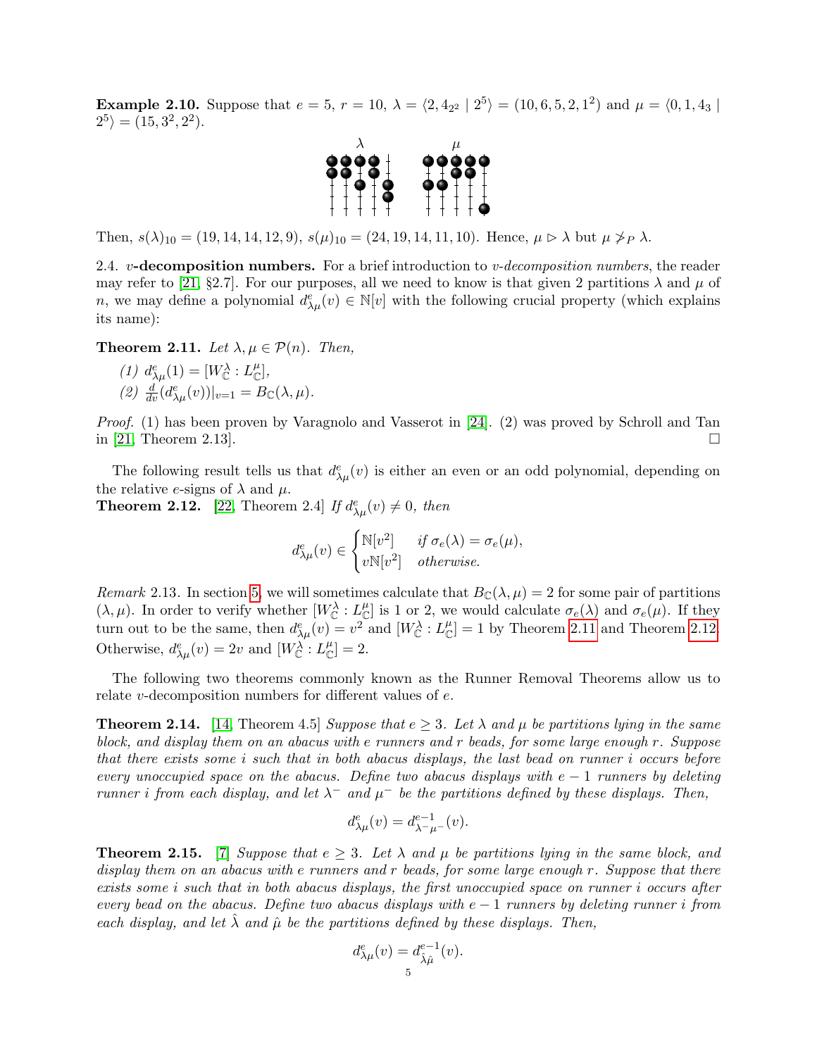**Example 2.10.** Suppose that $e = 5$, $r = 10$, $\lambda = \langle 2, 4_{2^2} \mid 2^5 \rangle = (10, 6, 5, 2, 1^2)$ and $\mu = \langle 0, 1, 4_3 \mid 2^5 \rangle = (15, 3^2, 2^2)$.

Then, $s(\lambda)_{10} = (19, 14, 14, 12, 9)$, $s(\mu)_{10} = (24, 19, 14, 11, 10)$. Hence, $\mu \rhd \lambda$ but $\mu \not>_P \lambda$.

2.4. **$v$-decomposition numbers.** For a brief introduction to *$v$-decomposition numbers*, the reader may refer to [21, §2.7]. For our purposes, all we need to know is that given 2 partitions $\lambda$ and $\mu$ of $n$, we may define a polynomial $d^e_{\lambda\mu}(v) \in \mathbb{N}[v]$ with the following crucial property (which explains its name):

**Theorem 2.11.** *Let $\lambda, \mu \in \mathcal{P}(n)$. Then,*

*(1) $d^e_{\lambda\mu}(1) = [W^\lambda_{\mathbb{C}} : L^\mu_{\mathbb{C}}]$,*
*(2) $\frac{d}{dv}(d^e_{\lambda\mu}(v))|_{v=1} = B_{\mathbb{C}}(\lambda, \mu)$.*

*Proof.* (1) has been proven by Varagnolo and Vasserot in [24]. (2) was proved by Schroll and Tan in [21, Theorem 2.13]. □

The following result tells us that $d^e_{\lambda\mu}(v)$ is either an even or an odd polynomial, depending on the relative $e$-signs of $\lambda$ and $\mu$.

**Theorem 2.12.** [22, Theorem 2.4] *If $d^e_{\lambda\mu}(v) \neq 0$, then*

$$d^e_{\lambda\mu}(v) \in \begin{cases} \mathbb{N}[v^2] & \text{if } \sigma_e(\lambda) = \sigma_e(\mu), \\ v\mathbb{N}[v^2] & \text{otherwise.} \end{cases}$$

*Remark* 2.13. In section 5, we will sometimes calculate that $B_{\mathbb{C}}(\lambda, \mu) = 2$ for some pair of partitions $(\lambda, \mu)$. In order to verify whether $[W^\lambda_{\mathbb{C}} : L^\mu_{\mathbb{C}}]$ is 1 or 2, we would calculate $\sigma_e(\lambda)$ and $\sigma_e(\mu)$. If they turn out to be the same, then $d^e_{\lambda\mu}(v) = v^2$ and $[W^\lambda_{\mathbb{C}} : L^\mu_{\mathbb{C}}] = 1$ by Theorem 2.11 and Theorem 2.12. Otherwise, $d^e_{\lambda\mu}(v) = 2v$ and $[W^\lambda_{\mathbb{C}} : L^\mu_{\mathbb{C}}] = 2$.

The following two theorems commonly known as the Runner Removal Theorems allow us to relate $v$-decomposition numbers for different values of $e$.

**Theorem 2.14.** [14, Theorem 4.5] *Suppose that $e \geq 3$. Let $\lambda$ and $\mu$ be partitions lying in the same block, and display them on an abacus with $e$ runners and $r$ beads, for some large enough $r$. Suppose that there exists some $i$ such that in both abacus displays, the last bead on runner $i$ occurs before every unoccupied space on the abacus. Define two abacus displays with $e - 1$ runners by deleting runner $i$ from each display, and let $\lambda^-$ and $\mu^-$ be the partitions defined by these displays. Then,*

$$d^e_{\lambda\mu}(v) = d^{e-1}_{\lambda^-\mu^-}(v).$$

**Theorem 2.15.** [7] *Suppose that $e \geq 3$. Let $\lambda$ and $\mu$ be partitions lying in the same block, and display them on an abacus with $e$ runners and $r$ beads, for some large enough $r$. Suppose that there exists some $i$ such that in both abacus displays, the first unoccupied space on runner $i$ occurs after every bead on the abacus. Define two abacus displays with $e - 1$ runners by deleting runner $i$ from each display, and let $\hat{\lambda}$ and $\hat{\mu}$ be the partitions defined by these displays. Then,*

$$d^e_{\lambda\mu}(v) = d^{e-1}_{\hat{\lambda}\hat{\mu}}(v).$$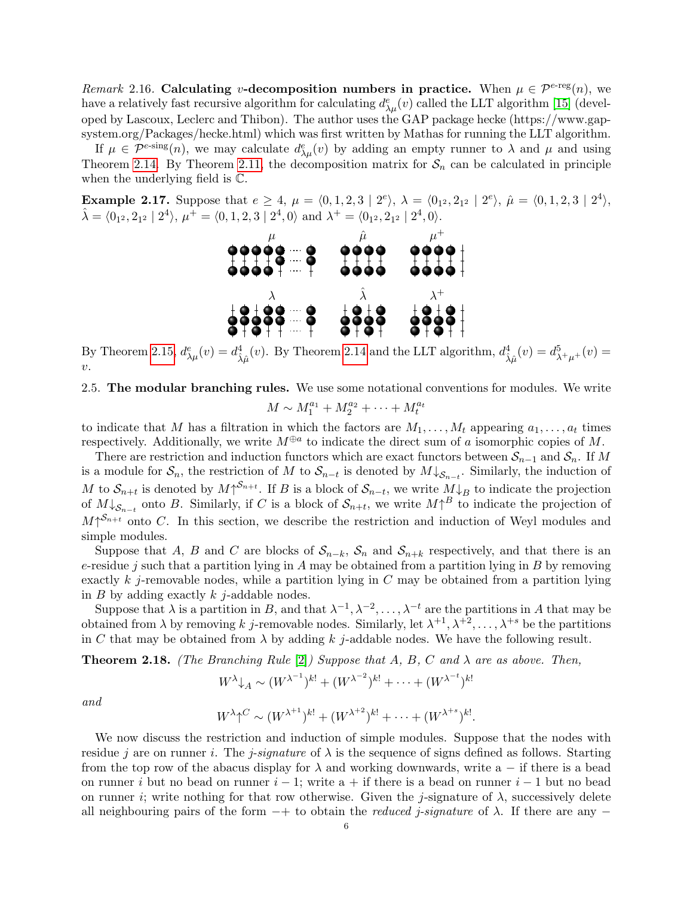*Remark* 2.16. **Calculating $v$-decomposition numbers in practice.** When $\mu \in \mathcal{P}^{e\text{-reg}}(n)$, we have a relatively fast recursive algorithm for calculating $d^e_{\lambda\mu}(v)$ called the LLT algorithm [15] (developed by Lascoux, Leclerc and Thibon). The author uses the GAP package hecke (https://www.gap-system.org/Packages/hecke.html) which was first written by Mathas for running the LLT algorithm.

If $\mu \in \mathcal{P}^{e\text{-sing}}(n)$, we may calculate $d^e_{\lambda\mu}(v)$ by adding an empty runner to $\lambda$ and $\mu$ and using Theorem 2.14. By Theorem 2.11, the decomposition matrix for $\mathcal{S}_n$ can be calculated in principle when the underlying field is $\mathbb{C}$.

**Example 2.17.** Suppose that $e \geq 4$, $\mu = \langle 0, 1, 2, 3 \mid 2^e \rangle$, $\lambda = \langle 0_{1^2}, 2_{1^2} \mid 2^e \rangle$, $\hat{\mu} = \langle 0, 1, 2, 3 \mid 2^4 \rangle$, $\hat{\lambda} = \langle 0_{1^2}, 2_{1^2} \mid 2^4 \rangle$, $\mu^+ = \langle 0, 1, 2, 3 \mid 2^4, 0 \rangle$ and $\lambda^+ = \langle 0_{1^2}, 2_{1^2} \mid 2^4, 0 \rangle$.

By Theorem 2.15, $d^e_{\lambda\mu}(v) = d^4_{\hat{\lambda}\hat{\mu}}(v)$. By Theorem 2.14 and the LLT algorithm, $d^4_{\hat{\lambda}\hat{\mu}}(v) = d^5_{\lambda^+\mu^+}(v) = v$.

2.5. **The modular branching rules.** We use some notational conventions for modules. We write

$$M \sim M_1^{a_1} + M_2^{a_2} + \cdots + M_t^{a_t}$$

to indicate that $M$ has a filtration in which the factors are $M_1, \ldots, M_t$ appearing $a_1, \ldots, a_t$ times respectively. Additionally, we write $M^{\oplus a}$ to indicate the direct sum of $a$ isomorphic copies of $M$.

There are restriction and induction functors which are exact functors between $\mathcal{S}_{n-1}$ and $\mathcal{S}_n$. If $M$ is a module for $\mathcal{S}_n$, the restriction of $M$ to $\mathcal{S}_{n-t}$ is denoted by $M\!\downarrow_{\mathcal{S}_{n-t}}$. Similarly, the induction of $M$ to $\mathcal{S}_{n+t}$ is denoted by $M\!\uparrow^{\mathcal{S}_{n+t}}$. If $B$ is a block of $\mathcal{S}_{n-t}$, we write $M\!\downarrow_B$ to indicate the projection of $M\!\downarrow_{\mathcal{S}_{n-t}}$ onto $B$. Similarly, if $C$ is a block of $\mathcal{S}_{n+t}$, we write $M\!\uparrow^C$ to indicate the projection of $M\!\uparrow^{\mathcal{S}_{n+t}}$ onto $C$. In this section, we describe the restriction and induction of Weyl modules and simple modules.

Suppose that $A$, $B$ and $C$ are blocks of $\mathcal{S}_{n-k}$, $\mathcal{S}_n$ and $\mathcal{S}_{n+k}$ respectively, and that there is an $e$-residue $j$ such that a partition lying in $A$ may be obtained from a partition lying in $B$ by removing exactly $k$ $j$-removable nodes, while a partition lying in $C$ may be obtained from a partition lying in $B$ by adding exactly $k$ $j$-addable nodes.

Suppose that $\lambda$ is a partition in $B$, and that $\lambda^{-1}, \lambda^{-2}, \ldots, \lambda^{-t}$ are the partitions in $A$ that may be obtained from $\lambda$ by removing $k$ $j$-removable nodes. Similarly, let $\lambda^{+1}, \lambda^{+2}, \ldots, \lambda^{+s}$ be the partitions in $C$ that may be obtained from $\lambda$ by adding $k$ $j$-addable nodes. We have the following result.

**Theorem 2.18.** *(The Branching Rule [2]) Suppose that $A$, $B$, $C$ and $\lambda$ are as above. Then,*

$$W^\lambda\!\downarrow_A \sim (W^{\lambda^{-1}})^{k!} + (W^{\lambda^{-2}})^{k!} + \cdots + (W^{\lambda^{-t}})^{k!}$$

*and*

$$W^\lambda\!\uparrow^C \sim (W^{\lambda^{+1}})^{k!} + (W^{\lambda^{+2}})^{k!} + \cdots + (W^{\lambda^{+s}})^{k!}.$$

We now discuss the restriction and induction of simple modules. Suppose that the nodes with residue $j$ are on runner $i$. The *$j$-signature* of $\lambda$ is the sequence of signs defined as follows. Starting from the top row of the abacus display for $\lambda$ and working downwards, write a $-$ if there is a bead on runner $i$ but no bead on runner $i-1$; write a $+$ if there is a bead on runner $i-1$ but no bead on runner $i$; write nothing for that row otherwise. Given the $j$-signature of $\lambda$, successively delete all neighbouring pairs of the form $-+$ to obtain the *reduced $j$-signature* of $\lambda$. If there are any $-$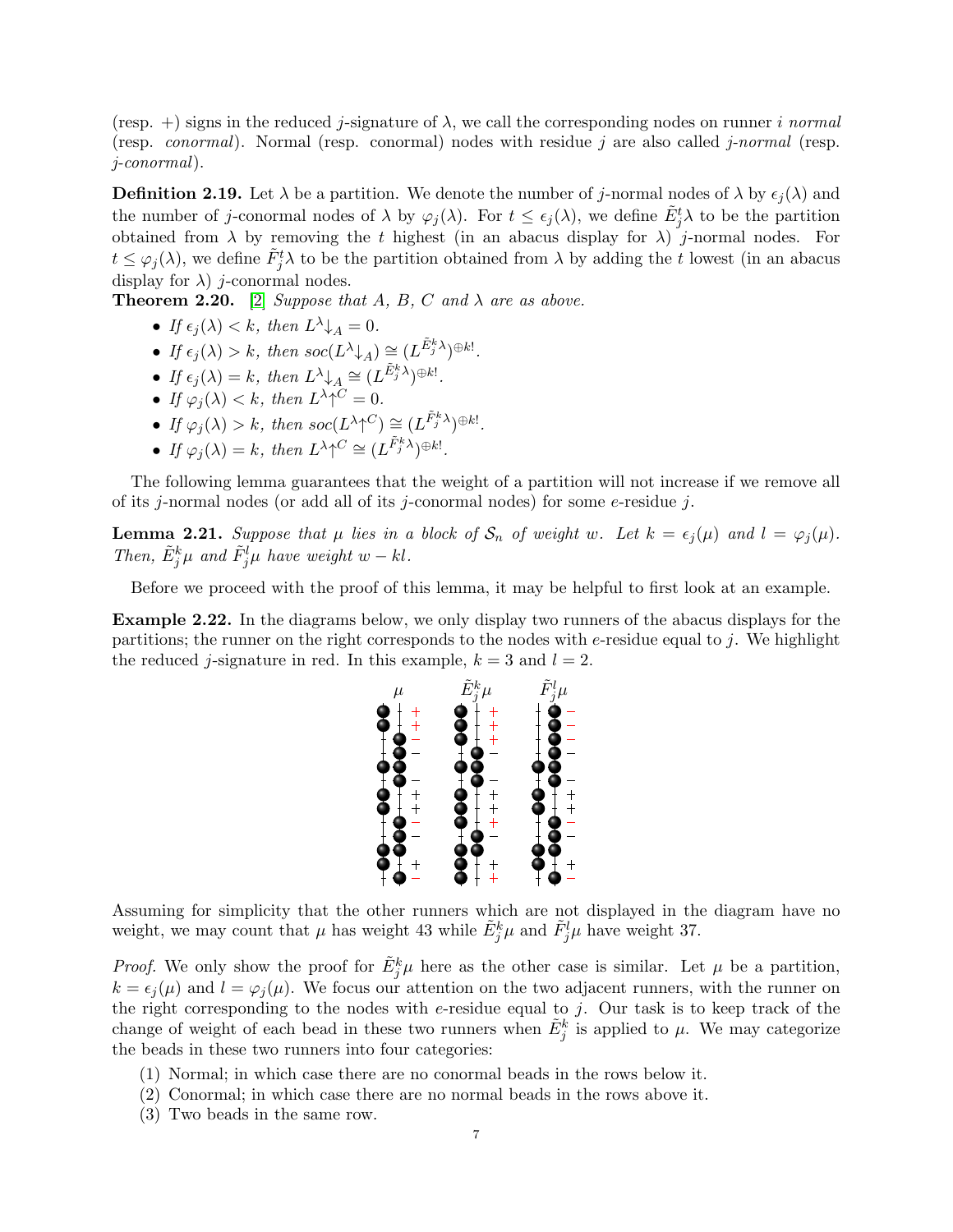(resp. +) signs in the reduced $j$-signature of $\lambda$, we call the corresponding nodes on runner $i$ *normal* (resp. *conormal*). Normal (resp. conormal) nodes with residue $j$ are also called *$j$-normal* (resp. *$j$-conormal*).

**Definition 2.19.** Let $\lambda$ be a partition. We denote the number of $j$-normal nodes of $\lambda$ by $\epsilon_j(\lambda)$ and the number of $j$-conormal nodes of $\lambda$ by $\varphi_j(\lambda)$. For $t \leq \epsilon_j(\lambda)$, we define $\tilde{E}_j^t\lambda$ to be the partition obtained from $\lambda$ by removing the $t$ highest (in an abacus display for $\lambda$) $j$-normal nodes. For $t \leq \varphi_j(\lambda)$, we define $\tilde{F}_j^t\lambda$ to be the partition obtained from $\lambda$ by adding the $t$ lowest (in an abacus display for $\lambda$) $j$-conormal nodes.

**Theorem 2.20.** [2] *Suppose that $A$, $B$, $C$ and $\lambda$ are as above.*

- *If $\epsilon_j(\lambda) < k$, then $L^\lambda\!\downarrow_A = 0$.*
- *If $\epsilon_j(\lambda) > k$, then $soc(L^\lambda\!\downarrow_A) \cong (L^{\tilde{E}_j^k\lambda})^{\oplus k!}$.*
- *If $\epsilon_j(\lambda) = k$, then $L^\lambda\!\downarrow_A \cong (L^{\tilde{E}_j^k\lambda})^{\oplus k!}$.*
- *If $\varphi_j(\lambda) < k$, then $L^\lambda\!\uparrow^C = 0$.*
- *If $\varphi_j(\lambda) > k$, then $soc(L^\lambda\!\uparrow^C) \cong (L^{\tilde{F}_j^k\lambda})^{\oplus k!}$.*
- *If $\varphi_j(\lambda) = k$, then $L^\lambda\!\uparrow^C \cong (L^{\tilde{F}_j^k\lambda})^{\oplus k!}$.*

The following lemma guarantees that the weight of a partition will not increase if we remove all of its $j$-normal nodes (or add all of its $j$-conormal nodes) for some $e$-residue $j$.

**Lemma 2.21.** *Suppose that $\mu$ lies in a block of $\mathcal{S}_n$ of weight $w$. Let $k = \epsilon_j(\mu)$ and $l = \varphi_j(\mu)$. Then, $\tilde{E}_j^k\mu$ and $\tilde{F}_j^l\mu$ have weight $w - kl$.*

Before we proceed with the proof of this lemma, it may be helpful to first look at an example.

**Example 2.22.** In the diagrams below, we only display two runners of the abacus displays for the partitions; the runner on the right corresponds to the nodes with $e$-residue equal to $j$. We highlight the reduced $j$-signature in red. In this example, $k = 3$ and $l = 2$.

Assuming for simplicity that the other runners which are not displayed in the diagram have no weight, we may count that $\mu$ has weight 43 while $\tilde{E}_j^k\mu$ and $\tilde{F}_j^l\mu$ have weight 37.

*Proof.* We only show the proof for $\tilde{E}_j^k\mu$ here as the other case is similar. Let $\mu$ be a partition, $k = \epsilon_j(\mu)$ and $l = \varphi_j(\mu)$. We focus our attention on the two adjacent runners, with the runner on the right corresponding to the nodes with $e$-residue equal to $j$. Our task is to keep track of the change of weight of each bead in these two runners when $\tilde{E}_j^k$ is applied to $\mu$. We may categorize the beads in these two runners into four categories:

1. Normal; in which case there are no conormal beads in the rows below it.
2. Conormal; in which case there are no normal beads in the rows above it.
3. Two beads in the same row.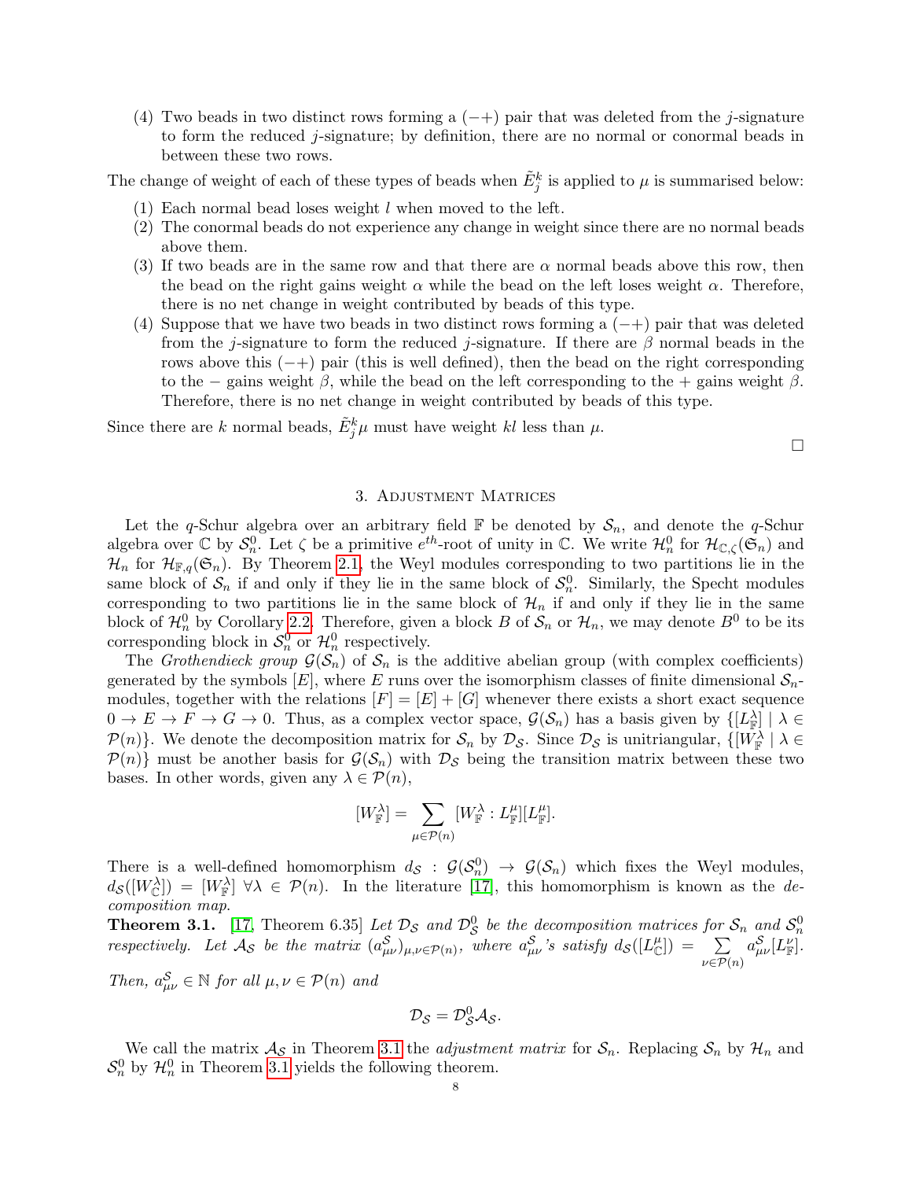(4) Two beads in two distinct rows forming a $(-+)$ pair that was deleted from the $j$-signature to form the reduced $j$-signature; by definition, there are no normal or conormal beads in between these two rows.

The change of weight of each of these types of beads when $\tilde{E}_j^k$ is applied to $\mu$ is summarised below:

(1) Each normal bead loses weight $l$ when moved to the left.
(2) The conormal beads do not experience any change in weight since there are no normal beads above them.
(3) If two beads are in the same row and that there are $\alpha$ normal beads above this row, then the bead on the right gains weight $\alpha$ while the bead on the left loses weight $\alpha$. Therefore, there is no net change in weight contributed by beads of this type.
(4) Suppose that we have two beads in two distinct rows forming a $(-+)$ pair that was deleted from the $j$-signature to form the reduced $j$-signature. If there are $\beta$ normal beads in the rows above this $(-+)$ pair (this is well defined), then the bead on the right corresponding to the $-$ gains weight $\beta$, while the bead on the left corresponding to the $+$ gains weight $\beta$. Therefore, there is no net change in weight contributed by beads of this type.

Since there are $k$ normal beads, $\tilde{E}_j^k \mu$ must have weight $kl$ less than $\mu$.

□

## 3. Adjustment Matrices

Let the $q$-Schur algebra over an arbitrary field $\mathbb{F}$ be denoted by $\mathcal{S}_n$, and denote the $q$-Schur algebra over $\mathbb{C}$ by $\mathcal{S}_n^0$. Let $\zeta$ be a primitive $e^{th}$-root of unity in $\mathbb{C}$. We write $\mathcal{H}_n^0$ for $\mathcal{H}_{\mathbb{C},\zeta}(\mathfrak{S}_n)$ and $\mathcal{H}_n$ for $\mathcal{H}_{\mathbb{F},q}(\mathfrak{S}_n)$. By Theorem 2.1, the Weyl modules corresponding to two partitions lie in the same block of $\mathcal{S}_n$ if and only if they lie in the same block of $\mathcal{S}_n^0$. Similarly, the Specht modules corresponding to two partitions lie in the same block of $\mathcal{H}_n$ if and only if they lie in the same block of $\mathcal{H}_n^0$ by Corollary 2.2. Therefore, given a block $B$ of $\mathcal{S}_n$ or $\mathcal{H}_n$, we may denote $B^0$ to be its corresponding block in $\mathcal{S}_n^0$ or $\mathcal{H}_n^0$ respectively.

The *Grothendieck group* $\mathcal{G}(\mathcal{S}_n)$ of $\mathcal{S}_n$ is the additive abelian group (with complex coefficients) generated by the symbols $[E]$, where $E$ runs over the isomorphism classes of finite dimensional $\mathcal{S}_n$-modules, together with the relations $[F] = [E] + [G]$ whenever there exists a short exact sequence $0 \to E \to F \to G \to 0$. Thus, as a complex vector space, $\mathcal{G}(\mathcal{S}_n)$ has a basis given by $\{[L_{\mathbb{F}}^\lambda] \mid \lambda \in \mathcal{P}(n)\}$. We denote the decomposition matrix for $\mathcal{S}_n$ by $\mathcal{D}_{\mathcal{S}}$. Since $\mathcal{D}_{\mathcal{S}}$ is unitriangular, $\{[W_{\mathbb{F}}^\lambda] \mid \lambda \in \mathcal{P}(n)\}$ must be another basis for $\mathcal{G}(\mathcal{S}_n)$ with $\mathcal{D}_{\mathcal{S}}$ being the transition matrix between these two bases. In other words, given any $\lambda \in \mathcal{P}(n)$,

$$[W_{\mathbb{F}}^\lambda] = \sum_{\mu \in \mathcal{P}(n)} [W_{\mathbb{F}}^\lambda : L_{\mathbb{F}}^\mu][L_{\mathbb{F}}^\mu].$$

There is a well-defined homomorphism $d_{\mathcal{S}} : \mathcal{G}(\mathcal{S}_n^0) \to \mathcal{G}(\mathcal{S}_n)$ which fixes the Weyl modules, $d_{\mathcal{S}}([W_{\mathbb{C}}^\lambda]) = [W_{\mathbb{F}}^\lambda]$ $\forall \lambda \in \mathcal{P}(n)$. In the literature [17], this homomorphism is known as the *decomposition map*.

**Theorem 3.1.** [17, Theorem 6.35] *Let $\mathcal{D}_{\mathcal{S}}$ and $\mathcal{D}_{\mathcal{S}}^0$ be the decomposition matrices for $\mathcal{S}_n$ and $\mathcal{S}_n^0$ respectively. Let $\mathcal{A}_{\mathcal{S}}$ be the matrix $(a_{\mu\nu}^{\mathcal{S}})_{\mu,\nu \in \mathcal{P}(n)}$, where $a_{\mu\nu}^{\mathcal{S}}$'s satisfy $d_{\mathcal{S}}([L_{\mathbb{C}}^\mu]) = \sum_{\nu \in \mathcal{P}(n)} a_{\mu\nu}^{\mathcal{S}}[L_{\mathbb{F}}^\nu]$. Then, $a_{\mu\nu}^{\mathcal{S}} \in \mathbb{N}$ for all $\mu, \nu \in \mathcal{P}(n)$ and*

$$\mathcal{D}_{\mathcal{S}} = \mathcal{D}_{\mathcal{S}}^0 \mathcal{A}_{\mathcal{S}}.$$

We call the matrix $\mathcal{A}_{\mathcal{S}}$ in Theorem 3.1 the *adjustment matrix* for $\mathcal{S}_n$. Replacing $\mathcal{S}_n$ by $\mathcal{H}_n$ and $\mathcal{S}_n^0$ by $\mathcal{H}_n^0$ in Theorem 3.1 yields the following theorem.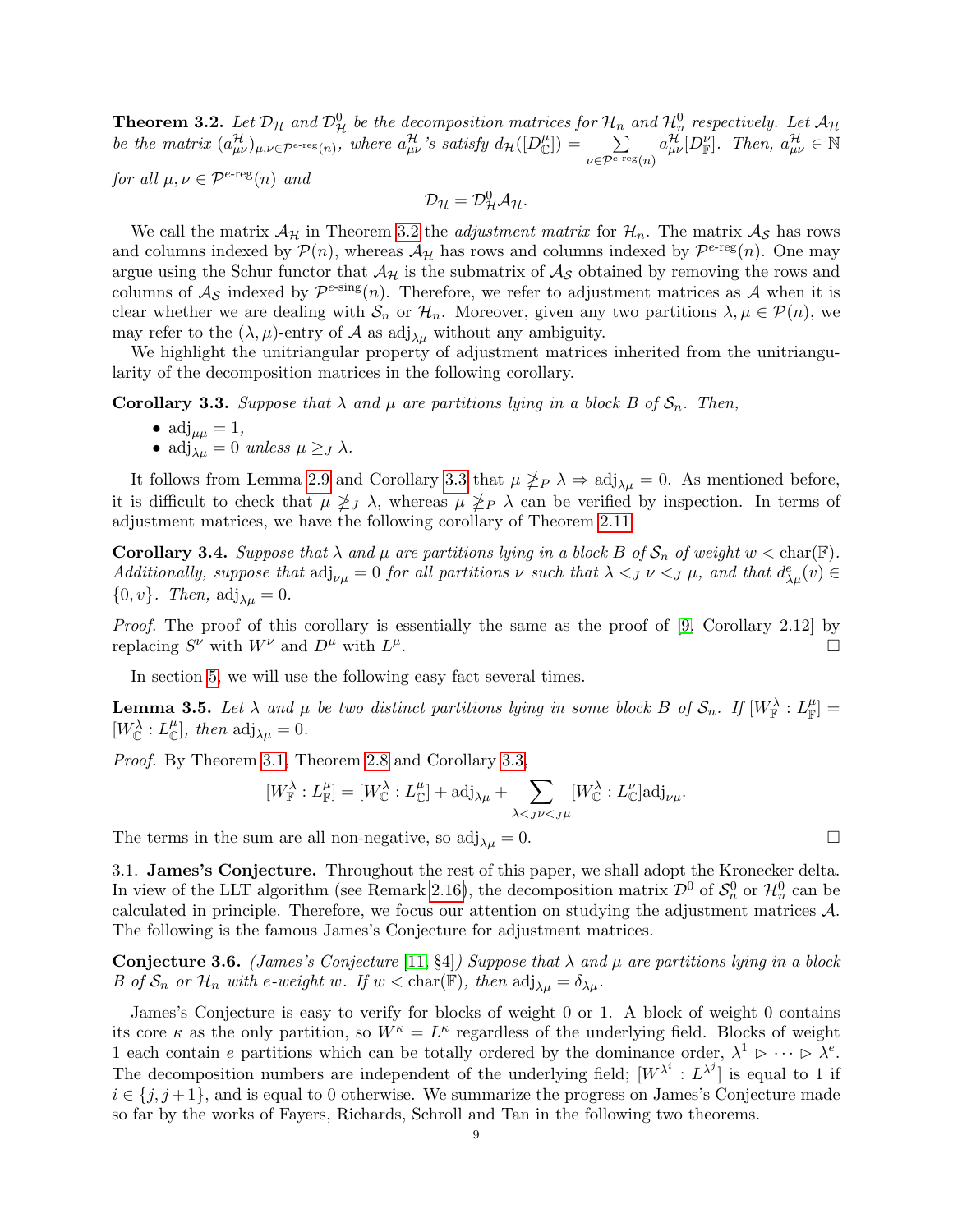**Theorem 3.2.** *Let $\mathcal{D}_{\mathcal{H}}$ and $\mathcal{D}^0_{\mathcal{H}}$ be the decomposition matrices for $\mathcal{H}_n$ and $\mathcal{H}^0_n$ respectively. Let $\mathcal{A}_{\mathcal{H}}$ be the matrix $(a^{\mathcal{H}}_{\mu\nu})_{\mu,\nu\in\mathcal{P}^{e\text{-reg}}(n)}$, where $a^{\mathcal{H}}_{\mu\nu}$'s satisfy $d_{\mathcal{H}}([D^{\mu}_{\mathbb{C}}]) = \sum_{\nu\in\mathcal{P}^{e\text{-reg}}(n)} a^{\mathcal{H}}_{\mu\nu}[D^{\nu}_{\mathbb{F}}]$. Then, $a^{\mathcal{H}}_{\mu\nu} \in \mathbb{N}$ for all $\mu,\nu \in \mathcal{P}^{e\text{-reg}}(n)$ and*

$$\mathcal{D}_{\mathcal{H}} = \mathcal{D}^0_{\mathcal{H}}\mathcal{A}_{\mathcal{H}}.$$

We call the matrix $\mathcal{A}_{\mathcal{H}}$ in Theorem 3.2 the *adjustment matrix* for $\mathcal{H}_n$. The matrix $\mathcal{A}_{\mathcal{S}}$ has rows and columns indexed by $\mathcal{P}(n)$, whereas $\mathcal{A}_{\mathcal{H}}$ has rows and columns indexed by $\mathcal{P}^{e\text{-reg}}(n)$. One may argue using the Schur functor that $\mathcal{A}_{\mathcal{H}}$ is the submatrix of $\mathcal{A}_{\mathcal{S}}$ obtained by removing the rows and columns of $\mathcal{A}_{\mathcal{S}}$ indexed by $\mathcal{P}^{e\text{-sing}}(n)$. Therefore, we refer to adjustment matrices as $\mathcal{A}$ when it is clear whether we are dealing with $\mathcal{S}_n$ or $\mathcal{H}_n$. Moreover, given any two partitions $\lambda,\mu \in \mathcal{P}(n)$, we may refer to the $(\lambda,\mu)$-entry of $\mathcal{A}$ as $\mathrm{adj}_{\lambda\mu}$ without any ambiguity.

We highlight the unitriangular property of adjustment matrices inherited from the unitriangularity of the decomposition matrices in the following corollary.

**Corollary 3.3.** *Suppose that $\lambda$ and $\mu$ are partitions lying in a block $B$ of $\mathcal{S}_n$. Then,*

- *$\mathrm{adj}_{\mu\mu} = 1$,*
- *$\mathrm{adj}_{\lambda\mu} = 0$ unless $\mu \geq_J \lambda$.*

It follows from Lemma 2.9 and Corollary 3.3 that $\mu \not\geq_P \lambda \Rightarrow \mathrm{adj}_{\lambda\mu} = 0$. As mentioned before, it is difficult to check that $\mu \not\geq_J \lambda$, whereas $\mu \not\geq_P \lambda$ can be verified by inspection. In terms of adjustment matrices, we have the following corollary of Theorem 2.11.

**Corollary 3.4.** *Suppose that $\lambda$ and $\mu$ are partitions lying in a block $B$ of $\mathcal{S}_n$ of weight $w < \mathrm{char}(\mathbb{F})$. Additionally, suppose that $\mathrm{adj}_{\nu\mu} = 0$ for all partitions $\nu$ such that $\lambda <_J \nu <_J \mu$, and that $d^e_{\lambda\mu}(v) \in \{0, v\}$. Then, $\mathrm{adj}_{\lambda\mu} = 0$.*

*Proof.* The proof of this corollary is essentially the same as the proof of [9, Corollary 2.12] by replacing $S^\nu$ with $W^\nu$ and $D^\mu$ with $L^\mu$. □

In section 5, we will use the following easy fact several times.

**Lemma 3.5.** *Let $\lambda$ and $\mu$ be two distinct partitions lying in some block $B$ of $\mathcal{S}_n$. If $[W^\lambda_{\mathbb{F}} : L^\mu_{\mathbb{F}}] = [W^\lambda_{\mathbb{C}} : L^\mu_{\mathbb{C}}]$, then $\mathrm{adj}_{\lambda\mu} = 0$.*

*Proof.* By Theorem 3.1, Theorem 2.8 and Corollary 3.3,

$$[W^\lambda_{\mathbb{F}} : L^\mu_{\mathbb{F}}] = [W^\lambda_{\mathbb{C}} : L^\mu_{\mathbb{C}}] + \mathrm{adj}_{\lambda\mu} + \sum_{\lambda <_J \nu <_J \mu} [W^\lambda_{\mathbb{C}} : L^\nu_{\mathbb{C}}]\mathrm{adj}_{\nu\mu}.$$

The terms in the sum are all non-negative, so $\mathrm{adj}_{\lambda\mu} = 0$. □

### 3.1. James's Conjecture.

Throughout the rest of this paper, we shall adopt the Kronecker delta. In view of the LLT algorithm (see Remark 2.16), the decomposition matrix $\mathcal{D}^0$ of $\mathcal{S}^0_n$ or $\mathcal{H}^0_n$ can be calculated in principle. Therefore, we focus our attention on studying the adjustment matrices $\mathcal{A}$. The following is the famous James's Conjecture for adjustment matrices.

**Conjecture 3.6.** *(James's Conjecture [11, §4]) Suppose that $\lambda$ and $\mu$ are partitions lying in a block $B$ of $\mathcal{S}_n$ or $\mathcal{H}_n$ with $e$-weight $w$. If $w < \mathrm{char}(\mathbb{F})$, then $\mathrm{adj}_{\lambda\mu} = \delta_{\lambda\mu}$.*

James's Conjecture is easy to verify for blocks of weight 0 or 1. A block of weight 0 contains its core $\kappa$ as the only partition, so $W^\kappa = L^\kappa$ regardless of the underlying field. Blocks of weight 1 each contain $e$ partitions which can be totally ordered by the dominance order, $\lambda^1 \rhd \cdots \rhd \lambda^e$. The decomposition numbers are independent of the underlying field; $[W^{\lambda^i} : L^{\lambda^j}]$ is equal to 1 if $i \in \{j, j+1\}$, and is equal to 0 otherwise. We summarize the progress on James's Conjecture made so far by the works of Fayers, Richards, Schroll and Tan in the following two theorems.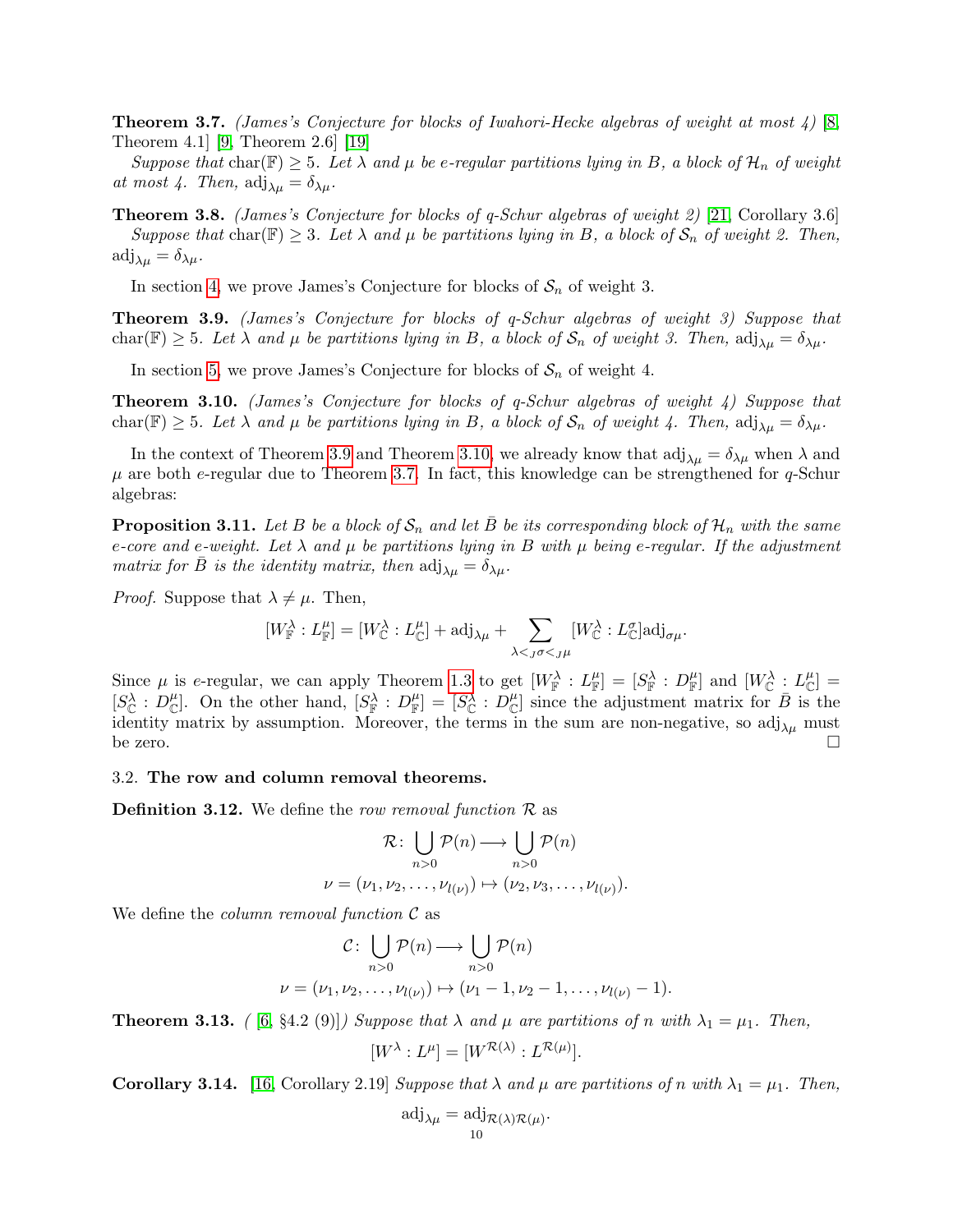**Theorem 3.7.** *(James's Conjecture for blocks of Iwahori-Hecke algebras of weight at most 4)* [8, Theorem 4.1] [9, Theorem 2.6] [19]

*Suppose that* $\mathrm{char}(\mathbb{F}) \geq 5$*. Let* $\lambda$ *and* $\mu$ *be* $e$*-regular partitions lying in* $B$*, a block of* $\mathcal{H}_n$ *of weight at most 4. Then,* $\mathrm{adj}_{\lambda\mu} = \delta_{\lambda\mu}$*.*

**Theorem 3.8.** *(James's Conjecture for blocks of q-Schur algebras of weight 2)* [21, Corollary 3.6]

*Suppose that* $\mathrm{char}(\mathbb{F}) \geq 3$*. Let* $\lambda$ *and* $\mu$ *be partitions lying in* $B$*, a block of* $\mathcal{S}_n$ *of weight 2. Then,* $\mathrm{adj}_{\lambda\mu} = \delta_{\lambda\mu}$*.*

In section 4, we prove James's Conjecture for blocks of $\mathcal{S}_n$ of weight 3.

**Theorem 3.9.** *(James's Conjecture for blocks of q-Schur algebras of weight 3) Suppose that* $\mathrm{char}(\mathbb{F}) \geq 5$*. Let* $\lambda$ *and* $\mu$ *be partitions lying in* $B$*, a block of* $\mathcal{S}_n$ *of weight 3. Then,* $\mathrm{adj}_{\lambda\mu} = \delta_{\lambda\mu}$*.*

In section 5, we prove James's Conjecture for blocks of $\mathcal{S}_n$ of weight 4.

**Theorem 3.10.** *(James's Conjecture for blocks of q-Schur algebras of weight 4) Suppose that* $\mathrm{char}(\mathbb{F}) \geq 5$*. Let* $\lambda$ *and* $\mu$ *be partitions lying in* $B$*, a block of* $\mathcal{S}_n$ *of weight 4. Then,* $\mathrm{adj}_{\lambda\mu} = \delta_{\lambda\mu}$*.*

In the context of Theorem 3.9 and Theorem 3.10, we already know that $\mathrm{adj}_{\lambda\mu} = \delta_{\lambda\mu}$ when $\lambda$ and $\mu$ are both $e$-regular due to Theorem 3.7. In fact, this knowledge can be strengthened for $q$-Schur algebras:

**Proposition 3.11.** *Let* $B$ *be a block of* $\mathcal{S}_n$ *and let* $\bar{B}$ *be its corresponding block of* $\mathcal{H}_n$ *with the same* $e$*-core and* $e$*-weight. Let* $\lambda$ *and* $\mu$ *be partitions lying in* $B$ *with* $\mu$ *being* $e$*-regular. If the adjustment matrix for* $\bar{B}$ *is the identity matrix, then* $\mathrm{adj}_{\lambda\mu} = \delta_{\lambda\mu}$*.*

*Proof.* Suppose that $\lambda \neq \mu$. Then,

$$[W^\lambda_{\mathbb{F}} : L^\mu_{\mathbb{F}}] = [W^\lambda_{\mathbb{C}} : L^\mu_{\mathbb{C}}] + \mathrm{adj}_{\lambda\mu} + \sum_{\lambda <_J \sigma <_J \mu} [W^\lambda_{\mathbb{C}} : L^\sigma_{\mathbb{C}}]\mathrm{adj}_{\sigma\mu}.$$

Since $\mu$ is $e$-regular, we can apply Theorem 1.3 to get $[W^\lambda_{\mathbb{F}} : L^\mu_{\mathbb{F}}] = [S^\lambda_{\mathbb{F}} : D^\mu_{\mathbb{F}}]$ and $[W^\lambda_{\mathbb{C}} : L^\mu_{\mathbb{C}}] = [S^\lambda_{\mathbb{C}} : D^\mu_{\mathbb{C}}]$. On the other hand, $[S^\lambda_{\mathbb{F}} : D^\mu_{\mathbb{F}}] = [S^\lambda_{\mathbb{C}} : D^\mu_{\mathbb{C}}]$ since the adjustment matrix for $\bar{B}$ is the identity matrix by assumption. Moreover, the terms in the sum are non-negative, so $\mathrm{adj}_{\lambda\mu}$ must be zero. $\square$

### 3.2. The row and column removal theorems.

**Definition 3.12.** We define the *row removal function* $\mathcal{R}$ as

$$\mathcal{R}\colon \bigcup_{n>0} \mathcal{P}(n) \longrightarrow \bigcup_{n>0} \mathcal{P}(n)$$
$$\nu = (\nu_1, \nu_2, \ldots, \nu_{l(\nu)}) \mapsto (\nu_2, \nu_3, \ldots, \nu_{l(\nu)}).$$

We define the *column removal function* $\mathcal{C}$ as

$$\mathcal{C}\colon \bigcup_{n>0} \mathcal{P}(n) \longrightarrow \bigcup_{n>0} \mathcal{P}(n)$$
$$\nu = (\nu_1, \nu_2, \ldots, \nu_{l(\nu)}) \mapsto (\nu_1 - 1, \nu_2 - 1, \ldots, \nu_{l(\nu)} - 1).$$

**Theorem 3.13.** *(* [6, §4.2 (9)]*) Suppose that* $\lambda$ *and* $\mu$ *are partitions of* $n$ *with* $\lambda_1 = \mu_1$*. Then,*

$$[W^\lambda : L^\mu] = [W^{\mathcal{R}(\lambda)} : L^{\mathcal{R}(\mu)}].$$

**Corollary 3.14.** [16, Corollary 2.19] *Suppose that* $\lambda$ *and* $\mu$ *are partitions of* $n$ *with* $\lambda_1 = \mu_1$*. Then,*

$$\mathrm{adj}_{\lambda\mu} = \mathrm{adj}_{\mathcal{R}(\lambda)\mathcal{R}(\mu)}.$$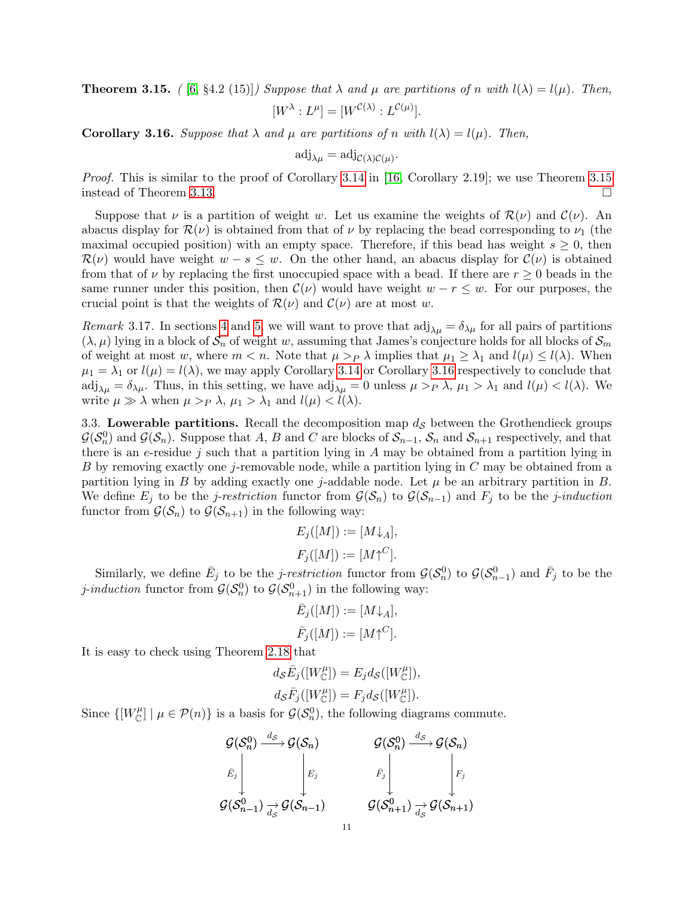**Theorem 3.15.** *( [6, §4.2 (15)]) Suppose that $\lambda$ and $\mu$ are partitions of $n$ with $l(\lambda) = l(\mu)$. Then,*

$$[W^\lambda : L^\mu] = [W^{\mathcal{C}(\lambda)} : L^{\mathcal{C}(\mu)}].$$

**Corollary 3.16.** *Suppose that $\lambda$ and $\mu$ are partitions of $n$ with $l(\lambda) = l(\mu)$. Then,*

$$\mathrm{adj}_{\lambda\mu} = \mathrm{adj}_{\mathcal{C}(\lambda)\mathcal{C}(\mu)}.$$

*Proof.* This is similar to the proof of Corollary 3.14 in [16, Corollary 2.19]; we use Theorem 3.15 instead of Theorem 3.13. □

Suppose that $\nu$ is a partition of weight $w$. Let us examine the weights of $\mathcal{R}(\nu)$ and $\mathcal{C}(\nu)$. An abacus display for $\mathcal{R}(\nu)$ is obtained from that of $\nu$ by replacing the bead corresponding to $\nu_1$ (the maximal occupied position) with an empty space. Therefore, if this bead has weight $s \geq 0$, then $\mathcal{R}(\nu)$ would have weight $w - s \leq w$. On the other hand, an abacus display for $\mathcal{C}(\nu)$ is obtained from that of $\nu$ by replacing the first unoccupied space with a bead. If there are $r \geq 0$ beads in the same runner under this position, then $\mathcal{C}(\nu)$ would have weight $w - r \leq w$. For our purposes, the crucial point is that the weights of $\mathcal{R}(\nu)$ and $\mathcal{C}(\nu)$ are at most $w$.

*Remark* 3.17. In sections 4 and 5, we will want to prove that $\mathrm{adj}_{\lambda\mu} = \delta_{\lambda\mu}$ for all pairs of partitions $(\lambda, \mu)$ lying in a block of $\mathcal{S}_n$ of weight $w$, assuming that James's conjecture holds for all blocks of $\mathcal{S}_m$ of weight at most $w$, where $m < n$. Note that $\mu >_P \lambda$ implies that $\mu_1 \geq \lambda_1$ and $l(\mu) \leq l(\lambda)$. When $\mu_1 = \lambda_1$ or $l(\mu) = l(\lambda)$, we may apply Corollary 3.14 or Corollary 3.16 respectively to conclude that $\mathrm{adj}_{\lambda\mu} = \delta_{\lambda\mu}$. Thus, in this setting, we have $\mathrm{adj}_{\lambda\mu} = 0$ unless $\mu >_P \lambda$, $\mu_1 > \lambda_1$ and $l(\mu) < l(\lambda)$. We write $\mu \gg \lambda$ when $\mu >_P \lambda$, $\mu_1 > \lambda_1$ and $l(\mu) < l(\lambda)$.

3.3. **Lowerable partitions.** Recall the decomposition map $d_{\mathcal{S}}$ between the Grothendieck groups $\mathcal{G}(\mathcal{S}_n^0)$ and $\mathcal{G}(\mathcal{S}_n)$. Suppose that $A$, $B$ and $C$ are blocks of $\mathcal{S}_{n-1}$, $\mathcal{S}_n$ and $\mathcal{S}_{n+1}$ respectively, and that there is an $e$-residue $j$ such that a partition lying in $A$ may be obtained from a partition lying in $B$ by removing exactly one $j$-removable node, while a partition lying in $C$ may be obtained from a partition lying in $B$ by adding exactly one $j$-addable node. Let $\mu$ be an arbitrary partition in $B$. We define $E_j$ to be the *$j$-restriction* functor from $\mathcal{G}(\mathcal{S}_n)$ to $\mathcal{G}(\mathcal{S}_{n-1})$ and $F_j$ to be the *$j$-induction* functor from $\mathcal{G}(\mathcal{S}_n)$ to $\mathcal{G}(\mathcal{S}_{n+1})$ in the following way:

$$E_j([M]) := [M{\downarrow_A}],$$
$$F_j([M]) := [M{\uparrow^C}].$$

Similarly, we define $\bar{E}_j$ to be the *$j$-restriction* functor from $\mathcal{G}(\mathcal{S}_n^0)$ to $\mathcal{G}(\mathcal{S}_{n-1}^0)$ and $\bar{F}_j$ to be the *$j$-induction* functor from $\mathcal{G}(\mathcal{S}_n^0)$ to $\mathcal{G}(\mathcal{S}_{n+1}^0)$ in the following way:

$$\bar{E}_j([M]) := [M{\downarrow_A}],$$
$$\bar{F}_j([M]) := [M{\uparrow^C}].$$

It is easy to check using Theorem 2.18 that

$$d_{\mathcal{S}}\bar{E}_j([W^\mu_{\mathbb{C}}]) = E_j d_{\mathcal{S}}([W^\mu_{\mathbb{C}}]),$$
$$d_{\mathcal{S}}\bar{F}_j([W^\mu_{\mathbb{C}}]) = F_j d_{\mathcal{S}}([W^\mu_{\mathbb{C}}]).$$

Since $\{[W^\mu_{\mathbb{C}}] \mid \mu \in \mathcal{P}(n)\}$ is a basis for $\mathcal{G}(\mathcal{S}_n^0)$, the following diagrams commute.

$$\begin{array}{ccc} \mathcal{G}(\mathcal{S}_n^0) & \xrightarrow{d_{\mathcal{S}}} & \mathcal{G}(\mathcal{S}_n) \\ \downarrow{\scriptstyle \bar{E}_j} & & \downarrow{\scriptstyle E_j} \\ \mathcal{G}(\mathcal{S}_{n-1}^0) & \xrightarrow{d_{\mathcal{S}}} & \mathcal{G}(\mathcal{S}_{n-1}) \end{array} \qquad \begin{array}{ccc} \mathcal{G}(\mathcal{S}_n^0) & \xrightarrow{d_{\mathcal{S}}} & \mathcal{G}(\mathcal{S}_n) \\ \downarrow{\scriptstyle \bar{F}_j} & & \downarrow{\scriptstyle F_j} \\ \mathcal{G}(\mathcal{S}_{n+1}^0) & \xrightarrow{d_{\mathcal{S}}} & \mathcal{G}(\mathcal{S}_{n+1}) \end{array}$$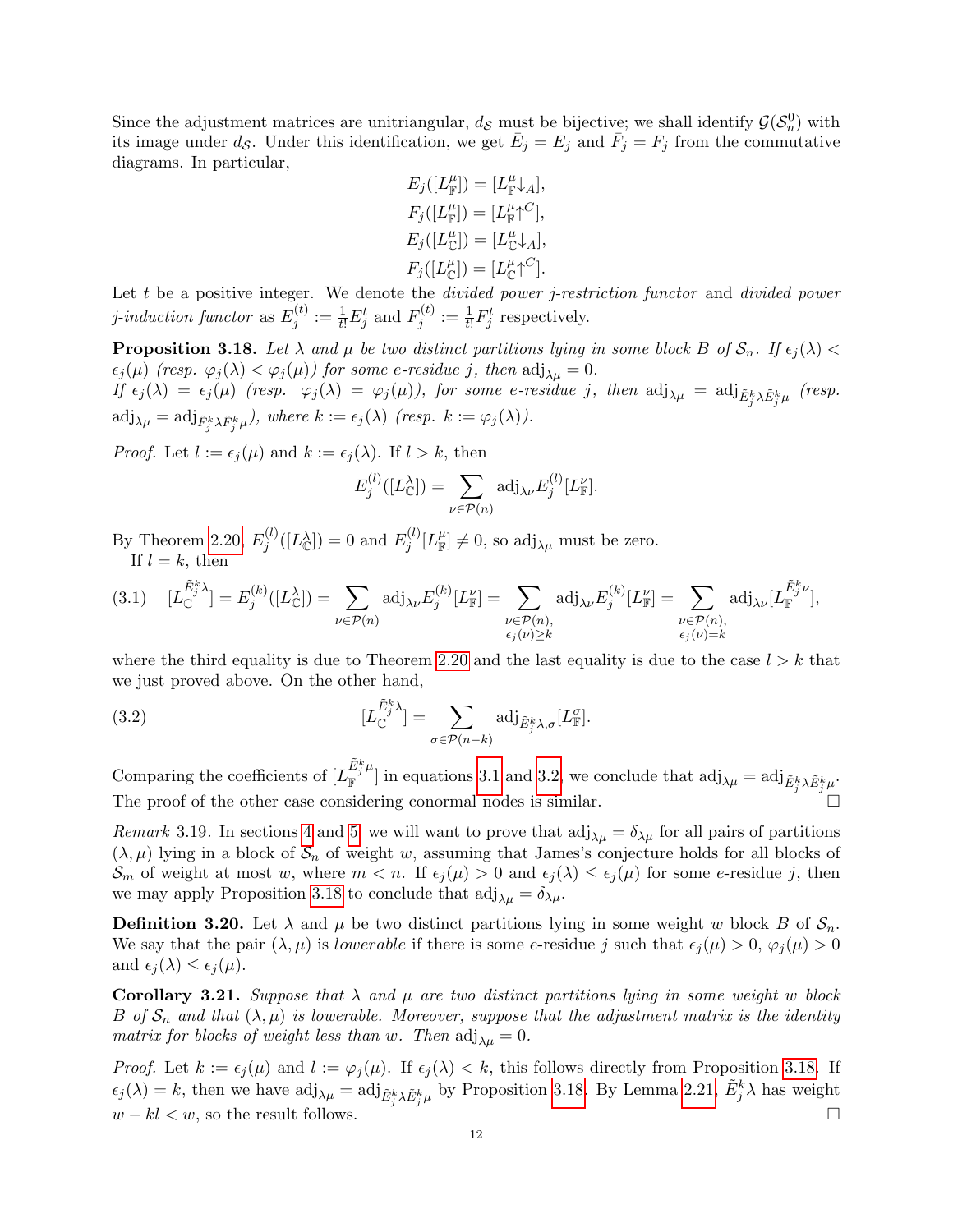Since the adjustment matrices are unitriangular, $d_{\mathcal{S}}$ must be bijective; we shall identify $\mathcal{G}(\mathcal{S}_n^0)$ with its image under $d_{\mathcal{S}}$. Under this identification, we get $\bar{E}_j = E_j$ and $\bar{F}_j = F_j$ from the commutative diagrams. In particular,

$$E_j([L^\mu_{\mathbb{F}}]) = [L^\mu_{\mathbb{F}}\downarrow_A],$$
$$F_j([L^\mu_{\mathbb{F}}]) = [L^\mu_{\mathbb{F}}\uparrow^C],$$
$$E_j([L^\mu_{\mathbb{C}}]) = [L^\mu_{\mathbb{C}}\downarrow_A],$$
$$F_j([L^\mu_{\mathbb{C}}]) = [L^\mu_{\mathbb{C}}\uparrow^C].$$

Let $t$ be a positive integer. We denote the *divided power $j$-restriction functor* and *divided power $j$-induction functor* as $E_j^{(t)} := \frac{1}{t!}E_j^t$ and $F_j^{(t)} := \frac{1}{t!}F_j^t$ respectively.

**Proposition 3.18.** *Let $\lambda$ and $\mu$ be two distinct partitions lying in some block $B$ of $\mathcal{S}_n$. If $\epsilon_j(\lambda) < \epsilon_j(\mu)$ (resp. $\varphi_j(\lambda) < \varphi_j(\mu)$) for some $e$-residue $j$, then $\mathrm{adj}_{\lambda\mu} = 0$.*
*If $\epsilon_j(\lambda) = \epsilon_j(\mu)$ (resp. $\varphi_j(\lambda) = \varphi_j(\mu)$), for some $e$-residue $j$, then $\mathrm{adj}_{\lambda\mu} = \mathrm{adj}_{\tilde{E}_j^k\lambda\tilde{E}_j^k\mu}$ (resp. $\mathrm{adj}_{\lambda\mu} = \mathrm{adj}_{\tilde{F}_j^k\lambda\tilde{F}_j^k\mu}$), where $k := \epsilon_j(\lambda)$ (resp. $k := \varphi_j(\lambda)$).*

*Proof.* Let $l := \epsilon_j(\mu)$ and $k := \epsilon_j(\lambda)$. If $l > k$, then

$$E_j^{(l)}([L^\lambda_{\mathbb{C}}]) = \sum_{\nu\in\mathcal{P}(n)} \mathrm{adj}_{\lambda\nu} E_j^{(l)}[L^\nu_{\mathbb{F}}].$$

By Theorem 2.20, $E_j^{(l)}([L^\lambda_{\mathbb{C}}]) = 0$ and $E_j^{(l)}[L^\mu_{\mathbb{F}}] \neq 0$, so $\mathrm{adj}_{\lambda\mu}$ must be zero.

If $l = k$, then

$$[L_{\mathbb{C}}^{\tilde{E}_j^k\lambda}] = E_j^{(k)}([L^\lambda_{\mathbb{C}}]) = \sum_{\nu\in\mathcal{P}(n)} \mathrm{adj}_{\lambda\nu}E_j^{(k)}[L^\nu_{\mathbb{F}}] = \sum_{\substack{\nu\in\mathcal{P}(n),\\ \epsilon_j(\nu)\geq k}} \mathrm{adj}_{\lambda\nu}E_j^{(k)}[L^\nu_{\mathbb{F}}] = \sum_{\substack{\nu\in\mathcal{P}(n),\\ \epsilon_j(\nu)=k}} \mathrm{adj}_{\lambda\nu}[L_{\mathbb{F}}^{\tilde{E}_j^k\nu}], \tag{3.1}$$

where the third equality is due to Theorem 2.20 and the last equality is due to the case $l > k$ that we just proved above. On the other hand,

$$[L_{\mathbb{C}}^{\tilde{E}_j^k\lambda}] = \sum_{\sigma\in\mathcal{P}(n-k)} \mathrm{adj}_{\tilde{E}_j^k\lambda,\sigma}[L^\sigma_{\mathbb{F}}]. \tag{3.2}$$

Comparing the coefficients of $[L_{\mathbb{F}}^{\tilde{E}_j^k\mu}]$ in equations 3.1 and 3.2, we conclude that $\mathrm{adj}_{\lambda\mu} = \mathrm{adj}_{\tilde{E}_j^k\lambda\tilde{E}_j^k\mu}$. The proof of the other case considering conormal nodes is similar. $\square$

*Remark* 3.19. In sections 4 and 5, we will want to prove that $\mathrm{adj}_{\lambda\mu} = \delta_{\lambda\mu}$ for all pairs of partitions $(\lambda, \mu)$ lying in a block of $\mathcal{S}_n$ of weight $w$, assuming that James's conjecture holds for all blocks of $\mathcal{S}_m$ of weight at most $w$, where $m < n$. If $\epsilon_j(\mu) > 0$ and $\epsilon_j(\lambda) \leq \epsilon_j(\mu)$ for some $e$-residue $j$, then we may apply Proposition 3.18 to conclude that $\mathrm{adj}_{\lambda\mu} = \delta_{\lambda\mu}$.

**Definition 3.20.** Let $\lambda$ and $\mu$ be two distinct partitions lying in some weight $w$ block $B$ of $\mathcal{S}_n$. We say that the pair $(\lambda, \mu)$ is *lowerable* if there is some $e$-residue $j$ such that $\epsilon_j(\mu) > 0$, $\varphi_j(\mu) > 0$ and $\epsilon_j(\lambda) \leq \epsilon_j(\mu)$.

**Corollary 3.21.** *Suppose that $\lambda$ and $\mu$ are two distinct partitions lying in some weight $w$ block $B$ of $\mathcal{S}_n$ and that $(\lambda, \mu)$ is lowerable. Moreover, suppose that the adjustment matrix is the identity matrix for blocks of weight less than $w$. Then $\mathrm{adj}_{\lambda\mu} = 0$.*

*Proof.* Let $k := \epsilon_j(\mu)$ and $l := \varphi_j(\mu)$. If $\epsilon_j(\lambda) < k$, this follows directly from Proposition 3.18. If $\epsilon_j(\lambda) = k$, then we have $\mathrm{adj}_{\lambda\mu} = \mathrm{adj}_{\tilde{E}_j^k\lambda\tilde{E}_j^k\mu}$ by Proposition 3.18. By Lemma 2.21, $\tilde{E}_j^k\lambda$ has weight $w - kl < w$, so the result follows. $\square$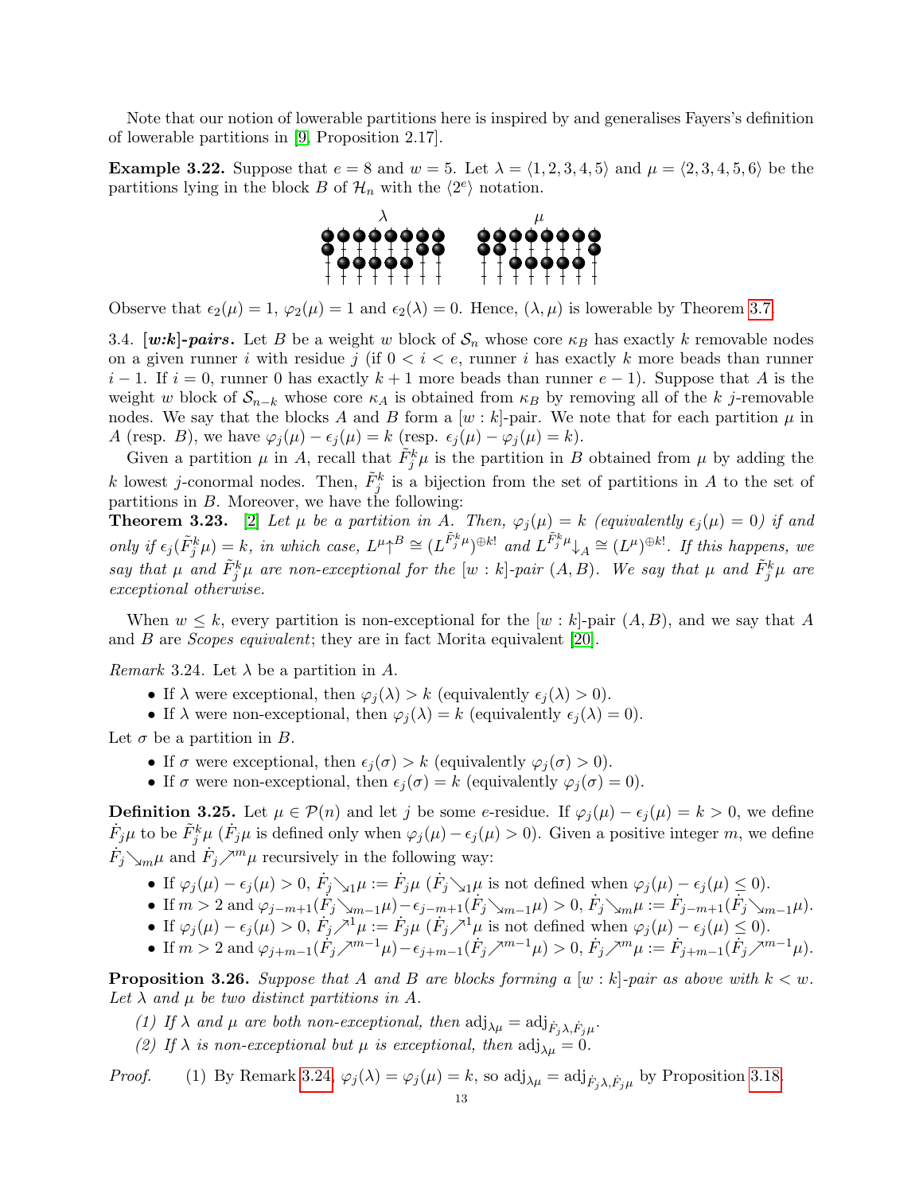Note that our notion of lowerable partitions here is inspired by and generalises Fayers's definition of lowerable partitions in [9, Proposition 2.17].

**Example 3.22.** Suppose that $e = 8$ and $w = 5$. Let $\lambda = \langle 1, 2, 3, 4, 5\rangle$ and $\mu = \langle 2, 3, 4, 5, 6\rangle$ be the partitions lying in the block $B$ of $\mathcal{H}_n$ with the $\langle 2^e \rangle$ notation.

Observe that $\epsilon_2(\mu) = 1$, $\varphi_2(\mu) = 1$ and $\epsilon_2(\lambda) = 0$. Hence, $(\lambda, \mu)$ is lowerable by Theorem 3.7.

3.4. ***[w:k]-pairs.*** Let $B$ be a weight $w$ block of $\mathcal{S}_n$ whose core $\kappa_B$ has exactly $k$ removable nodes on a given runner $i$ with residue $j$ (if $0 < i < e$, runner $i$ has exactly $k$ more beads than runner $i-1$. If $i = 0$, runner $0$ has exactly $k+1$ more beads than runner $e-1$). Suppose that $A$ is the weight $w$ block of $\mathcal{S}_{n-k}$ whose core $\kappa_A$ is obtained from $\kappa_B$ by removing all of the $k$ $j$-removable nodes. We say that the blocks $A$ and $B$ form a $[w : k]$-pair. We note that for each partition $\mu$ in $A$ (resp. $B$), we have $\varphi_j(\mu) - \epsilon_j(\mu) = k$ (resp. $\epsilon_j(\mu) - \varphi_j(\mu) = k$).

Given a partition $\mu$ in $A$, recall that $\tilde{F}_j^k\mu$ is the partition in $B$ obtained from $\mu$ by adding the $k$ lowest $j$-conormal nodes. Then, $\tilde{F}_j^k$ is a bijection from the set of partitions in $A$ to the set of partitions in $B$. Moreover, we have the following:

**Theorem 3.23.** [2] *Let $\mu$ be a partition in $A$. Then, $\varphi_j(\mu) = k$ (equivalently $\epsilon_j(\mu) = 0$) if and only if $\epsilon_j(\tilde{F}_j^k\mu) = k$, in which case, $L^\mu\!\uparrow^B \cong (L^{\tilde{F}_j^k\mu})^{\oplus k!}$ and $L^{\tilde{F}_j^k\mu}\!\downarrow_A \cong (L^\mu)^{\oplus k!}$. If this happens, we say that $\mu$ and $\tilde{F}_j^k\mu$ are non-exceptional for the $[w : k]$-pair $(A, B)$. We say that $\mu$ and $\tilde{F}_j^k\mu$ are exceptional otherwise.*

When $w \leq k$, every partition is non-exceptional for the $[w : k]$-pair $(A, B)$, and we say that $A$ and $B$ are *Scopes equivalent*; they are in fact Morita equivalent [20].

*Remark* 3.24. Let $\lambda$ be a partition in $A$.

- If $\lambda$ were exceptional, then $\varphi_j(\lambda) > k$ (equivalently $\epsilon_j(\lambda) > 0$).
- If $\lambda$ were non-exceptional, then $\varphi_j(\lambda) = k$ (equivalently $\epsilon_j(\lambda) = 0$).

Let $\sigma$ be a partition in $B$.

- If $\sigma$ were exceptional, then $\epsilon_j(\sigma) > k$ (equivalently $\varphi_j(\sigma) > 0$).
- If $\sigma$ were non-exceptional, then $\epsilon_j(\sigma) = k$ (equivalently $\varphi_j(\sigma) = 0$).

**Definition 3.25.** Let $\mu \in \mathcal{P}(n)$ and let $j$ be some $e$-residue. If $\varphi_j(\mu) - \epsilon_j(\mu) = k > 0$, we define $\dot{F}_j\mu$ to be $\tilde{F}_j^k\mu$ ($\dot{F}_j\mu$ is defined only when $\varphi_j(\mu) - \epsilon_j(\mu) > 0$). Given a positive integer $m$, we define $\dot{F}_j{\searrow_m}\mu$ and $\dot{F}_j{\nearrow^m}\mu$ recursively in the following way:

- If $\varphi_j(\mu) - \epsilon_j(\mu) > 0$, $\dot{F}_j{\searrow_1}\mu := \dot{F}_j\mu$ ($\dot{F}_j{\searrow_1}\mu$ is not defined when $\varphi_j(\mu) - \epsilon_j(\mu) \leq 0$).
- If $m > 2$ and $\varphi_{j-m+1}(\dot{F}_j{\searrow_{m-1}}\mu) - \epsilon_{j-m+1}(\dot{F}_j{\searrow_{m-1}}\mu) > 0$, $\dot{F}_j{\searrow_m}\mu := \dot{F}_{j-m+1}(\dot{F}_j{\searrow_{m-1}}\mu)$.
- If $\varphi_j(\mu) - \epsilon_j(\mu) > 0$, $\dot{F}_j{\nearrow^1}\mu := \dot{F}_j\mu$ ($\dot{F}_j{\nearrow^1}\mu$ is not defined when $\varphi_j(\mu) - \epsilon_j(\mu) \leq 0$).
- If $m > 2$ and $\varphi_{j+m-1}(\dot{F}_j{\nearrow^{m-1}}\mu) - \epsilon_{j+m-1}(\dot{F}_j{\nearrow^{m-1}}\mu) > 0$, $\dot{F}_j{\nearrow^m}\mu := \dot{F}_{j+m-1}(\dot{F}_j{\nearrow^{m-1}}\mu)$.

**Proposition 3.26.** *Suppose that $A$ and $B$ are blocks forming a $[w : k]$-pair as above with $k < w$. Let $\lambda$ and $\mu$ be two distinct partitions in $A$.*

*(1) If $\lambda$ and $\mu$ are both non-exceptional, then $\mathrm{adj}_{\lambda\mu} = \mathrm{adj}_{\dot{F}_j\lambda, \dot{F}_j\mu}$.*
*(2) If $\lambda$ is non-exceptional but $\mu$ is exceptional, then $\mathrm{adj}_{\lambda\mu} = 0$.*

*Proof.* (1) By Remark 3.24, $\varphi_j(\lambda) = \varphi_j(\mu) = k$, so $\mathrm{adj}_{\lambda\mu} = \mathrm{adj}_{\dot{F}_j\lambda, \dot{F}_j\mu}$ by Proposition 3.18.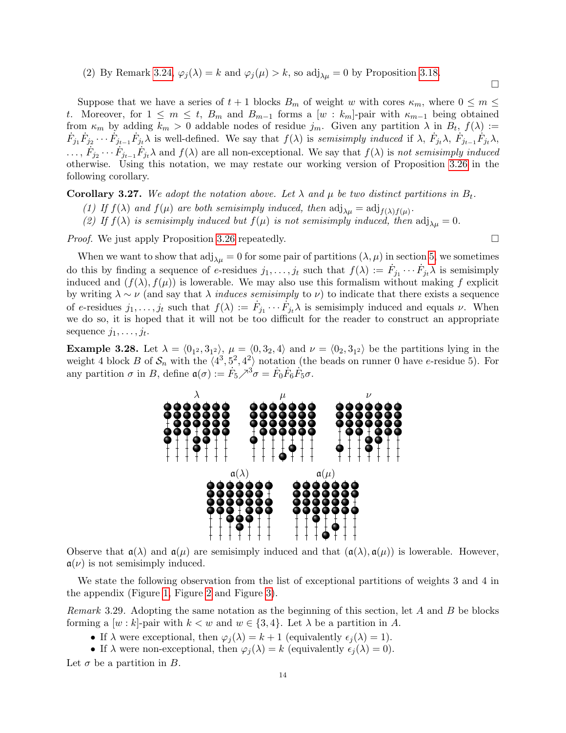(2) By Remark 3.24, $\varphi_j(\lambda) = k$ and $\varphi_j(\mu) > k$, so $\mathrm{adj}_{\lambda\mu} = 0$ by Proposition 3.18. □

Suppose that we have a series of $t+1$ blocks $B_m$ of weight $w$ with cores $\kappa_m$, where $0 \le m \le t$. Moreover, for $1 \le m \le t$, $B_m$ and $B_{m-1}$ forms a $[w : k_m]$-pair with $\kappa_{m-1}$ being obtained from $\kappa_m$ by adding $k_m > 0$ addable nodes of residue $j_m$. Given any partition $\lambda$ in $B_t$, $f(\lambda) := \dot{F}_{j_1}\dot{F}_{j_2}\cdots\dot{F}_{j_{t-1}}\dot{F}_{j_t}\lambda$ is well-defined. We say that $f(\lambda)$ is *semisimply induced* if $\lambda$, $\dot{F}_{j_t}\lambda$, $\dot{F}_{j_{t-1}}\dot{F}_{j_t}\lambda$, $\dots$, $\dot{F}_{j_2}\cdots\dot{F}_{j_{t-1}}\dot{F}_{j_t}\lambda$ and $f(\lambda)$ are all non-exceptional. We say that $f(\lambda)$ is *not semisimply induced* otherwise. Using this notation, we may restate our working version of Proposition 3.26 in the following corollary.

**Corollary 3.27.** *We adopt the notation above. Let $\lambda$ and $\mu$ be two distinct partitions in $B_t$.*

*(1) If $f(\lambda)$ and $f(\mu)$ are both semisimply induced, then $\mathrm{adj}_{\lambda\mu} = \mathrm{adj}_{f(\lambda)f(\mu)}$.*
*(2) If $f(\lambda)$ is semisimply induced but $f(\mu)$ is not semisimply induced, then $\mathrm{adj}_{\lambda\mu} = 0$.*

*Proof.* We just apply Proposition 3.26 repeatedly. □

When we want to show that $\mathrm{adj}_{\lambda\mu} = 0$ for some pair of partitions $(\lambda, \mu)$ in section 5, we sometimes do this by finding a sequence of $e$-residues $j_1, \dots, j_t$ such that $f(\lambda) := \dot{F}_{j_1}\cdots\dot{F}_{j_t}\lambda$ is semisimply induced and $(f(\lambda), f(\mu))$ is lowerable. We may also use this formalism without making $f$ explicit by writing $\lambda \sim \nu$ (and say that $\lambda$ *induces semisimply* to $\nu$) to indicate that there exists a sequence of $e$-residues $j_1, \dots, j_t$ such that $f(\lambda) := \dot{F}_{j_1}\cdots\dot{F}_{j_t}\lambda$ is semisimply induced and equals $\nu$. When we do so, it is hoped that it will not be too difficult for the reader to construct an appropriate sequence $j_1, \dots, j_t$.

**Example 3.28.** Let $\lambda = \langle 0_{1^2}, 3_{1^2}\rangle$, $\mu = \langle 0, 3_2, 4\rangle$ and $\nu = \langle 0_2, 3_{1^2}\rangle$ be the partitions lying in the weight 4 block $B$ of $\mathcal{S}_n$ with the $\langle 4^3, 5^2, 4^2\rangle$ notation (the beads on runner 0 have $e$-residue 5). For any partition $\sigma$ in $B$, define $\mathfrak{a}(\sigma) := \dot{F}_5 \nearrow^3 \sigma = \dot{F}_0\dot{F}_6\dot{F}_5\sigma$.

Observe that $\mathfrak{a}(\lambda)$ and $\mathfrak{a}(\mu)$ are semisimply induced and that $(\mathfrak{a}(\lambda), \mathfrak{a}(\mu))$ is lowerable. However, $\mathfrak{a}(\nu)$ is not semisimply induced.

We state the following observation from the list of exceptional partitions of weights 3 and 4 in the appendix (Figure 1, Figure 2 and Figure 3).

*Remark* 3.29. Adopting the same notation as the beginning of this section, let $A$ and $B$ be blocks forming a $[w : k]$-pair with $k < w$ and $w \in \{3, 4\}$. Let $\lambda$ be a partition in $A$.

- If $\lambda$ were exceptional, then $\varphi_j(\lambda) = k + 1$ (equivalently $\epsilon_j(\lambda) = 1$).
- If $\lambda$ were non-exceptional, then $\varphi_j(\lambda) = k$ (equivalently $\epsilon_j(\lambda) = 0$).

Let $\sigma$ be a partition in $B$.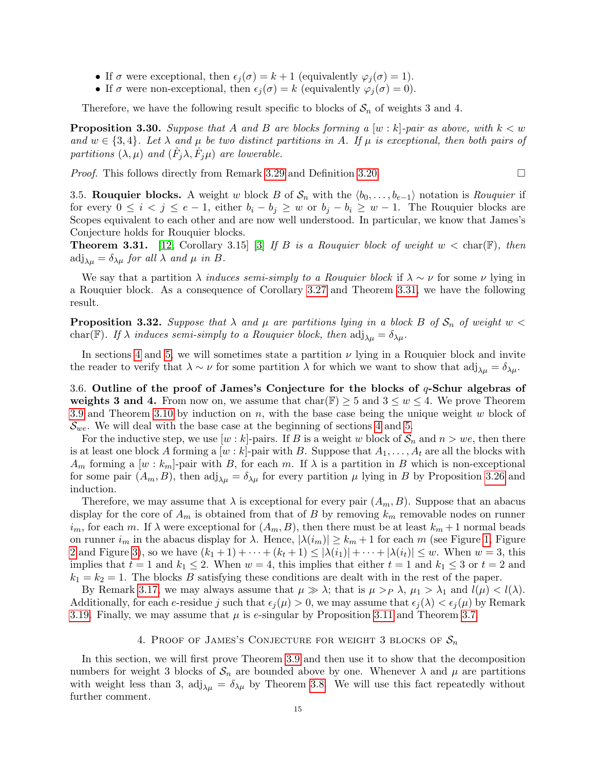- If $\sigma$ were exceptional, then $\epsilon_j(\sigma) = k+1$ (equivalently $\varphi_j(\sigma) = 1$).
- If $\sigma$ were non-exceptional, then $\epsilon_j(\sigma) = k$ (equivalently $\varphi_j(\sigma) = 0$).

Therefore, we have the following result specific to blocks of $\mathcal{S}_n$ of weights 3 and 4.

**Proposition 3.30.** *Suppose that $A$ and $B$ are blocks forming a $[w:k]$-pair as above, with $k < w$ and $w \in \{3, 4\}$. Let $\lambda$ and $\mu$ be two distinct partitions in $A$. If $\mu$ is exceptional, then both pairs of partitions $(\lambda, \mu)$ and $(\dot{F}_j\lambda, \dot{F}_j\mu)$ are lowerable.*

*Proof.* This follows directly from Remark 3.29 and Definition 3.20. □

3.5. **Rouquier blocks.** A weight $w$ block $B$ of $\mathcal{S}_n$ with the $\langle b_0, \dots, b_{e-1}\rangle$ notation is *Rouquier* if for every $0 \le i < j \le e-1$, either $b_i - b_j \ge w$ or $b_j - b_i \ge w-1$. The Rouquier blocks are Scopes equivalent to each other and are now well understood. In particular, we know that James's Conjecture holds for Rouquier blocks.

**Theorem 3.31.** [12, Corollary 3.15] [3] *If $B$ is a Rouquier block of weight $w < \mathrm{char}(\mathbb{F})$, then $\mathrm{adj}_{\lambda\mu} = \delta_{\lambda\mu}$ for all $\lambda$ and $\mu$ in $B$.*

We say that a partition $\lambda$ *induces semi-simply to a Rouquier block* if $\lambda \sim \nu$ for some $\nu$ lying in a Rouquier block. As a consequence of Corollary 3.27 and Theorem 3.31, we have the following result.

**Proposition 3.32.** *Suppose that $\lambda$ and $\mu$ are partitions lying in a block $B$ of $\mathcal{S}_n$ of weight $w < \mathrm{char}(\mathbb{F})$. If $\lambda$ induces semi-simply to a Rouquier block, then $\mathrm{adj}_{\lambda\mu} = \delta_{\lambda\mu}$.*

In sections 4 and 5, we will sometimes state a partition $\nu$ lying in a Rouquier block and invite the reader to verify that $\lambda \sim \nu$ for some partition $\lambda$ for which we want to show that $\mathrm{adj}_{\lambda\mu} = \delta_{\lambda\mu}$.

3.6. **Outline of the proof of James's Conjecture for the blocks of $q$-Schur algebras of weights 3 and 4.** From now on, we assume that $\mathrm{char}(\mathbb{F}) \ge 5$ and $3 \le w \le 4$. We prove Theorem 3.9 and Theorem 3.10 by induction on $n$, with the base case being the unique weight $w$ block of $\mathcal{S}_{we}$. We will deal with the base case at the beginning of sections 4 and 5.

For the inductive step, we use $[w:k]$-pairs. If $B$ is a weight $w$ block of $\mathcal{S}_n$ and $n > we$, then there is at least one block $A$ forming a $[w:k]$-pair with $B$. Suppose that $A_1, \dots, A_t$ are all the blocks with $A_m$ forming a $[w:k_m]$-pair with $B$, for each $m$. If $\lambda$ is a partition in $B$ which is non-exceptional for some pair $(A_m, B)$, then $\mathrm{adj}_{\lambda\mu} = \delta_{\lambda\mu}$ for every partition $\mu$ lying in $B$ by Proposition 3.26 and induction.

Therefore, we may assume that $\lambda$ is exceptional for every pair $(A_m, B)$. Suppose that an abacus display for the core of $A_m$ is obtained from that of $B$ by removing $k_m$ removable nodes on runner $i_m$, for each $m$. If $\lambda$ were exceptional for $(A_m, B)$, then there must be at least $k_m + 1$ normal beads on runner $i_m$ in the abacus display for $\lambda$. Hence, $|\lambda(i_m)| \ge k_m + 1$ for each $m$ (see Figure 1, Figure 2 and Figure 3), so we have $(k_1 + 1) + \cdots + (k_t + 1) \le |\lambda(i_1)| + \cdots + |\lambda(i_t)| \le w$. When $w = 3$, this implies that $t = 1$ and $k_1 \le 2$. When $w = 4$, this implies that either $t = 1$ and $k_1 \le 3$ or $t = 2$ and $k_1 = k_2 = 1$. The blocks $B$ satisfying these conditions are dealt with in the rest of the paper.

By Remark 3.17, we may always assume that $\mu \gg \lambda$; that is $\mu >_P \lambda$, $\mu_1 > \lambda_1$ and $l(\mu) < l(\lambda)$. Additionally, for each $e$-residue $j$ such that $\epsilon_j(\mu) > 0$, we may assume that $\epsilon_j(\lambda) < \epsilon_j(\mu)$ by Remark 3.19. Finally, we may assume that $\mu$ is $e$-singular by Proposition 3.11 and Theorem 3.7.

## 4. Proof of James's Conjecture for weight 3 blocks of $\mathcal{S}_n$

In this section, we will first prove Theorem 3.9 and then use it to show that the decomposition numbers for weight 3 blocks of $\mathcal{S}_n$ are bounded above by one. Whenever $\lambda$ and $\mu$ are partitions with weight less than 3, $\mathrm{adj}_{\lambda\mu} = \delta_{\lambda\mu}$ by Theorem 3.8. We will use this fact repeatedly without further comment.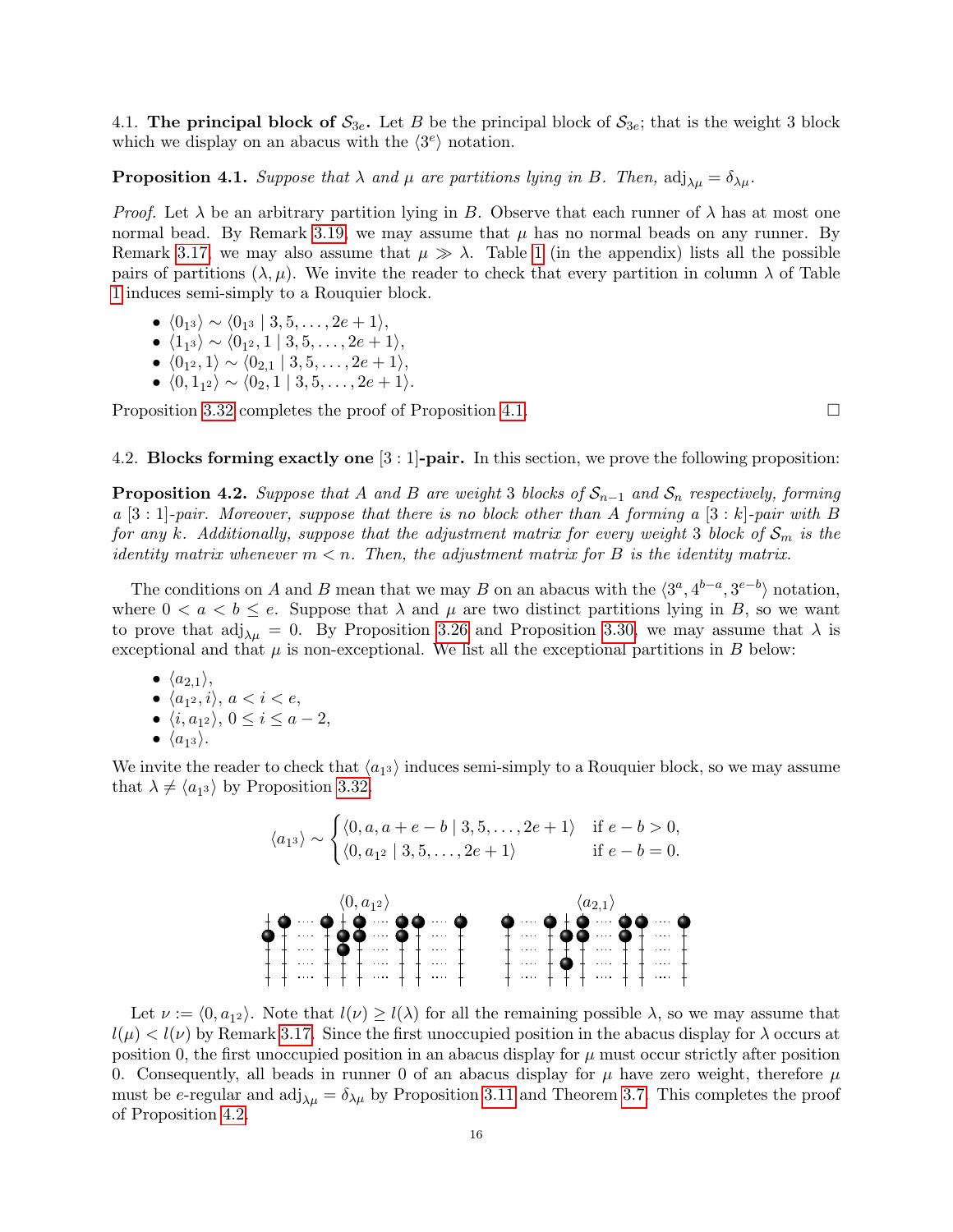### 4.1. The principal block of $\mathcal{S}_{3e}$.

Let $B$ be the principal block of $\mathcal{S}_{3e}$; that is the weight 3 block which we display on an abacus with the $\langle 3^e \rangle$ notation.

**Proposition 4.1.** *Suppose that $\lambda$ and $\mu$ are partitions lying in $B$. Then, $\mathrm{adj}_{\lambda\mu} = \delta_{\lambda\mu}$.*

*Proof.* Let $\lambda$ be an arbitrary partition lying in $B$. Observe that each runner of $\lambda$ has at most one normal bead. By Remark 3.19, we may assume that $\mu$ has no normal beads on any runner. By Remark 3.17, we may also assume that $\mu \gg \lambda$. Table 1 (in the appendix) lists all the possible pairs of partitions $(\lambda, \mu)$. We invite the reader to check that every partition in column $\lambda$ of Table 1 induces semi-simply to a Rouquier block.

- $\langle 0_{1^3} \rangle \sim \langle 0_{1^3} \mid 3, 5, \ldots, 2e+1 \rangle$,
- $\langle 1_{1^3} \rangle \sim \langle 0_{1^2}, 1 \mid 3, 5, \ldots, 2e+1 \rangle$,
- $\langle 0_{1^2}, 1 \rangle \sim \langle 0_{2,1} \mid 3, 5, \ldots, 2e+1 \rangle$,
- $\langle 0, 1_{1^2} \rangle \sim \langle 0_2, 1 \mid 3, 5, \ldots, 2e+1 \rangle$.

Proposition 3.32 completes the proof of Proposition 4.1. □

### 4.2. Blocks forming exactly one $[3:1]$-pair.

In this section, we prove the following proposition:

**Proposition 4.2.** *Suppose that $A$ and $B$ are weight 3 blocks of $\mathcal{S}_{n-1}$ and $\mathcal{S}_n$ respectively, forming a $[3:1]$-pair. Moreover, suppose that there is no block other than $A$ forming a $[3:k]$-pair with $B$ for any $k$. Additionally, suppose that the adjustment matrix for every weight 3 block of $\mathcal{S}_m$ is the identity matrix whenever $m < n$. Then, the adjustment matrix for $B$ is the identity matrix.*

The conditions on $A$ and $B$ mean that we may $B$ on an abacus with the $\langle 3^a, 4^{b-a}, 3^{e-b} \rangle$ notation, where $0 < a < b \le e$. Suppose that $\lambda$ and $\mu$ are two distinct partitions lying in $B$, so we want to prove that $\mathrm{adj}_{\lambda\mu} = 0$. By Proposition 3.26 and Proposition 3.30, we may assume that $\lambda$ is exceptional and that $\mu$ is non-exceptional. We list all the exceptional partitions in $B$ below:

- $\langle a_{2,1} \rangle$,
- $\langle a_{1^2}, i \rangle$, $a < i < e$,
- $\langle i, a_{1^2} \rangle$, $0 \le i \le a-2$,
- $\langle a_{1^3} \rangle$.

We invite the reader to check that $\langle a_{1^3} \rangle$ induces semi-simply to a Rouquier block, so we may assume that $\lambda \ne \langle a_{1^3} \rangle$ by Proposition 3.32.

$$
\langle a_{1^3} \rangle \sim \begin{cases} \langle 0, a, a+e-b \mid 3, 5, \ldots, 2e+1 \rangle & \text{if } e-b > 0, \\ \langle 0, a_{1^2} \mid 3, 5, \ldots, 2e+1 \rangle & \text{if } e-b = 0. \end{cases}
$$

$\langle 0, a_{1^2} \rangle$ $\qquad\qquad$ $\langle a_{2,1} \rangle$

Let $\nu := \langle 0, a_{1^2} \rangle$. Note that $l(\nu) \ge l(\lambda)$ for all the remaining possible $\lambda$, so we may assume that $l(\mu) < l(\nu)$ by Remark 3.17. Since the first unoccupied position in the abacus display for $\lambda$ occurs at position 0, the first unoccupied position in an abacus display for $\mu$ must occur strictly after position 0. Consequently, all beads in runner 0 of an abacus display for $\mu$ have zero weight, therefore $\mu$ must be $e$-regular and $\mathrm{adj}_{\lambda\mu} = \delta_{\lambda\mu}$ by Proposition 3.11 and Theorem 3.7. This completes the proof of Proposition 4.2.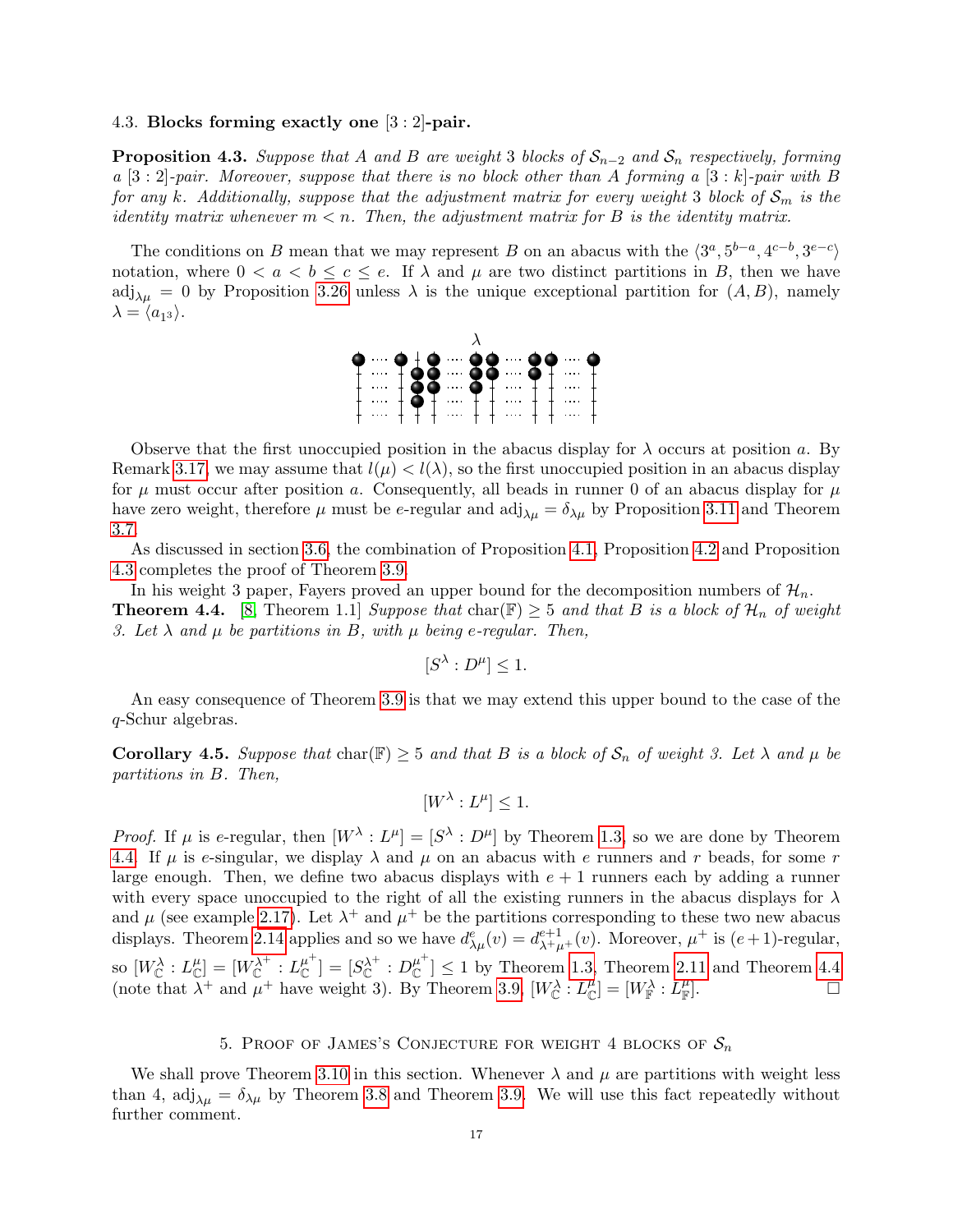### 4.3. Blocks forming exactly one [3 : 2]-pair.

**Proposition 4.3.** *Suppose that $A$ and $B$ are weight 3 blocks of $\mathcal{S}_{n-2}$ and $\mathcal{S}_n$ respectively, forming a [3 : 2]-pair. Moreover, suppose that there is no block other than $A$ forming a $[3:k]$-pair with $B$ for any $k$. Additionally, suppose that the adjustment matrix for every weight 3 block of $\mathcal{S}_m$ is the identity matrix whenever $m < n$. Then, the adjustment matrix for $B$ is the identity matrix.*

The conditions on $B$ mean that we may represent $B$ on an abacus with the $\langle 3^a, 5^{b-a}, 4^{c-b}, 3^{e-c}\rangle$ notation, where $0 < a < b \leq c \leq e$. If $\lambda$ and $\mu$ are two distinct partitions in $B$, then we have $\mathrm{adj}_{\lambda\mu} = 0$ by Proposition 3.26 unless $\lambda$ is the unique exceptional partition for $(A, B)$, namely $\lambda = \langle a_{1^3}\rangle$.

Observe that the first unoccupied position in the abacus display for $\lambda$ occurs at position $a$. By Remark 3.17, we may assume that $l(\mu) < l(\lambda)$, so the first unoccupied position in an abacus display for $\mu$ must occur after position $a$. Consequently, all beads in runner 0 of an abacus display for $\mu$ have zero weight, therefore $\mu$ must be $e$-regular and $\mathrm{adj}_{\lambda\mu} = \delta_{\lambda\mu}$ by Proposition 3.11 and Theorem 3.7.

As discussed in section 3.6, the combination of Proposition 4.1, Proposition 4.2 and Proposition 4.3 completes the proof of Theorem 3.9.

In his weight 3 paper, Fayers proved an upper bound for the decomposition numbers of $\mathcal{H}_n$.

**Theorem 4.4.** [8, Theorem 1.1] *Suppose that $\mathrm{char}(\mathbb{F}) \geq 5$ and that $B$ is a block of $\mathcal{H}_n$ of weight 3. Let $\lambda$ and $\mu$ be partitions in $B$, with $\mu$ being $e$-regular. Then,*

$$[S^\lambda : D^\mu] \leq 1.$$

An easy consequence of Theorem 3.9 is that we may extend this upper bound to the case of the $q$-Schur algebras.

**Corollary 4.5.** *Suppose that $\mathrm{char}(\mathbb{F}) \geq 5$ and that $B$ is a block of $\mathcal{S}_n$ of weight 3. Let $\lambda$ and $\mu$ be partitions in $B$. Then,*

$$[W^\lambda : L^\mu] \leq 1.$$

*Proof.* If $\mu$ is $e$-regular, then $[W^\lambda : L^\mu] = [S^\lambda : D^\mu]$ by Theorem 1.3, so we are done by Theorem 4.4. If $\mu$ is $e$-singular, we display $\lambda$ and $\mu$ on an abacus with $e$ runners and $r$ beads, for some $r$ large enough. Then, we define two abacus displays with $e+1$ runners each by adding a runner with every space unoccupied to the right of all the existing runners in the abacus displays for $\lambda$ and $\mu$ (see example 2.17). Let $\lambda^+$ and $\mu^+$ be the partitions corresponding to these two new abacus displays. Theorem 2.14 applies and so we have $d^e_{\lambda\mu}(v) = d^{e+1}_{\lambda^+\mu^+}(v)$. Moreover, $\mu^+$ is $(e+1)$-regular, so $[W^\lambda_{\mathbb{C}} : L^\mu_{\mathbb{C}}] = [W^{\lambda^+}_{\mathbb{C}} : L^{\mu^+}_{\mathbb{C}}] = [S^{\lambda^+}_{\mathbb{C}} : D^{\mu^+}_{\mathbb{C}}] \leq 1$ by Theorem 1.3, Theorem 2.11 and Theorem 4.4 (note that $\lambda^+$ and $\mu^+$ have weight 3). By Theorem 3.9, $[W^\lambda_{\mathbb{C}} : L^\mu_{\mathbb{C}}] = [W^\lambda_{\mathbb{F}} : L^\mu_{\mathbb{F}}]$. □

## 5. Proof of James's Conjecture for weight 4 blocks of $\mathcal{S}_n$

We shall prove Theorem 3.10 in this section. Whenever $\lambda$ and $\mu$ are partitions with weight less than 4, $\mathrm{adj}_{\lambda\mu} = \delta_{\lambda\mu}$ by Theorem 3.8 and Theorem 3.9. We will use this fact repeatedly without further comment.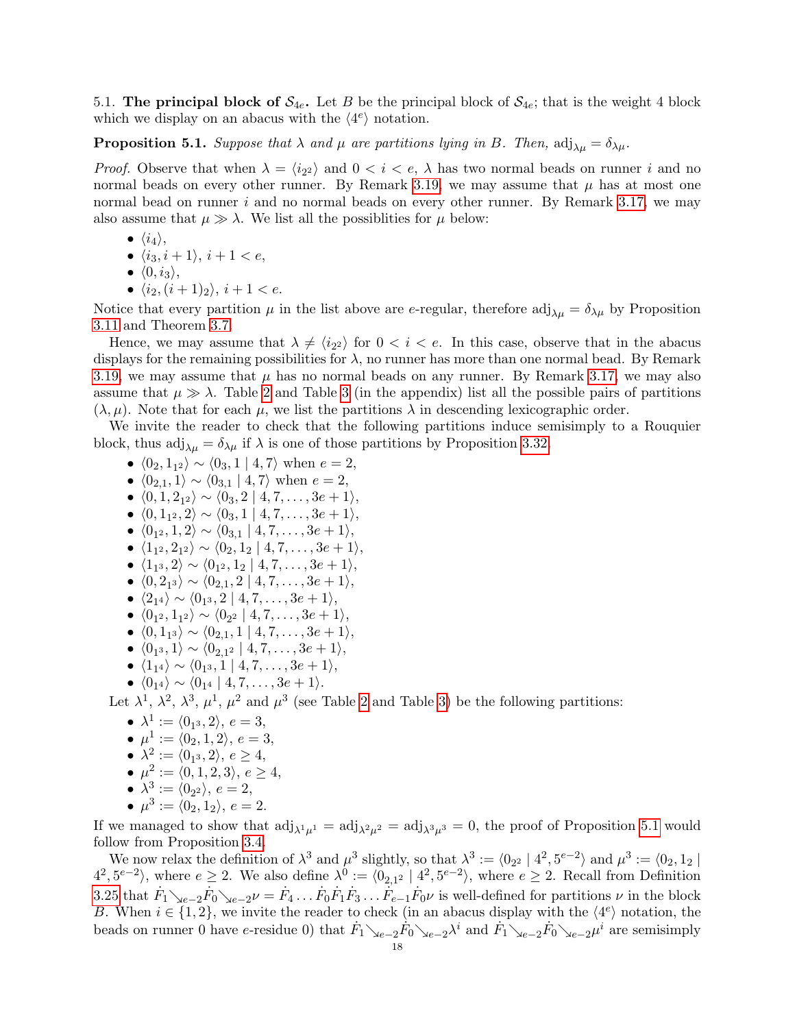5.1. **The principal block of $\mathcal{S}_{4e}$.** Let $B$ be the principal block of $\mathcal{S}_{4e}$; that is the weight 4 block which we display on an abacus with the $\langle 4^e \rangle$ notation.

**Proposition 5.1.** *Suppose that $\lambda$ and $\mu$ are partitions lying in $B$. Then, $\mathrm{adj}_{\lambda\mu} = \delta_{\lambda\mu}$.*

*Proof.* Observe that when $\lambda = \langle i_{2^2} \rangle$ and $0 < i < e$, $\lambda$ has two normal beads on runner $i$ and no normal beads on every other runner. By Remark 3.19, we may assume that $\mu$ has at most one normal bead on runner $i$ and no normal beads on every other runner. By Remark 3.17, we may also assume that $\mu \gg \lambda$. We list all the possiblities for $\mu$ below:

- $\langle i_4 \rangle$,
- $\langle i_3, i+1 \rangle$, $i + 1 < e$,
- $\langle 0, i_3 \rangle$,
- $\langle i_2, (i+1)_2 \rangle$, $i + 1 < e$.

Notice that every partition $\mu$ in the list above are $e$-regular, therefore $\mathrm{adj}_{\lambda\mu} = \delta_{\lambda\mu}$ by Proposition 3.11 and Theorem 3.7.

Hence, we may assume that $\lambda \neq \langle i_{2^2} \rangle$ for $0 < i < e$. In this case, observe that in the abacus displays for the remaining possibilities for $\lambda$, no runner has more than one normal bead. By Remark 3.19, we may assume that $\mu$ has no normal beads on any runner. By Remark 3.17, we may also assume that $\mu \gg \lambda$. Table 2 and Table 3 (in the appendix) list all the possible pairs of partitions $(\lambda, \mu)$. Note that for each $\mu$, we list the partitions $\lambda$ in descending lexicographic order.

We invite the reader to check that the following partitions induce semisimply to a Rouquier block, thus $\mathrm{adj}_{\lambda\mu} = \delta_{\lambda\mu}$ if $\lambda$ is one of those partitions by Proposition 3.32.

- $\langle 0_2, 1_{1^2} \rangle \sim \langle 0_3, 1 \mid 4, 7 \rangle$ when $e = 2$,
- $\langle 0_{2,1}, 1 \rangle \sim \langle 0_{3,1} \mid 4, 7 \rangle$ when $e = 2$,
- $\langle 0, 1, 2_{1^2} \rangle \sim \langle 0_3, 2 \mid 4, 7, \ldots, 3e+1 \rangle$,
- $\langle 0, 1_{1^2}, 2 \rangle \sim \langle 0_3, 1 \mid 4, 7, \ldots, 3e+1 \rangle$,
- $\langle 0_{1^2}, 1, 2 \rangle \sim \langle 0_{3,1} \mid 4, 7, \ldots, 3e+1 \rangle$,
- $\langle 1_{1^2}, 2_{1^2} \rangle \sim \langle 0_2, 1_2 \mid 4, 7, \ldots, 3e+1 \rangle$,
- $\langle 1_{1^3}, 2 \rangle \sim \langle 0_{1^2}, 1_2 \mid 4, 7, \ldots, 3e+1 \rangle$,
- $\langle 0, 2_{1^3} \rangle \sim \langle 0_{2,1}, 2 \mid 4, 7, \ldots, 3e+1 \rangle$,
- $\langle 2_{1^4} \rangle \sim \langle 0_{1^3}, 2 \mid 4, 7, \ldots, 3e+1 \rangle$,
- $\langle 0_{1^2}, 1_{1^2} \rangle \sim \langle 0_{2^2} \mid 4, 7, \ldots, 3e+1 \rangle$,
- $\langle 0, 1_{1^3} \rangle \sim \langle 0_{2,1}, 1 \mid 4, 7, \ldots, 3e+1 \rangle$,
- $\langle 0_{1^3}, 1 \rangle \sim \langle 0_{2,1^2} \mid 4, 7, \ldots, 3e+1 \rangle$,
- $\langle 1_{1^4} \rangle \sim \langle 0_{1^3}, 1 \mid 4, 7, \ldots, 3e+1 \rangle$,
- $\langle 0_{1^4} \rangle \sim \langle 0_{1^4} \mid 4, 7, \ldots, 3e+1 \rangle$.

Let $\lambda^1$, $\lambda^2$, $\lambda^3$, $\mu^1$, $\mu^2$ and $\mu^3$ (see Table 2 and Table 3) be the following partitions:

- $\lambda^1 := \langle 0_{1^3}, 2 \rangle$, $e = 3$,
- $\mu^1 := \langle 0_2, 1, 2 \rangle$, $e = 3$,
- $\lambda^2 := \langle 0_{1^3}, 2 \rangle$, $e \geq 4$,
- $\mu^2 := \langle 0, 1, 2, 3 \rangle$, $e \geq 4$,
- $\lambda^3 := \langle 0_{2^2} \rangle$, $e = 2$,
- $\mu^3 := \langle 0_2, 1_2 \rangle$, $e = 2$.

If we managed to show that $\mathrm{adj}_{\lambda^1\mu^1} = \mathrm{adj}_{\lambda^2\mu^2} = \mathrm{adj}_{\lambda^3\mu^3} = 0$, the proof of Proposition 5.1 would follow from Proposition 3.4.

We now relax the definition of $\lambda^3$ and $\mu^3$ slightly, so that $\lambda^3 := \langle 0_{2^2} \mid 4^2, 5^{e-2} \rangle$ and $\mu^3 := \langle 0_2, 1_2 \mid 4^2, 5^{e-2} \rangle$, where $e \geq 2$. We also define $\lambda^0 := \langle 0_{2,1^2} \mid 4^2, 5^{e-2} \rangle$, where $e \geq 2$. Recall from Definition 3.25 that $\dot{F}_1 \searrow_{e-2} \dot{F}_0 \searrow_{e-2} \nu = \dot{F}_4 \ldots \dot{F}_0 \dot{F}_1 \dot{F}_3 \ldots \dot{F}_{e-1} \dot{F}_0 \nu$ is well-defined for partitions $\nu$ in the block $B$. When $i \in \{1, 2\}$, we invite the reader to check (in an abacus display with the $\langle 4^e \rangle$ notation, the beads on runner 0 have $e$-residue 0) that $\dot{F}_1 \searrow_{e-2} \dot{F}_0 \searrow_{e-2} \lambda^i$ and $\dot{F}_1 \searrow_{e-2} \dot{F}_0 \searrow_{e-2} \mu^i$ are semisimply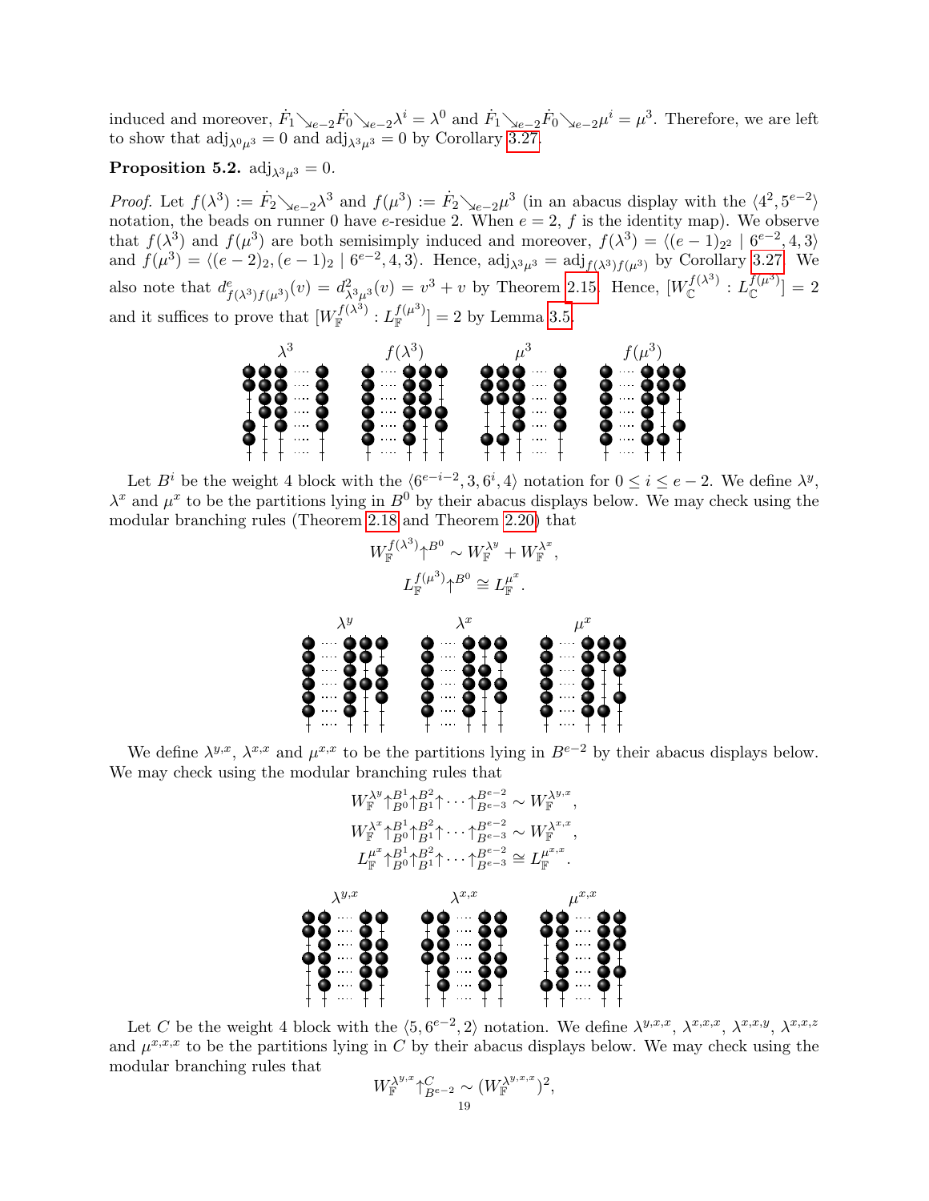induced and moreover, $\dot{F}_1\searrow_{e-2}\dot{F}_0\searrow_{e-2}\lambda^i = \lambda^0$ and $\dot{F}_1\searrow_{e-2}\dot{F}_0\searrow_{e-2}\mu^i = \mu^3$. Therefore, we are left to show that $\mathrm{adj}_{\lambda^0\mu^3} = 0$ and $\mathrm{adj}_{\lambda^3\mu^3} = 0$ by Corollary 3.27.

**Proposition 5.2.** $\mathrm{adj}_{\lambda^3\mu^3} = 0$.

*Proof.* Let $f(\lambda^3) := \dot{F}_2\searrow_{e-2}\lambda^3$ and $f(\mu^3) := \dot{F}_2\searrow_{e-2}\mu^3$ (in an abacus display with the $\langle 4^2, 5^{e-2}\rangle$ notation, the beads on runner 0 have $e$-residue 2. When $e = 2$, $f$ is the identity map). We observe that $f(\lambda^3)$ and $f(\mu^3)$ are both semisimply induced and moreover, $f(\lambda^3) = \langle (e-1)_{2^2} \mid 6^{e-2}, 4, 3\rangle$ and $f(\mu^3) = \langle (e-2)_2, (e-1)_2 \mid 6^{e-2}, 4, 3\rangle$. Hence, $\mathrm{adj}_{\lambda^3\mu^3} = \mathrm{adj}_{f(\lambda^3)f(\mu^3)}$ by Corollary 3.27. We also note that $d^e_{f(\lambda^3)f(\mu^3)}(v) = d^2_{\lambda^3\mu^3}(v) = v^3 + v$ by Theorem 2.15. Hence, $[W^{f(\lambda^3)}_{\mathbb{C}} : L^{f(\mu^3)}_{\mathbb{C}}] = 2$ and it suffices to prove that $[W^{f(\lambda^3)}_{\mathbb{F}} : L^{f(\mu^3)}_{\mathbb{F}}] = 2$ by Lemma 3.5.

Let $B^i$ be the weight 4 block with the $\langle 6^{e-i-2}, 3, 6^i, 4\rangle$ notation for $0 \le i \le e-2$. We define $\lambda^y$, $\lambda^x$ and $\mu^x$ to be the partitions lying in $B^0$ by their abacus displays below. We may check using the modular branching rules (Theorem 2.18 and Theorem 2.20) that

$$W^{f(\lambda^3)}_{\mathbb{F}}\uparrow^{B^0} \sim W^{\lambda^y}_{\mathbb{F}} + W^{\lambda^x}_{\mathbb{F}},$$
$$L^{f(\mu^3)}_{\mathbb{F}}\uparrow^{B^0} \cong L^{\mu^x}_{\mathbb{F}}.$$

We define $\lambda^{y,x}$, $\lambda^{x,x}$ and $\mu^{x,x}$ to be the partitions lying in $B^{e-2}$ by their abacus displays below. We may check using the modular branching rules that

$$W^{\lambda^y}_{\mathbb{F}}\uparrow^{B^1}_{B^0}\uparrow^{B^2}_{B^1}\uparrow\cdots\uparrow^{B^{e-2}}_{B^{e-3}} \sim W^{\lambda^{y,x}}_{\mathbb{F}},$$
$$W^{\lambda^x}_{\mathbb{F}}\uparrow^{B^1}_{B^0}\uparrow^{B^2}_{B^1}\uparrow\cdots\uparrow^{B^{e-2}}_{B^{e-3}} \sim W^{\lambda^{x,x}}_{\mathbb{F}},$$
$$L^{\mu^x}_{\mathbb{F}}\uparrow^{B^1}_{B^0}\uparrow^{B^2}_{B^1}\uparrow\cdots\uparrow^{B^{e-2}}_{B^{e-3}} \cong L^{\mu^{x,x}}_{\mathbb{F}}.$$

Let $C$ be the weight 4 block with the $\langle 5, 6^{e-2}, 2\rangle$ notation. We define $\lambda^{y,x,x}$, $\lambda^{x,x,x}$, $\lambda^{x,x,y}$, $\lambda^{x,x,z}$ and $\mu^{x,x,x}$ to be the partitions lying in $C$ by their abacus displays below. We may check using the modular branching rules that

$$W^{\lambda^{y,x}}_{\mathbb{F}}\uparrow^{C}_{B^{e-2}} \sim (W^{\lambda^{y,x,x}}_{\mathbb{F}})^2,$$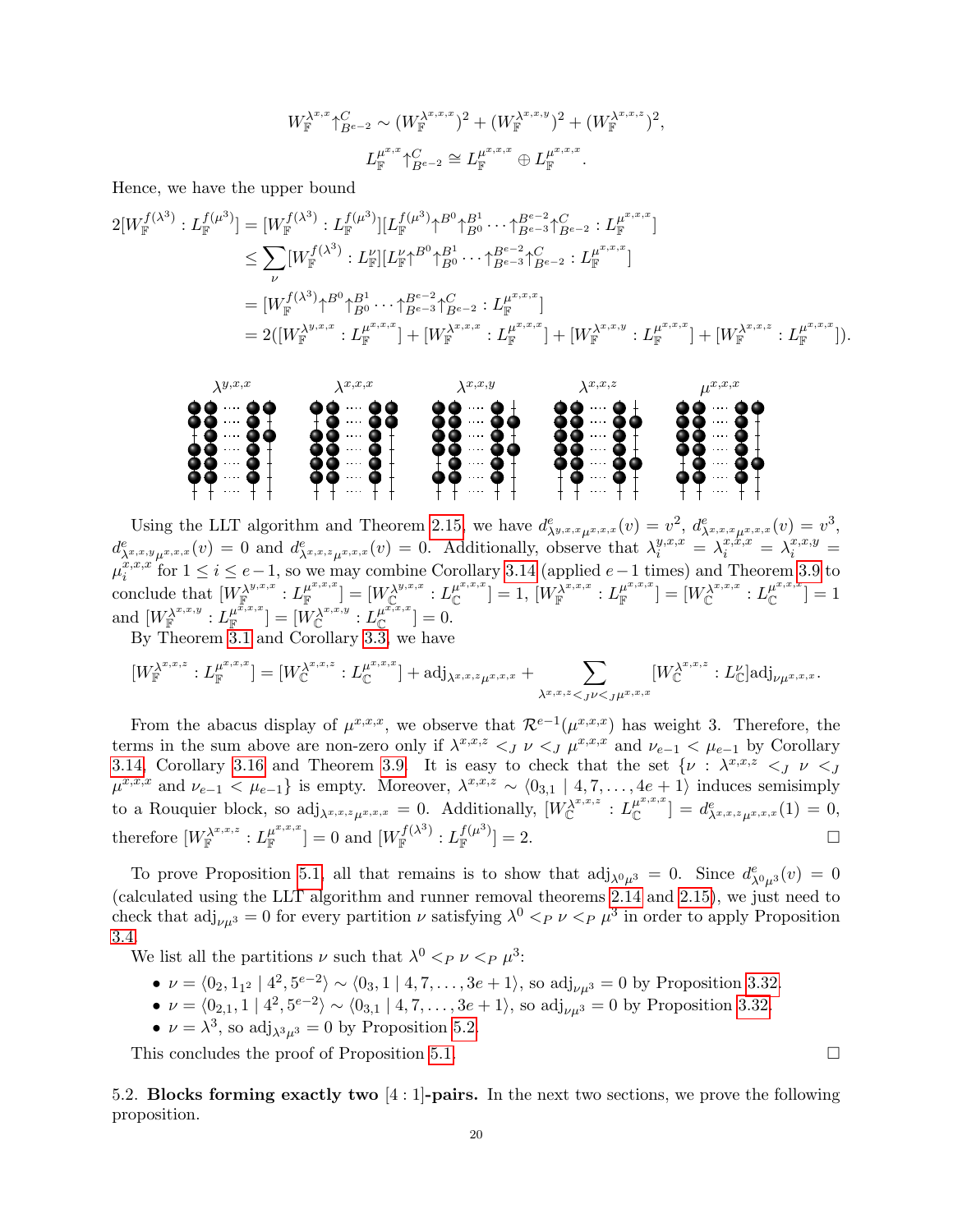$$W_{\mathbb{F}}^{\lambda^{x,x}}\uparrow_{B^{e-2}}^{C} \sim (W_{\mathbb{F}}^{\lambda^{x,x,x}})^2 + (W_{\mathbb{F}}^{\lambda^{x,x,y}})^2 + (W_{\mathbb{F}}^{\lambda^{x,x,z}})^2,$$

$$L_{\mathbb{F}}^{\mu^{x,x}}\uparrow_{B^{e-2}}^{C} \cong L_{\mathbb{F}}^{\mu^{x,x,x}} \oplus L_{\mathbb{F}}^{\mu^{x,x,x}}.$$

Hence, we have the upper bound

$$\begin{aligned}
2[W_{\mathbb{F}}^{f(\lambda^3)} : L_{\mathbb{F}}^{f(\mu^3)}] &= [W_{\mathbb{F}}^{f(\lambda^3)} : L_{\mathbb{F}}^{f(\mu^3)}][L_{\mathbb{F}}^{f(\mu^3)}\uparrow^{B^0}\uparrow_{B^0}^{B^1}\cdots\uparrow_{B^{e-3}}^{B^{e-2}}\uparrow_{B^{e-2}}^{C} : L_{\mathbb{F}}^{\mu^{x,x,x}}] \\
&\leq \sum_{\nu}[W_{\mathbb{F}}^{f(\lambda^3)} : L_{\mathbb{F}}^{\nu}][L_{\mathbb{F}}^{\nu}\uparrow^{B^0}\uparrow_{B^0}^{B^1}\cdots\uparrow_{B^{e-3}}^{B^{e-2}}\uparrow_{B^{e-2}}^{C} : L_{\mathbb{F}}^{\mu^{x,x,x}}] \\
&= [W_{\mathbb{F}}^{f(\lambda^3)}\uparrow^{B^0}\uparrow_{B^0}^{B^1}\cdots\uparrow_{B^{e-3}}^{B^{e-2}}\uparrow_{B^{e-2}}^{C} : L_{\mathbb{F}}^{\mu^{x,x,x}}] \\
&= 2([W_{\mathbb{F}}^{\lambda^{y,x,x}} : L_{\mathbb{F}}^{\mu^{x,x,x}}] + [W_{\mathbb{F}}^{\lambda^{x,x,x}} : L_{\mathbb{F}}^{\mu^{x,x,x}}] + [W_{\mathbb{F}}^{\lambda^{x,x,y}} : L_{\mathbb{F}}^{\mu^{x,x,x}}] + [W_{\mathbb{F}}^{\lambda^{x,x,z}} : L_{\mathbb{F}}^{\mu^{x,x,x}}]).
\end{aligned}$$

$\lambda^{y,x,x}$ $\lambda^{x,x,x}$ $\lambda^{x,x,y}$ $\lambda^{x,x,z}$ $\mu^{x,x,x}$

Using the LLT algorithm and Theorem 2.15, we have $d^e_{\lambda^{y,x,x}\mu^{x,x,x}}(v) = v^2$, $d^e_{\lambda^{x,x,x}\mu^{x,x,x}}(v) = v^3$, $d^e_{\lambda^{x,x,y}\mu^{x,x,x}}(v) = 0$ and $d^e_{\lambda^{x,x,z}\mu^{x,x,x}}(v) = 0$. Additionally, observe that $\lambda_i^{y,x,x} = \lambda_i^{x,x,x} = \lambda_i^{x,x,y} = \mu_i^{x,x,x}$ for $1 \leq i \leq e-1$, so we may combine Corollary 3.14 (applied $e-1$ times) and Theorem 3.9 to conclude that $[W_{\mathbb{F}}^{\lambda^{y,x,x}} : L_{\mathbb{F}}^{\mu^{x,x,x}}] = [W_{\mathbb{C}}^{\lambda^{y,x,x}} : L_{\mathbb{C}}^{\mu^{x,x,x}}] = 1$, $[W_{\mathbb{F}}^{\lambda^{x,x,x}} : L_{\mathbb{F}}^{\mu^{x,x,x}}] = [W_{\mathbb{C}}^{\lambda^{x,x,x}} : L_{\mathbb{C}}^{\mu^{x,x,x}}] = 1$ and $[W_{\mathbb{F}}^{\lambda^{x,x,y}} : L_{\mathbb{F}}^{\mu^{x,x,x}}] = [W_{\mathbb{C}}^{\lambda^{x,x,y}} : L_{\mathbb{C}}^{\mu^{x,x,x}}] = 0$.

By Theorem 3.1 and Corollary 3.3, we have

$$[W_{\mathbb{F}}^{\lambda^{x,x,z}} : L_{\mathbb{F}}^{\mu^{x,x,x}}] = [W_{\mathbb{C}}^{\lambda^{x,x,z}} : L_{\mathbb{C}}^{\mu^{x,x,x}}] + \mathrm{adj}_{\lambda^{x,x,z}\mu^{x,x,x}} + \sum_{\lambda^{x,x,z} <_J \nu <_J \mu^{x,x,x}} [W_{\mathbb{C}}^{\lambda^{x,x,z}} : L_{\mathbb{C}}^{\nu}]\mathrm{adj}_{\nu\mu^{x,x,x}}.$$

From the abacus display of $\mu^{x,x,x}$, we observe that $\mathcal{R}^{e-1}(\mu^{x,x,x})$ has weight 3. Therefore, the terms in the sum above are non-zero only if $\lambda^{x,x,z} <_J \nu <_J \mu^{x,x,x}$ and $\nu_{e-1} < \mu_{e-1}$ by Corollary 3.14, Corollary 3.16 and Theorem 3.9. It is easy to check that the set $\{\nu : \lambda^{x,x,z} <_J \nu <_J \mu^{x,x,x}$ and $\nu_{e-1} < \mu_{e-1}\}$ is empty. Moreover, $\lambda^{x,x,z} \sim \langle 0_{3,1} \mid 4, 7, \ldots, 4e+1\rangle$ induces semisimply to a Rouquier block, so $\mathrm{adj}_{\lambda^{x,x,z}\mu^{x,x,x}} = 0$. Additionally, $[W_{\mathbb{C}}^{\lambda^{x,x,z}} : L_{\mathbb{C}}^{\mu^{x,x,x}}] = d^e_{\lambda^{x,x,z}\mu^{x,x,x}}(1) = 0$, therefore $[W_{\mathbb{F}}^{\lambda^{x,x,z}} : L_{\mathbb{F}}^{\mu^{x,x,x}}] = 0$ and $[W_{\mathbb{F}}^{f(\lambda^3)} : L_{\mathbb{F}}^{f(\mu^3)}] = 2$. □

To prove Proposition 5.1, all that remains is to show that $\mathrm{adj}_{\lambda^0\mu^3} = 0$. Since $d^e_{\lambda^0\mu^3}(v) = 0$ (calculated using the LLT algorithm and runner removal theorems 2.14 and 2.15), we just need to check that $\mathrm{adj}_{\nu\mu^3} = 0$ for every partition $\nu$ satisfying $\lambda^0 <_P \nu <_P \mu^3$ in order to apply Proposition 3.4.

We list all the partitions $\nu$ such that $\lambda^0 <_P \nu <_P \mu^3$:

- $\nu = \langle 0_2, 1_{1^2} \mid 4^2, 5^{e-2}\rangle \sim \langle 0_3, 1 \mid 4, 7, \ldots, 3e+1\rangle$, so $\mathrm{adj}_{\nu\mu^3} = 0$ by Proposition 3.32.
- $\nu = \langle 0_{2,1}, 1 \mid 4^2, 5^{e-2}\rangle \sim \langle 0_{3,1} \mid 4, 7, \ldots, 3e+1\rangle$, so $\mathrm{adj}_{\nu\mu^3} = 0$ by Proposition 3.32.
- $\nu = \lambda^3$, so $\mathrm{adj}_{\lambda^3\mu^3} = 0$ by Proposition 5.2.

This concludes the proof of Proposition 5.1. □

5.2. **Blocks forming exactly two [4 : 1]-pairs.** In the next two sections, we prove the following proposition.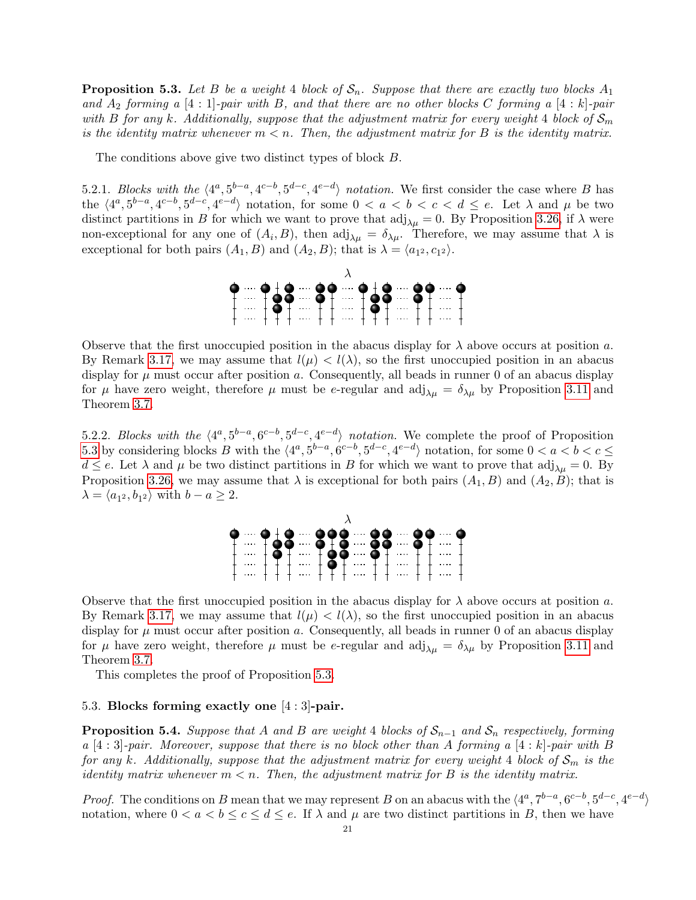**Proposition 5.3.** *Let $B$ be a weight 4 block of $\mathcal{S}_n$. Suppose that there are exactly two blocks $A_1$ and $A_2$ forming a $[4:1]$-pair with $B$, and that there are no other blocks $C$ forming a $[4:k]$-pair with $B$ for any $k$. Additionally, suppose that the adjustment matrix for every weight 4 block of $\mathcal{S}_m$ is the identity matrix whenever $m < n$. Then, the adjustment matrix for $B$ is the identity matrix.*

The conditions above give two distinct types of block $B$.

5.2.1. *Blocks with the $\langle 4^a, 5^{b-a}, 4^{c-b}, 5^{d-c}, 4^{e-d}\rangle$ notation.* We first consider the case where $B$ has the $\langle 4^a, 5^{b-a}, 4^{c-b}, 5^{d-c}, 4^{e-d}\rangle$ notation, for some $0 < a < b < c < d \leq e$. Let $\lambda$ and $\mu$ be two distinct partitions in $B$ for which we want to prove that $\mathrm{adj}_{\lambda\mu} = 0$. By Proposition 3.26, if $\lambda$ were non-exceptional for any one of $(A_i, B)$, then $\mathrm{adj}_{\lambda\mu} = \delta_{\lambda\mu}$. Therefore, we may assume that $\lambda$ is exceptional for both pairs $(A_1, B)$ and $(A_2, B)$; that is $\lambda = \langle a_{1^2}, c_{1^2}\rangle$.

Observe that the first unoccupied position in the abacus display for $\lambda$ above occurs at position $a$. By Remark 3.17, we may assume that $l(\mu) < l(\lambda)$, so the first unoccupied position in an abacus display for $\mu$ must occur after position $a$. Consequently, all beads in runner 0 of an abacus display for $\mu$ have zero weight, therefore $\mu$ must be $e$-regular and $\mathrm{adj}_{\lambda\mu} = \delta_{\lambda\mu}$ by Proposition 3.11 and Theorem 3.7.

5.2.2. *Blocks with the $\langle 4^a, 5^{b-a}, 6^{c-b}, 5^{d-c}, 4^{e-d}\rangle$ notation.* We complete the proof of Proposition 5.3 by considering blocks $B$ with the $\langle 4^a, 5^{b-a}, 6^{c-b}, 5^{d-c}, 4^{e-d}\rangle$ notation, for some $0 < a < b < c \leq d \leq e$. Let $\lambda$ and $\mu$ be two distinct partitions in $B$ for which we want to prove that $\mathrm{adj}_{\lambda\mu} = 0$. By Proposition 3.26, we may assume that $\lambda$ is exceptional for both pairs $(A_1, B)$ and $(A_2, B)$; that is $\lambda = \langle a_{1^2}, b_{1^2}\rangle$ with $b - a \geq 2$.

Observe that the first unoccupied position in the abacus display for $\lambda$ above occurs at position $a$. By Remark 3.17, we may assume that $l(\mu) < l(\lambda)$, so the first unoccupied position in an abacus display for $\mu$ must occur after position $a$. Consequently, all beads in runner 0 of an abacus display for $\mu$ have zero weight, therefore $\mu$ must be $e$-regular and $\mathrm{adj}_{\lambda\mu} = \delta_{\lambda\mu}$ by Proposition 3.11 and Theorem 3.7.

This completes the proof of Proposition 5.3.

### 5.3. Blocks forming exactly one $[4:3]$-pair.

**Proposition 5.4.** *Suppose that $A$ and $B$ are weight 4 blocks of $\mathcal{S}_{n-1}$ and $\mathcal{S}_n$ respectively, forming a $[4:3]$-pair. Moreover, suppose that there is no block other than $A$ forming a $[4:k]$-pair with $B$ for any $k$. Additionally, suppose that the adjustment matrix for every weight 4 block of $\mathcal{S}_m$ is the identity matrix whenever $m < n$. Then, the adjustment matrix for $B$ is the identity matrix.*

*Proof.* The conditions on $B$ mean that we may represent $B$ on an abacus with the $\langle 4^a, 7^{b-a}, 6^{c-b}, 5^{d-c}, 4^{e-d}\rangle$ notation, where $0 < a < b \leq c \leq d \leq e$. If $\lambda$ and $\mu$ are two distinct partitions in $B$, then we have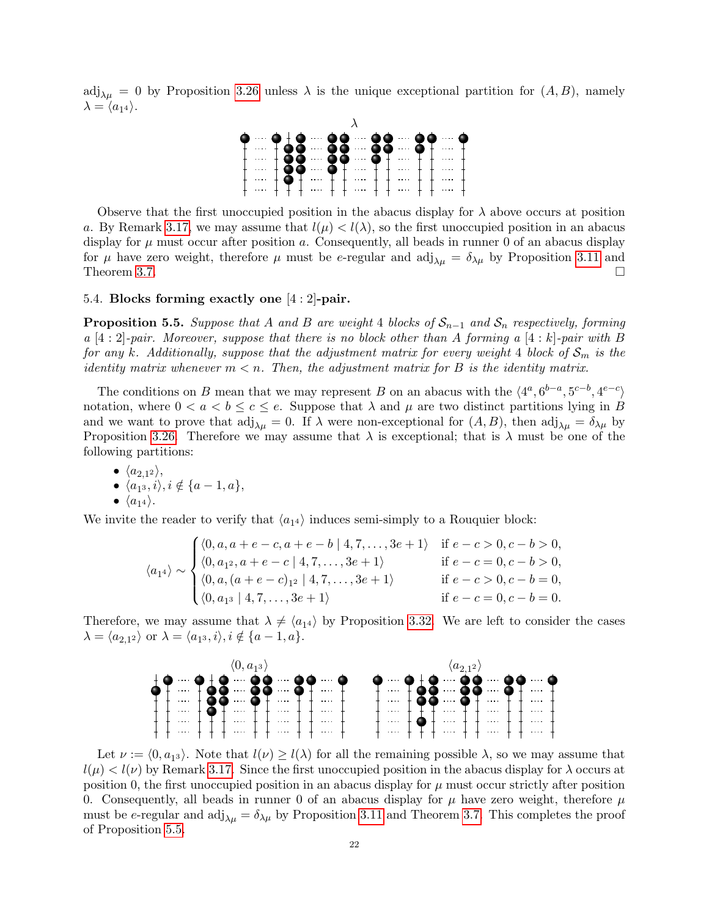$\mathrm{adj}_{\lambda\mu} = 0$ by Proposition 3.26 unless $\lambda$ is the unique exceptional partition for $(A, B)$, namely $\lambda = \langle a_{1^4} \rangle$.

Observe that the first unoccupied position in the abacus display for $\lambda$ above occurs at position $a$. By Remark 3.17, we may assume that $l(\mu) < l(\lambda)$, so the first unoccupied position in an abacus display for $\mu$ must occur after position $a$. Consequently, all beads in runner 0 of an abacus display for $\mu$ have zero weight, therefore $\mu$ must be $e$-regular and $\mathrm{adj}_{\lambda\mu} = \delta_{\lambda\mu}$ by Proposition 3.11 and Theorem 3.7. $\square$

### 5.4. Blocks forming exactly one $[4:2]$-pair.

**Proposition 5.5.** *Suppose that $A$ and $B$ are weight 4 blocks of $\mathcal{S}_{n-1}$ and $\mathcal{S}_n$ respectively, forming a $[4:2]$-pair. Moreover, suppose that there is no block other than $A$ forming a $[4:k]$-pair with $B$ for any $k$. Additionally, suppose that the adjustment matrix for every weight 4 block of $\mathcal{S}_m$ is the identity matrix whenever $m < n$. Then, the adjustment matrix for $B$ is the identity matrix.*

The conditions on $B$ mean that we may represent $B$ on an abacus with the $\langle 4^a, 6^{b-a}, 5^{c-b}, 4^{e-c} \rangle$ notation, where $0 < a < b \le c \le e$. Suppose that $\lambda$ and $\mu$ are two distinct partitions lying in $B$ and we want to prove that $\mathrm{adj}_{\lambda\mu} = 0$. If $\lambda$ were non-exceptional for $(A, B)$, then $\mathrm{adj}_{\lambda\mu} = \delta_{\lambda\mu}$ by Proposition 3.26. Therefore we may assume that $\lambda$ is exceptional; that is $\lambda$ must be one of the following partitions:

- $\langle a_{2,1^2} \rangle$,
- $\langle a_{1^3}, i \rangle, i \notin \{a-1, a\}$,
- $\langle a_{1^4} \rangle$.

We invite the reader to verify that $\langle a_{1^4} \rangle$ induces semi-simply to a Rouquier block:

$$\langle a_{1^4} \rangle \sim \begin{cases} \langle 0, a, a+e-c, a+e-b \mid 4, 7, \ldots, 3e+1 \rangle & \text{if } e-c > 0, c-b > 0, \\ \langle 0, a_{1^2}, a+e-c \mid 4, 7, \ldots, 3e+1 \rangle & \text{if } e-c = 0, c-b > 0, \\ \langle 0, a, (a+e-c)_{1^2} \mid 4, 7, \ldots, 3e+1 \rangle & \text{if } e-c > 0, c-b = 0, \\ \langle 0, a_{1^3} \mid 4, 7, \ldots, 3e+1 \rangle & \text{if } e-c = 0, c-b = 0. \end{cases}$$

Therefore, we may assume that $\lambda \neq \langle a_{1^4} \rangle$ by Proposition 3.32. We are left to consider the cases $\lambda = \langle a_{2,1^2} \rangle$ or $\lambda = \langle a_{1^3}, i \rangle, i \notin \{a-1, a\}$.

Let $\nu := \langle 0, a_{1^3} \rangle$. Note that $l(\nu) \ge l(\lambda)$ for all the remaining possible $\lambda$, so we may assume that $l(\mu) < l(\nu)$ by Remark 3.17. Since the first unoccupied position in the abacus display for $\lambda$ occurs at position 0, the first unoccupied position in an abacus display for $\mu$ must occur strictly after position 0. Consequently, all beads in runner 0 of an abacus display for $\mu$ have zero weight, therefore $\mu$ must be $e$-regular and $\mathrm{adj}_{\lambda\mu} = \delta_{\lambda\mu}$ by Proposition 3.11 and Theorem 3.7. This completes the proof of Proposition 5.5.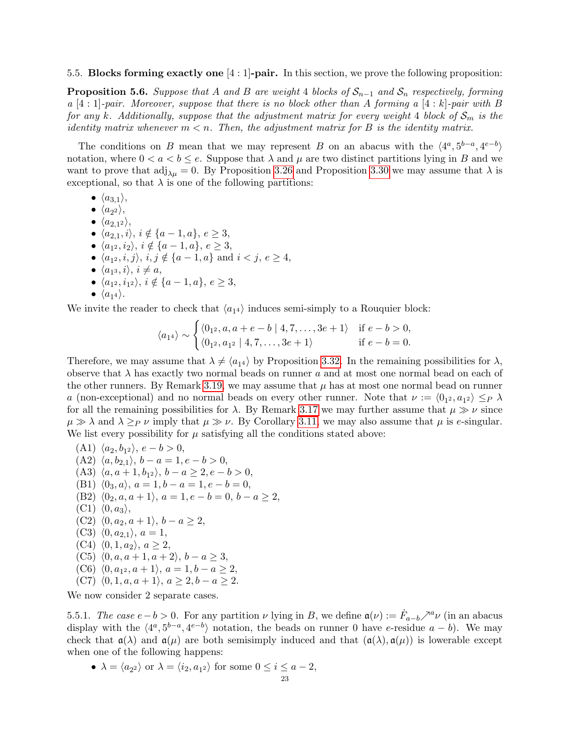5.5. **Blocks forming exactly one** $[4:1]$**-pair.** In this section, we prove the following proposition:

**Proposition 5.6.** *Suppose that $A$ and $B$ are weight 4 blocks of $\mathcal{S}_{n-1}$ and $\mathcal{S}_n$ respectively, forming a $[4:1]$-pair. Moreover, suppose that there is no block other than $A$ forming a $[4:k]$-pair with $B$ for any $k$. Additionally, suppose that the adjustment matrix for every weight 4 block of $\mathcal{S}_m$ is the identity matrix whenever $m<n$. Then, the adjustment matrix for $B$ is the identity matrix.*

The conditions on $B$ mean that we may represent $B$ on an abacus with the $\langle 4^a, 5^{b-a}, 4^{e-b}\rangle$ notation, where $0<a<b\le e$. Suppose that $\lambda$ and $\mu$ are two distinct partitions lying in $B$ and we want to prove that $\mathrm{adj}_{\lambda\mu}=0$. By Proposition 3.26 and Proposition 3.30 we may assume that $\lambda$ is exceptional, so that $\lambda$ is one of the following partitions:

- $\langle a_{3,1}\rangle$,
- $\langle a_{2^2}\rangle$,
- $\langle a_{2,1^2}\rangle$,
- $\langle a_{2,1}, i\rangle$, $i\notin\{a-1,a\}$, $e\ge 3$,
- $\langle a_{1^2}, i_2\rangle$, $i\notin\{a-1,a\}$, $e\ge 3$,
- $\langle a_{1^2}, i, j\rangle$, $i,j\notin\{a-1,a\}$ and $i<j$, $e\ge 4$,
- $\langle a_{1^3}, i\rangle$, $i\ne a$,
- $\langle a_{1^2}, i_{1^2}\rangle$, $i\notin\{a-1,a\}$, $e\ge 3$,
- $\langle a_{1^4}\rangle$.

We invite the reader to check that $\langle a_{1^4}\rangle$ induces semi-simply to a Rouquier block:

$$\langle a_{1^4}\rangle \sim \begin{cases}\langle 0_{1^2}, a, a+e-b \mid 4,7,\dots,3e+1\rangle & \text{if } e-b>0,\\ \langle 0_{1^2}, a_{1^2} \mid 4,7,\dots,3e+1\rangle & \text{if } e-b=0.\end{cases}$$

Therefore, we may assume that $\lambda\ne\langle a_{1^4}\rangle$ by Proposition 3.32. In the remaining possibilities for $\lambda$, observe that $\lambda$ has exactly two normal beads on runner $a$ and at most one normal bead on each of the other runners. By Remark 3.19, we may assume that $\mu$ has at most one normal bead on runner $a$ (non-exceptional) and no normal beads on every other runner. Note that $\nu:=\langle 0_{1^2}, a_{1^2}\rangle \le_P \lambda$ for all the remaining possibilities for $\lambda$. By Remark 3.17 we may further assume that $\mu\gg\nu$ since $\mu\gg\lambda$ and $\lambda\ge_P\nu$ imply that $\mu\gg\nu$. By Corollary 3.11, we may also assume that $\mu$ is $e$-singular. We list every possibility for $\mu$ satisfying all the conditions stated above:

(A1) $\langle a_2, b_{1^2}\rangle$, $e-b>0$,
(A2) $\langle a, b_{2,1}\rangle$, $b-a=1, e-b>0$,
(A3) $\langle a, a+1, b_{1^2}\rangle$, $b-a\ge 2, e-b>0$,
(B1) $\langle 0_3, a\rangle$, $a=1, b-a=1, e-b=0$,
(B2) $\langle 0_2, a, a+1\rangle$, $a=1, e-b=0$, $b-a\ge 2$,
(C1) $\langle 0, a_3\rangle$,
(C2) $\langle 0, a_2, a+1\rangle$, $b-a\ge 2$,
(C3) $\langle 0, a_{2,1}\rangle$, $a=1$,
(C4) $\langle 0, 1, a_2\rangle$, $a\ge 2$,
(C5) $\langle 0, a, a+1, a+2\rangle$, $b-a\ge 3$,
(C6) $\langle 0, a_{1^2}, a+1\rangle$, $a=1, b-a\ge 2$,
(C7) $\langle 0, 1, a, a+1\rangle$, $a\ge 2, b-a\ge 2$.

We now consider 2 separate cases.

5.5.1. *The case $e-b>0$.* For any partition $\nu$ lying in $B$, we define $\mathfrak{a}(\nu):=\dot{F}_{a-b}{\nearrow^a}\nu$ (in an abacus display with the $\langle 4^a, 5^{b-a}, 4^{e-b}\rangle$ notation, the beads on runner 0 have $e$-residue $a-b$). We may check that $\mathfrak{a}(\lambda)$ and $\mathfrak{a}(\mu)$ are both semisimply induced and that $(\mathfrak{a}(\lambda),\mathfrak{a}(\mu))$ is lowerable except when one of the following happens:

- $\lambda=\langle a_{2^2}\rangle$ or $\lambda=\langle i_2, a_{1^2}\rangle$ for some $0\le i\le a-2$,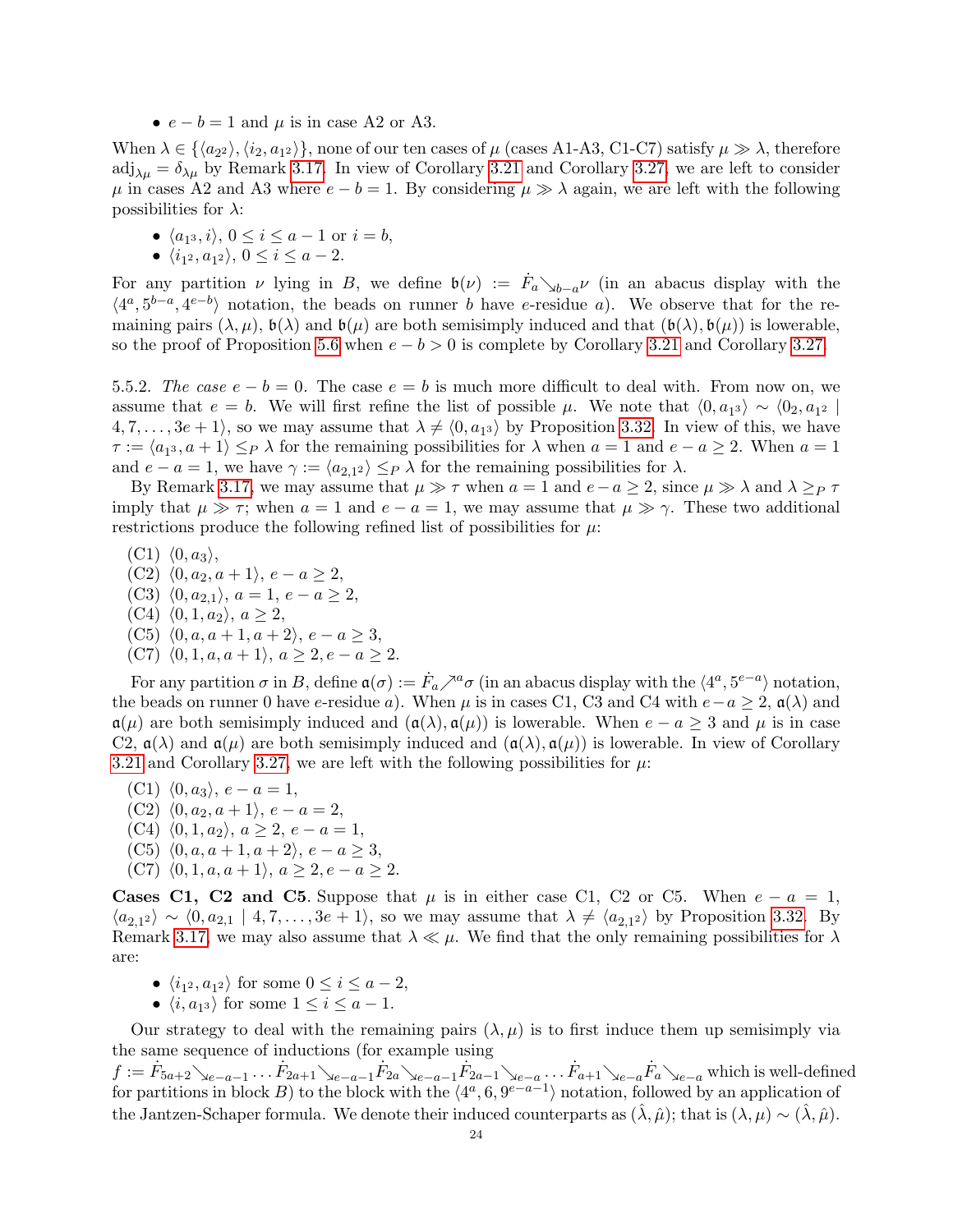- $e - b = 1$ and $\mu$ is in case A2 or A3.

When $\lambda \in \{\langle a_{2^2}\rangle, \langle i_2, a_{1^2}\rangle\}$, none of our ten cases of $\mu$ (cases A1-A3, C1-C7) satisfy $\mu \gg \lambda$, therefore $\mathrm{adj}_{\lambda\mu} = \delta_{\lambda\mu}$ by Remark 3.17. In view of Corollary 3.21 and Corollary 3.27, we are left to consider $\mu$ in cases A2 and A3 where $e - b = 1$. By considering $\mu \gg \lambda$ again, we are left with the following possibilities for $\lambda$:

- $\langle a_{1^3}, i\rangle$, $0 \le i \le a-1$ or $i = b$,
- $\langle i_{1^2}, a_{1^2}\rangle$, $0 \le i \le a-2$.

For any partition $\nu$ lying in $B$, we define $\mathfrak{b}(\nu) := \dot{F}_a{\searrow_{b-a}}\nu$ (in an abacus display with the $\langle 4^a, 5^{b-a}, 4^{e-b}\rangle$ notation, the beads on runner $b$ have $e$-residue $a$). We observe that for the remaining pairs $(\lambda, \mu)$, $\mathfrak{b}(\lambda)$ and $\mathfrak{b}(\mu)$ are both semisimply induced and that $(\mathfrak{b}(\lambda), \mathfrak{b}(\mu))$ is lowerable, so the proof of Proposition 5.6 when $e - b > 0$ is complete by Corollary 3.21 and Corollary 3.27.

5.5.2. *The case $e - b = 0$.* The case $e = b$ is much more difficult to deal with. From now on, we assume that $e = b$. We will first refine the list of possible $\mu$. We note that $\langle 0, a_{1^3}\rangle \sim \langle 0_2, a_{1^2} \mid 4, 7, \ldots, 3e+1\rangle$, so we may assume that $\lambda \neq \langle 0, a_{1^3}\rangle$ by Proposition 3.32. In view of this, we have $\tau := \langle a_{1^3}, a+1\rangle \le_P \lambda$ for the remaining possibilities for $\lambda$ when $a = 1$ and $e - a \ge 2$. When $a = 1$ and $e - a = 1$, we have $\gamma := \langle a_{2,1^2}\rangle \le_P \lambda$ for the remaining possibilities for $\lambda$.

By Remark 3.17, we may assume that $\mu \gg \tau$ when $a = 1$ and $e - a \ge 2$, since $\mu \gg \lambda$ and $\lambda \ge_P \tau$ imply that $\mu \gg \tau$; when $a = 1$ and $e - a = 1$, we may assume that $\mu \gg \gamma$. These two additional restrictions produce the following refined list of possibilities for $\mu$:

(C1) $\langle 0, a_3\rangle$,
(C2) $\langle 0, a_2, a+1\rangle$, $e - a \ge 2$,
(C3) $\langle 0, a_{2,1}\rangle$, $a = 1$, $e - a \ge 2$,
(C4) $\langle 0, 1, a_2\rangle$, $a \ge 2$,
(C5) $\langle 0, a, a+1, a+2\rangle$, $e - a \ge 3$,
(C7) $\langle 0, 1, a, a+1\rangle$, $a \ge 2, e - a \ge 2$.

For any partition $\sigma$ in $B$, define $\mathfrak{a}(\sigma) := \dot{F}_a{\nearrow^a}\sigma$ (in an abacus display with the $\langle 4^a, 5^{e-a}\rangle$ notation, the beads on runner 0 have $e$-residue $a$). When $\mu$ is in cases C1, C3 and C4 with $e-a \ge 2$, $\mathfrak{a}(\lambda)$ and $\mathfrak{a}(\mu)$ are both semisimply induced and $(\mathfrak{a}(\lambda), \mathfrak{a}(\mu))$ is lowerable. When $e - a \ge 3$ and $\mu$ is in case C2, $\mathfrak{a}(\lambda)$ and $\mathfrak{a}(\mu)$ are both semisimply induced and $(\mathfrak{a}(\lambda), \mathfrak{a}(\mu))$ is lowerable. In view of Corollary 3.21 and Corollary 3.27, we are left with the following possibilities for $\mu$:

(C1) $\langle 0, a_3\rangle$, $e - a = 1$,
(C2) $\langle 0, a_2, a+1\rangle$, $e - a = 2$,
(C4) $\langle 0, 1, a_2\rangle$, $a \ge 2$, $e - a = 1$,
(C5) $\langle 0, a, a+1, a+2\rangle$, $e - a \ge 3$,
(C7) $\langle 0, 1, a, a+1\rangle$, $a \ge 2, e - a \ge 2$.

**Cases C1, C2 and C5.** Suppose that $\mu$ is in either case C1, C2 or C5. When $e - a = 1$, $\langle a_{2,1^2}\rangle \sim \langle 0, a_{2,1} \mid 4, 7, \ldots, 3e+1\rangle$, so we may assume that $\lambda \neq \langle a_{2,1^2}\rangle$ by Proposition 3.32. By Remark 3.17, we may also assume that $\lambda \ll \mu$. We find that the only remaining possibilities for $\lambda$ are:

- $\langle i_{1^2}, a_{1^2}\rangle$ for some $0 \le i \le a-2$,
- $\langle i, a_{1^3}\rangle$ for some $1 \le i \le a-1$.

Our strategy to deal with the remaining pairs $(\lambda, \mu)$ is to first induce them up semisimply via the same sequence of inductions (for example using $f := \dot{F}_{5a+2}{\searrow_{e-a-1}} \ldots \dot{F}_{2a+1}{\searrow_{e-a-1}}\dot{F}_{2a}{\searrow_{e-a-1}}\dot{F}_{2a-1}{\searrow_{e-a}} \ldots \dot{F}_{a+1}{\searrow_{e-a}}\dot{F}_a{\searrow_{e-a}}$ which is well-defined for partitions in block $B$) to the block with the $\langle 4^a, 6, 9^{e-a-1}\rangle$ notation, followed by an application of the Jantzen-Schaper formula. We denote their induced counterparts as $(\hat{\lambda}, \hat{\mu})$; that is $(\lambda, \mu) \sim (\hat{\lambda}, \hat{\mu})$.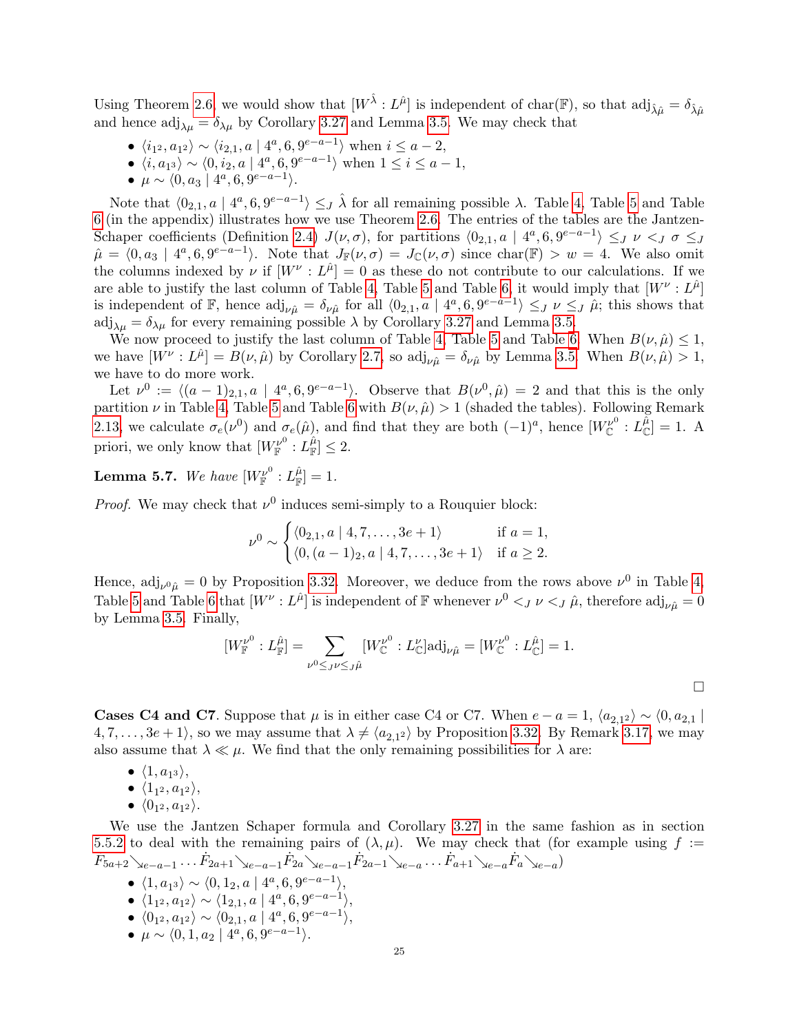Using Theorem 2.6, we would show that $[W^{\hat{\lambda}} : L^{\hat{\mu}}]$ is independent of $\mathrm{char}(\mathbb{F})$, so that $\mathrm{adj}_{\hat{\lambda}\hat{\mu}} = \delta_{\hat{\lambda}\hat{\mu}}$ and hence $\mathrm{adj}_{\lambda\mu} = \delta_{\lambda\mu}$ by Corollary 3.27 and Lemma 3.5. We may check that

- $\langle i_{1^2}, a_{1^2}\rangle \sim \langle i_{2,1}, a \mid 4^a, 6, 9^{e-a-1}\rangle$ when $i \le a-2$,
- $\langle i, a_{1^3}\rangle \sim \langle 0, i_2, a \mid 4^a, 6, 9^{e-a-1}\rangle$ when $1 \le i \le a-1$,
- $\mu \sim \langle 0, a_3 \mid 4^a, 6, 9^{e-a-1}\rangle$.

Note that $\langle 0_{2,1}, a \mid 4^a, 6, 9^{e-a-1}\rangle \le_J \hat{\lambda}$ for all remaining possible $\lambda$. Table 4, Table 5 and Table 6 (in the appendix) illustrates how we use Theorem 2.6. The entries of the tables are the Jantzen-Schaper coefficients (Definition 2.4) $J(\nu,\sigma)$, for partitions $\langle 0_{2,1}, a \mid 4^a, 6, 9^{e-a-1}\rangle \le_J \nu <_J \sigma \le_J \hat{\mu} = \langle 0, a_3 \mid 4^a, 6, 9^{e-a-1}\rangle$. Note that $J_{\mathbb{F}}(\nu,\sigma) = J_{\mathbb{C}}(\nu,\sigma)$ since $\mathrm{char}(\mathbb{F}) > w = 4$. We also omit the columns indexed by $\nu$ if $[W^\nu : L^{\hat{\mu}}] = 0$ as these do not contribute to our calculations. If we are able to justify the last column of Table 4, Table 5 and Table 6, it would imply that $[W^\nu : L^{\hat{\mu}}]$ is independent of $\mathbb{F}$, hence $\mathrm{adj}_{\nu\hat{\mu}} = \delta_{\nu\hat{\mu}}$ for all $\langle 0_{2,1}, a \mid 4^a, 6, 9^{e-a-1}\rangle \le_J \nu \le_J \hat{\mu}$; this shows that $\mathrm{adj}_{\lambda\mu} = \delta_{\lambda\mu}$ for every remaining possible $\lambda$ by Corollary 3.27 and Lemma 3.5.

We now proceed to justify the last column of Table 4, Table 5 and Table 6. When $B(\nu,\hat{\mu}) \le 1$, we have $[W^\nu : L^{\hat{\mu}}] = B(\nu,\hat{\mu})$ by Corollary 2.7, so $\mathrm{adj}_{\nu\hat{\mu}} = \delta_{\nu\hat{\mu}}$ by Lemma 3.5. When $B(\nu,\hat{\mu}) > 1$, we have to do more work.

Let $\nu^0 := \langle (a-1)_{2,1}, a \mid 4^a, 6, 9^{e-a-1}\rangle$. Observe that $B(\nu^0,\hat{\mu}) = 2$ and that this is the only partition $\nu$ in Table 4, Table 5 and Table 6 with $B(\nu,\hat{\mu}) > 1$ (shaded the tables). Following Remark 2.13, we calculate $\sigma_e(\nu^0)$ and $\sigma_e(\hat{\mu})$, and find that they are both $(-1)^a$, hence $[W^{\nu^0}_{\mathbb{C}} : L^{\hat{\mu}}_{\mathbb{C}}] = 1$. A priori, we only know that $[W^{\nu^0}_{\mathbb{F}} : L^{\hat{\mu}}_{\mathbb{F}}] \le 2$.

**Lemma 5.7.** *We have* $[W^{\nu^0}_{\mathbb{F}} : L^{\hat{\mu}}_{\mathbb{F}}] = 1$.

*Proof.* We may check that $\nu^0$ induces semi-simply to a Rouquier block:

$$\nu^0 \sim \begin{cases} \langle 0_{2,1}, a \mid 4, 7, \ldots, 3e+1\rangle & \text{if } a = 1,\\ \langle 0, (a-1)_2, a \mid 4, 7, \ldots, 3e+1\rangle & \text{if } a \ge 2.\end{cases}$$

Hence, $\mathrm{adj}_{\nu^0\hat{\mu}} = 0$ by Proposition 3.32. Moreover, we deduce from the rows above $\nu^0$ in Table 4, Table 5 and Table 6 that $[W^\nu : L^{\hat{\mu}}]$ is independent of $\mathbb{F}$ whenever $\nu^0 <_J \nu <_J \hat{\mu}$, therefore $\mathrm{adj}_{\nu\hat{\mu}} = 0$ by Lemma 3.5. Finally,

$$[W^{\nu^0}_{\mathbb{F}} : L^{\hat{\mu}}_{\mathbb{F}}] = \sum_{\nu^0 \le_J \nu \le_J \hat{\mu}} [W^{\nu^0}_{\mathbb{C}} : L^{\nu}_{\mathbb{C}}]\mathrm{adj}_{\nu\hat{\mu}} = [W^{\nu^0}_{\mathbb{C}} : L^{\hat{\mu}}_{\mathbb{C}}] = 1.$$

□

**Cases C4 and C7.** Suppose that $\mu$ is in either case C4 or C7. When $e - a = 1$, $\langle a_{2,1^2}\rangle \sim \langle 0, a_{2,1} \mid 4, 7, \ldots, 3e+1\rangle$, so we may assume that $\lambda \ne \langle a_{2,1^2}\rangle$ by Proposition 3.32. By Remark 3.17, we may also assume that $\lambda \ll \mu$. We find that the only remaining possibilities for $\lambda$ are:

- $\langle 1, a_{1^3}\rangle$,
- $\langle 1_{1^2}, a_{1^2}\rangle$,
- $\langle 0_{1^2}, a_{1^2}\rangle$.

We use the Jantzen Schaper formula and Corollary 3.27 in the same fashion as in section 5.5.2 to deal with the remaining pairs of $(\lambda,\mu)$. We may check that (for example using $f := F_{5a+2}\searrow_{e-a-1} \ldots \dot{F}_{2a+1}\searrow_{e-a-1}\dot{F}_{2a}\searrow_{e-a-1}\dot{F}_{2a-1}\searrow_{e-a} \ldots \dot{F}_{a+1}\searrow_{e-a}\dot{F}_{a}\searrow_{e-a}$)

- $\langle 1, a_{1^3}\rangle \sim \langle 0, 1_2, a \mid 4^a, 6, 9^{e-a-1}\rangle$,
- $\langle 1_{1^2}, a_{1^2}\rangle \sim \langle 1_{2,1}, a \mid 4^a, 6, 9^{e-a-1}\rangle$,
- $\langle 0_{1^2}, a_{1^2}\rangle \sim \langle 0_{2,1}, a \mid 4^a, 6, 9^{e-a-1}\rangle$,
- $\mu \sim \langle 0, 1, a_2 \mid 4^a, 6, 9^{e-a-1}\rangle$.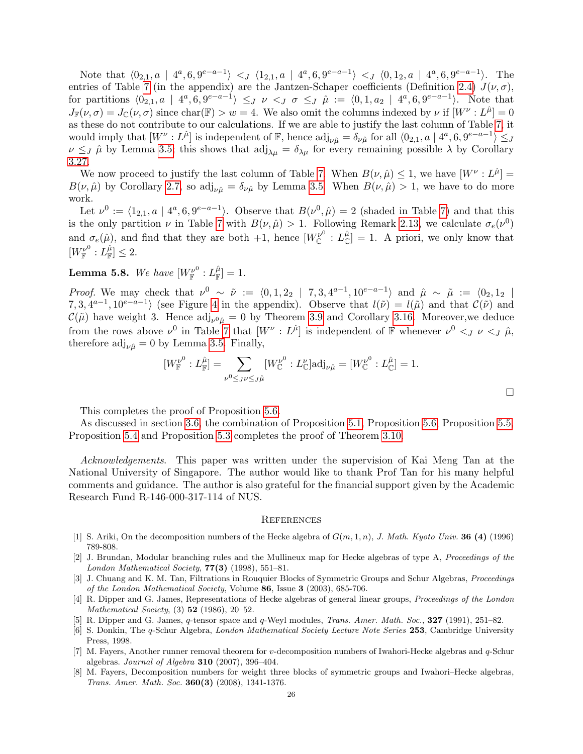Note that $\langle 0_{2,1}, a \mid 4^a, 6, 9^{e-a-1}\rangle <_J \langle 1_{2,1}, a \mid 4^a, 6, 9^{e-a-1}\rangle <_J \langle 0, 1_2, a \mid 4^a, 6, 9^{e-a-1}\rangle$. The entries of Table 7 (in the appendix) are the Jantzen-Schaper coefficients (Definition 2.4) $J(\nu,\sigma)$, for partitions $\langle 0_{2,1}, a \mid 4^a, 6, 9^{e-a-1}\rangle \leq_J \nu <_J \sigma \leq_J \hat{\mu} := \langle 0, 1, a_2 \mid 4^a, 6, 9^{e-a-1}\rangle$. Note that $J_{\mathbb{F}}(\nu,\sigma) = J_{\mathbb{C}}(\nu,\sigma)$ since $\mathrm{char}(\mathbb{F}) > w = 4$. We also omit the columns indexed by $\nu$ if $[W^\nu : L^{\hat{\mu}}] = 0$ as these do not contribute to our calculations. If we are able to justify the last column of Table 7, it would imply that $[W^\nu : L^{\hat{\mu}}]$ is independent of $\mathbb{F}$, hence $\mathrm{adj}_{\nu\hat{\mu}} = \delta_{\nu\hat{\mu}}$ for all $\langle 0_{2,1}, a \mid 4^a, 6, 9^{e-a-1}\rangle \leq_J \nu \leq_J \hat{\mu}$ by Lemma 3.5; this shows that $\mathrm{adj}_{\lambda\mu} = \delta_{\lambda\mu}$ for every remaining possible $\lambda$ by Corollary 3.27.

We now proceed to justify the last column of Table 7. When $B(\nu,\hat{\mu}) \leq 1$, we have $[W^\nu : L^{\hat{\mu}}] = B(\nu,\hat{\mu})$ by Corollary 2.7, so $\mathrm{adj}_{\nu\hat{\mu}} = \delta_{\nu\hat{\mu}}$ by Lemma 3.5. When $B(\nu,\hat{\mu}) > 1$, we have to do more work.

Let $\nu^0 := \langle 1_{2,1}, a \mid 4^a, 6, 9^{e-a-1}\rangle$. Observe that $B(\nu^0,\hat{\mu}) = 2$ (shaded in Table 7) and that this is the only partition $\nu$ in Table 7 with $B(\nu,\hat{\mu}) > 1$. Following Remark 2.13, we calculate $\sigma_e(\nu^0)$ and $\sigma_e(\hat{\mu})$, and find that they are both $+1$, hence $[W_{\mathbb{C}}^{\nu^0} : L_{\mathbb{C}}^{\hat{\mu}}] = 1$. A priori, we only know that $[W_{\mathbb{F}}^{\nu^0} : L_{\mathbb{F}}^{\hat{\mu}}] \leq 2$.

**Lemma 5.8.** *We have* $[W_{\mathbb{F}}^{\nu^0} : L_{\mathbb{F}}^{\hat{\mu}}] = 1$.

*Proof.* We may check that $\nu^0 \sim \tilde{\nu} := \langle 0, 1, 2_2 \mid 7, 3, 4^{a-1}, 10^{e-a-1}\rangle$ and $\hat{\mu} \sim \tilde{\mu} := \langle 0_2, 1_2 \mid 7, 3, 4^{a-1}, 10^{e-a-1}\rangle$ (see Figure 4 in the appendix). Observe that $l(\tilde{\nu}) = l(\tilde{\mu})$ and that $\mathcal{C}(\tilde{\nu})$ and $\mathcal{C}(\tilde{\mu})$ have weight 3. Hence $\mathrm{adj}_{\nu^0\hat{\mu}} = 0$ by Theorem 3.9 and Corollary 3.16. Moreover,we deduce from the rows above $\nu^0$ in Table 7 that $[W^\nu : L^{\hat{\mu}}]$ is independent of $\mathbb{F}$ whenever $\nu^0 <_J \nu <_J \hat{\mu}$, therefore $\mathrm{adj}_{\nu\hat{\mu}} = 0$ by Lemma 3.5. Finally,

$$[W_{\mathbb{F}}^{\nu^0} : L_{\mathbb{F}}^{\hat{\mu}}] = \sum_{\nu^0 \leq_J \nu \leq_J \hat{\mu}} [W_{\mathbb{C}}^{\nu^0} : L_{\mathbb{C}}^{\nu}]\mathrm{adj}_{\nu\hat{\mu}} = [W_{\mathbb{C}}^{\nu^0} : L_{\mathbb{C}}^{\hat{\mu}}] = 1.$$

□

This completes the proof of Proposition 5.6.

As discussed in section 3.6, the combination of Proposition 5.1, Proposition 5.6, Proposition 5.5, Proposition 5.4 and Proposition 5.3 completes the proof of Theorem 3.10.

*Acknowledgements*. This paper was written under the supervision of Kai Meng Tan at the National University of Singapore. The author would like to thank Prof Tan for his many helpful comments and guidance. The author is also grateful for the financial support given by the Academic Research Fund R-146-000-317-114 of NUS.

## References

[1] S. Ariki, On the decomposition numbers of the Hecke algebra of $G(m, 1, n)$, *J. Math. Kyoto Univ.* **36 (4)** (1996) 789-808.

[2] J. Brundan, Modular branching rules and the Mullineux map for Hecke algebras of type A, *Proceedings of the London Mathematical Society*, **77(3)** (1998), 551–81.

[3] J. Chuang and K. M. Tan, Filtrations in Rouquier Blocks of Symmetric Groups and Schur Algebras, *Proceedings of the London Mathematical Society*, Volume **86**, Issue **3** (2003), 685-706.

[4] R. Dipper and G. James, Representations of Hecke algebras of general linear groups, *Proceedings of the London Mathematical Society*, (3) **52** (1986), 20–52.

[5] R. Dipper and G. James, $q$-tensor space and $q$-Weyl modules, *Trans. Amer. Math. Soc.*, **327** (1991), 251–82.

[6] S. Donkin, The $q$-Schur Algebra, *London Mathematical Society Lecture Note Series* **253**, Cambridge University Press, 1998.

[7] M. Fayers, Another runner removal theorem for $v$-decomposition numbers of Iwahori-Hecke algebras and $q$-Schur algebras. *Journal of Algebra* **310** (2007), 396–404.

[8] M. Fayers, Decomposition numbers for weight three blocks of symmetric groups and Iwahori–Hecke algebras, *Trans. Amer. Math. Soc.* **360(3)** (2008), 1341-1376.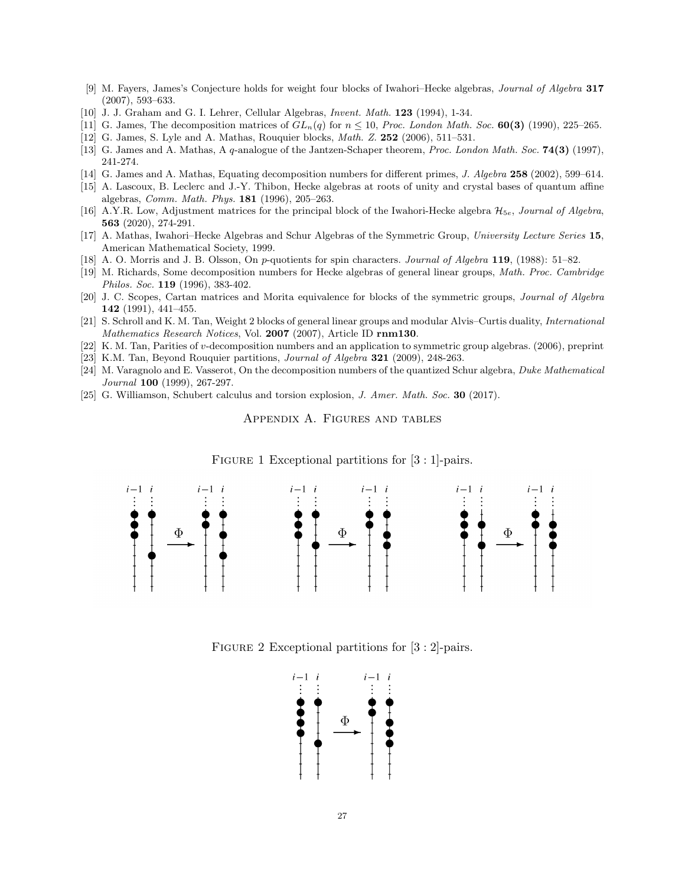[9] M. Fayers, James's Conjecture holds for weight four blocks of Iwahori–Hecke algebras, *Journal of Algebra* **317** (2007), 593–633.

[10] J. J. Graham and G. I. Lehrer, Cellular Algebras, *Invent. Math.* **123** (1994), 1-34.

[11] G. James, The decomposition matrices of $GL_n(q)$ for $n \leq 10$, *Proc. London Math. Soc.* **60(3)** (1990), 225–265.

[12] G. James, S. Lyle and A. Mathas, Rouquier blocks, *Math. Z.* **252** (2006), 511–531.

[13] G. James and A. Mathas, A $q$-analogue of the Jantzen-Schaper theorem, *Proc. London Math. Soc.* **74(3)** (1997), 241-274.

[14] G. James and A. Mathas, Equating decomposition numbers for different primes, *J. Algebra* **258** (2002), 599–614.

[15] A. Lascoux, B. Leclerc and J.-Y. Thibon, Hecke algebras at roots of unity and crystal bases of quantum affine algebras, *Comm. Math. Phys.* **181** (1996), 205–263.

[16] A.Y.R. Low, Adjustment matrices for the principal block of the Iwahori-Hecke algebra $\mathcal{H}_{5e}$, *Journal of Algebra*, **563** (2020), 274-291.

[17] A. Mathas, Iwahori–Hecke Algebras and Schur Algebras of the Symmetric Group, *University Lecture Series* **15**, American Mathematical Society, 1999.

[18] A. O. Morris and J. B. Olsson, On $p$-quotients for spin characters. *Journal of Algebra* **119**, (1988): 51–82.

[19] M. Richards, Some decomposition numbers for Hecke algebras of general linear groups, *Math. Proc. Cambridge Philos. Soc.* **119** (1996), 383-402.

[20] J. C. Scopes, Cartan matrices and Morita equivalence for blocks of the symmetric groups, *Journal of Algebra* **142** (1991), 441–455.

[21] S. Schroll and K. M. Tan, Weight 2 blocks of general linear groups and modular Alvis–Curtis duality, *International Mathematics Research Notices*, Vol. **2007** (2007), Article ID **rnm130**.

[22] K. M. Tan, Parities of $v$-decomposition numbers and an application to symmetric group algebras. (2006), preprint

[23] K.M. Tan, Beyond Rouquier partitions, *Journal of Algebra* **321** (2009), 248-263.

[24] M. Varagnolo and E. Vasserot, On the decomposition numbers of the quantized Schur algebra, *Duke Mathematical Journal* **100** (1999), 267-297.

[25] G. Williamson, Schubert calculus and torsion explosion, *J. Amer. Math. Soc.* **30** (2017).

## Appendix A. Figures and tables

Figure 1 Exceptional partitions for [3 : 1]-pairs.

Figure 2 Exceptional partitions for [3 : 2]-pairs.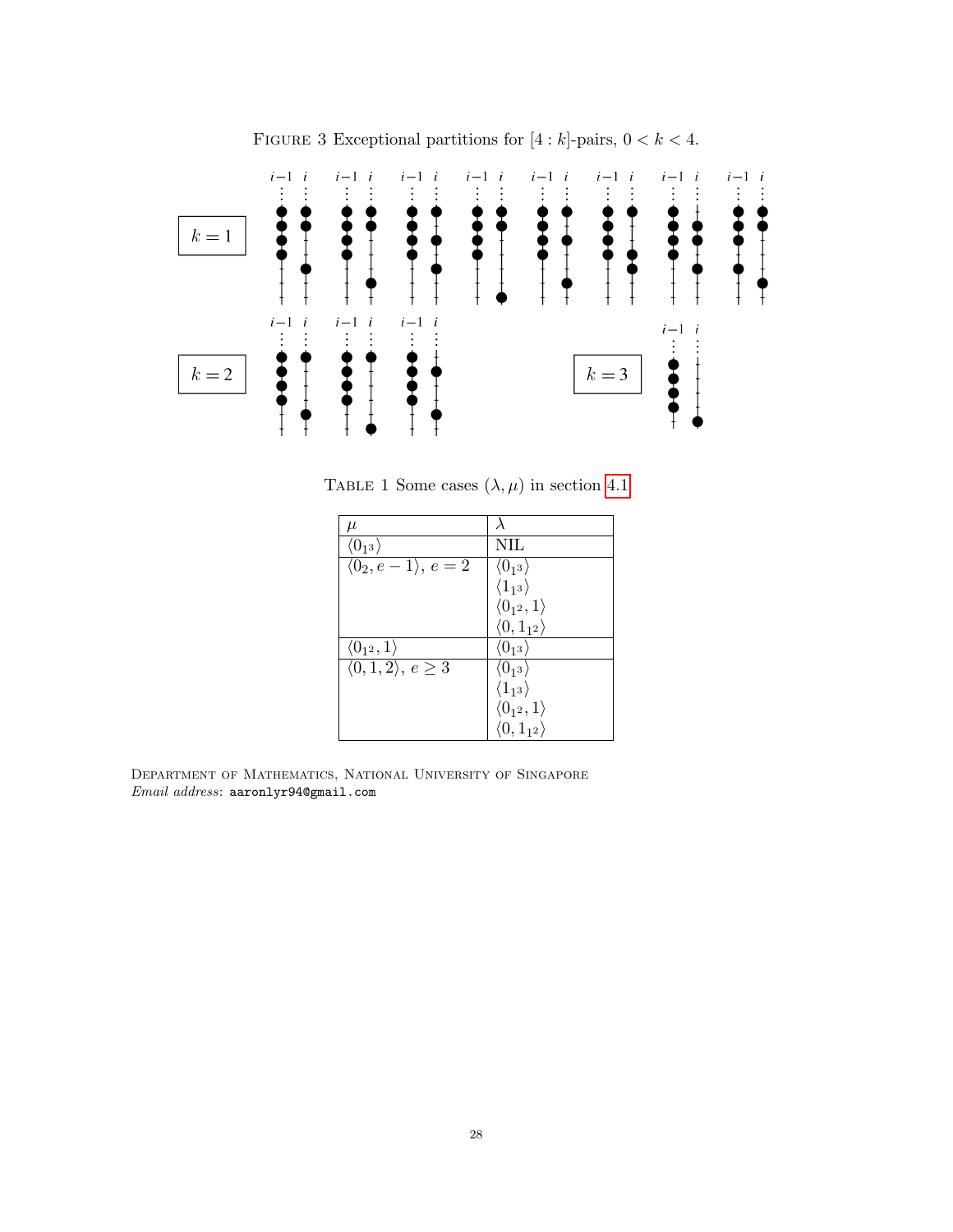FIGURE 3 Exceptional partitions for $[4:k]$-pairs, $0 < k < 4$.

TABLE 1 Some cases $(\lambda, \mu)$ in section 4.1

| $\mu$ | $\lambda$ |
|---|---|
| $\langle 0_{1^3} \rangle$ | NIL |
| $\langle 0_2, e-1 \rangle$, $e = 2$ | $\langle 0_{1^3} \rangle$ |
| | $\langle 1_{1^3} \rangle$ |
| | $\langle 0_{1^2}, 1 \rangle$ |
| | $\langle 0, 1_{1^2} \rangle$ |
| $\langle 0_{1^2}, 1 \rangle$ | $\langle 0_{1^3} \rangle$ |
| $\langle 0, 1, 2 \rangle$, $e \geq 3$ | $\langle 0_{1^3} \rangle$ |
| | $\langle 1_{1^3} \rangle$ |
| | $\langle 0_{1^2}, 1 \rangle$ |
| | $\langle 0, 1_{1^2} \rangle$ |

DEPARTMENT OF MATHEMATICS, NATIONAL UNIVERSITY OF SINGAPORE
*Email address*: aaronlyr94@gmail.com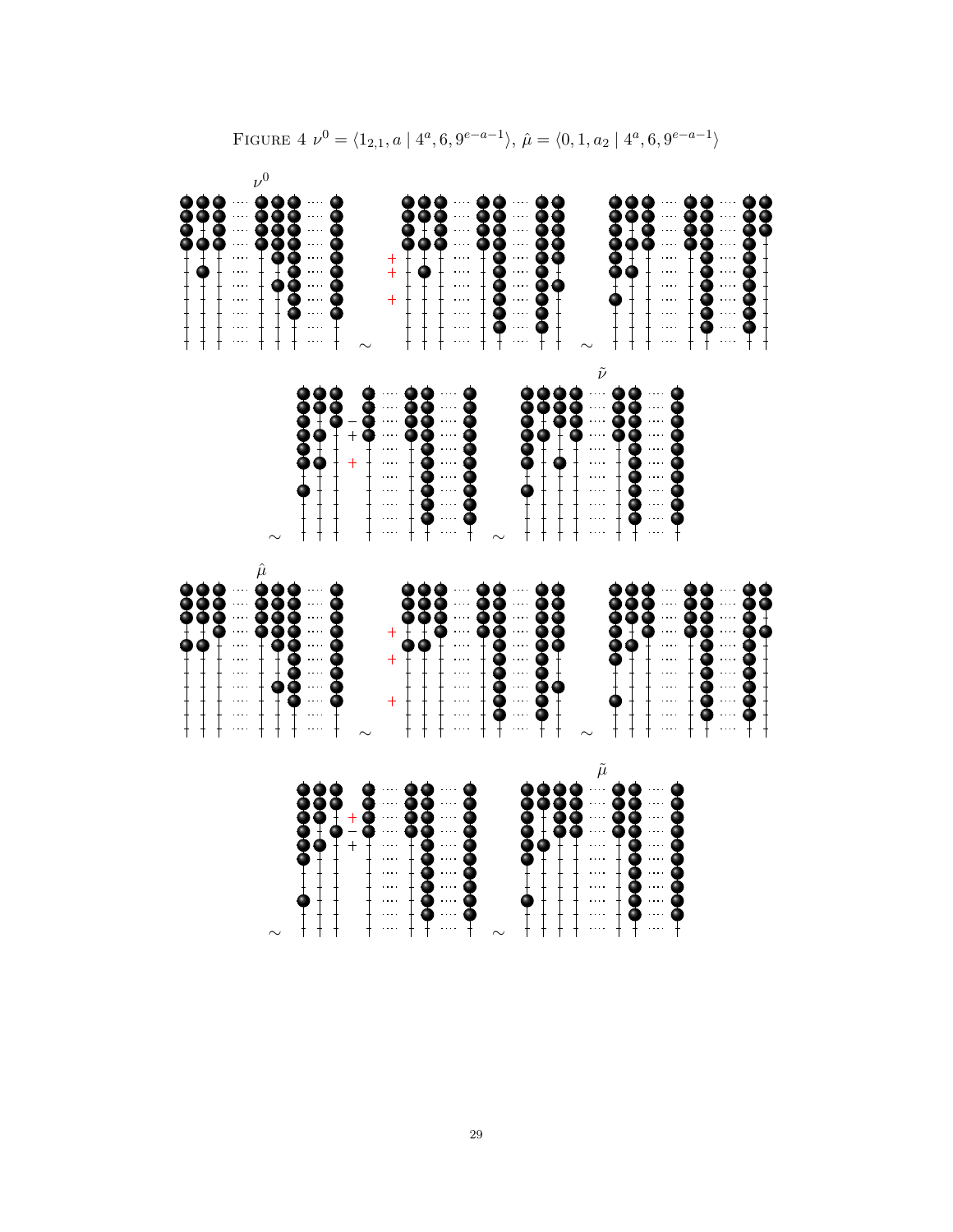FIGURE 4 $\nu^0 = \langle 1_{2,1}, a \mid 4^a, 6, 9^{e-a-1} \rangle$, $\hat{\mu} = \langle 0, 1, a_2 \mid 4^a, 6, 9^{e-a-1} \rangle$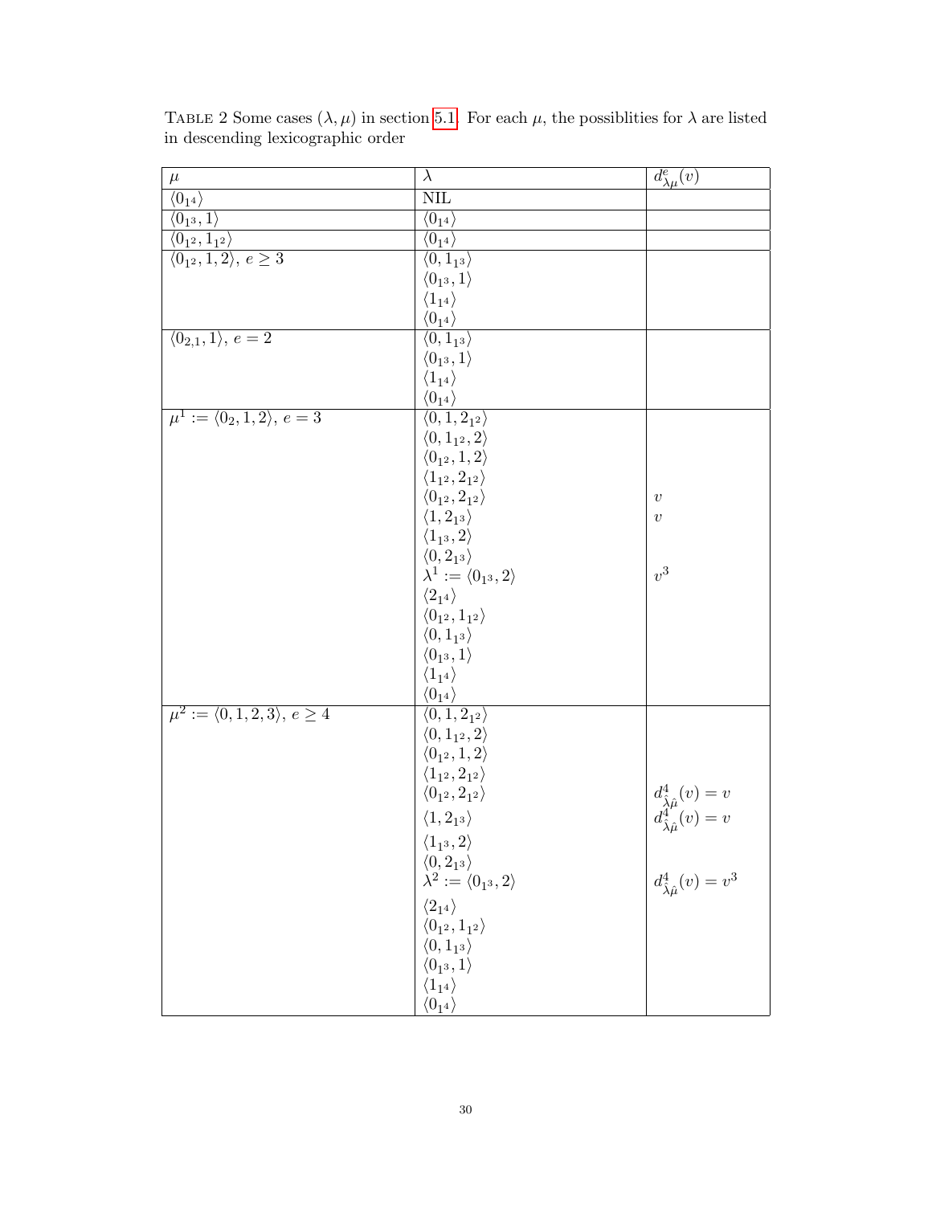TABLE 2 Some cases $(\lambda, \mu)$ in section 5.1. For each $\mu$, the possiblities for $\lambda$ are listed in descending lexicographic order

| $\mu$ | $\lambda$ | $d^e_{\lambda\mu}(v)$ |
|---|---|---|
| $\langle 0_{1^4} \rangle$ | NIL | |
| $\langle 0_{1^3}, 1 \rangle$ | $\langle 0_{1^4} \rangle$ | |
| $\langle 0_{1^2}, 1_{1^2} \rangle$ | $\langle 0_{1^4} \rangle$ | |
| $\langle 0_{1^2}, 1, 2 \rangle$, $e \geq 3$ | $\langle 0, 1_{1^3} \rangle$ | |
| | $\langle 0_{1^3}, 1 \rangle$ | |
| | $\langle 1_{1^4} \rangle$ | |
| | $\langle 0_{1^4} \rangle$ | |
| $\langle 0_{2,1}, 1 \rangle$, $e = 2$ | $\langle 0, 1_{1^3} \rangle$ | |
| | $\langle 0_{1^3}, 1 \rangle$ | |
| | $\langle 1_{1^4} \rangle$ | |
| | $\langle 0_{1^4} \rangle$ | |
| $\mu^1 := \langle 0_2, 1, 2 \rangle$, $e = 3$ | $\langle 0, 1, 2_{1^2} \rangle$ | |
| | $\langle 0, 1_{1^2}, 2 \rangle$ | |
| | $\langle 0_{1^2}, 1, 2 \rangle$ | |
| | $\langle 1_{1^2}, 2_{1^2} \rangle$ | |
| | $\langle 0_{1^2}, 2_{1^2} \rangle$ | $v$ |
| | $\langle 1, 2_{1^3} \rangle$ | $v$ |
| | $\langle 1_{1^3}, 2 \rangle$ | |
| | $\langle 0, 2_{1^3} \rangle$ | |
| | $\lambda^1 := \langle 0_{1^3}, 2 \rangle$ | $v^3$ |
| | $\langle 2_{1^4} \rangle$ | |
| | $\langle 0_{1^2}, 1_{1^2} \rangle$ | |
| | $\langle 0, 1_{1^3} \rangle$ | |
| | $\langle 0_{1^3}, 1 \rangle$ | |
| | $\langle 1_{1^4} \rangle$ | |
| | $\langle 0_{1^4} \rangle$ | |
| $\mu^2 := \langle 0, 1, 2, 3 \rangle$, $e \geq 4$ | $\langle 0, 1, 2_{1^2} \rangle$ | |
| | $\langle 0, 1_{1^2}, 2 \rangle$ | |
| | $\langle 0_{1^2}, 1, 2 \rangle$ | |
| | $\langle 1_{1^2}, 2_{1^2} \rangle$ | |
| | $\langle 0_{1^2}, 2_{1^2} \rangle$ | $d^4_{\hat{\lambda}\hat{\mu}}(v) = v$ |
| | $\langle 1, 2_{1^3} \rangle$ | $d^4_{\hat{\lambda}\hat{\mu}}(v) = v$ |
| | $\langle 1_{1^3}, 2 \rangle$ | |
| | $\langle 0, 2_{1^3} \rangle$ | |
| | $\lambda^2 := \langle 0_{1^3}, 2 \rangle$ | $d^4_{\hat{\lambda}\hat{\mu}}(v) = v^3$ |
| | $\langle 2_{1^4} \rangle$ | |
| | $\langle 0_{1^2}, 1_{1^2} \rangle$ | |
| | $\langle 0, 1_{1^3} \rangle$ | |
| | $\langle 0_{1^3}, 1 \rangle$ | |
| | $\langle 1_{1^4} \rangle$ | |
| | $\langle 0_{1^4} \rangle$ | |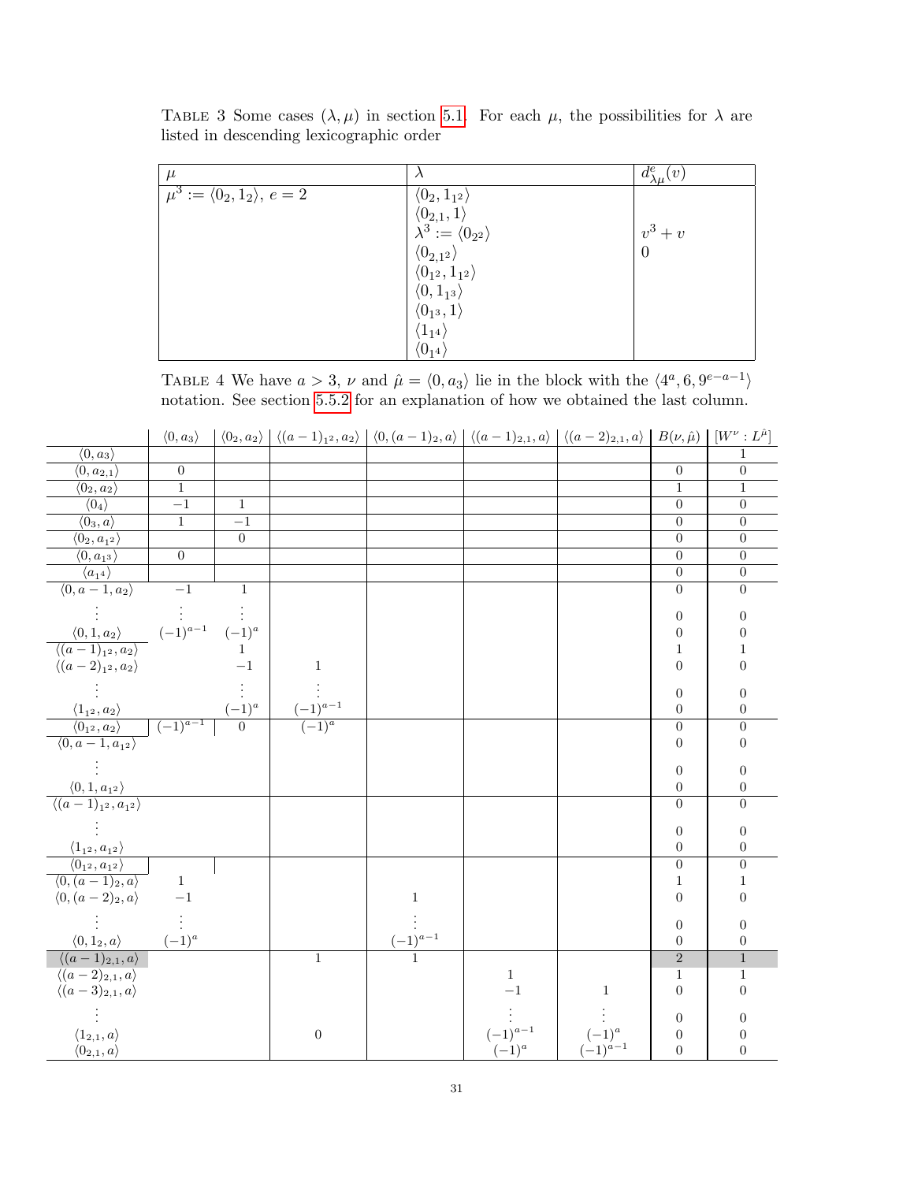TABLE 3 Some cases $(\lambda, \mu)$ in section 5.1. For each $\mu$, the possibilities for $\lambda$ are listed in descending lexicographic order

| $\mu$ | $\lambda$ | $d^e_{\lambda\mu}(v)$ |
|---|---|---|
| $\mu^3 := \langle 0_2, 1_2 \rangle$, $e = 2$ | $\langle 0_2, 1_{1^2} \rangle$ | |
| | $\langle 0_{2,1}, 1 \rangle$ | |
| | $\lambda^3 := \langle 0_{2^2} \rangle$ | $v^3 + v$ |
| | $\langle 0_{2,1^2} \rangle$ | $0$ |
| | $\langle 0_{1^2}, 1_{1^2} \rangle$ | |
| | $\langle 0, 1_{1^3} \rangle$ | |
| | $\langle 0_{1^3}, 1 \rangle$ | |
| | $\langle 1_{1^4} \rangle$ | |
| | $\langle 0_{1^4} \rangle$ | |

TABLE 4 We have $a > 3$, $\nu$ and $\hat{\mu} = \langle 0, a_3 \rangle$ lie in the block with the $\langle 4^a, 6, 9^{e-a-1} \rangle$ notation. See section 5.5.2 for an explanation of how we obtained the last column.

| | $\langle 0, a_3 \rangle$ | $\langle 0_2, a_2 \rangle$ | $\langle (a-1)_{1^2}, a_2 \rangle$ | $\langle 0, (a-1)_2, a \rangle$ | $\langle (a-1)_{2,1}, a \rangle$ | $\langle (a-2)_{2,1}, a \rangle$ | $B(\nu, \hat{\mu})$ | $[W^\nu : L^{\hat{\mu}}]$ |
|---|---|---|---|---|---|---|---|---|
| $\langle 0, a_3 \rangle$ | | | | | | | | $1$ |
| $\langle 0, a_{2,1} \rangle$ | $0$ | | | | | | $0$ | $0$ |
| $\langle 0_2, a_2 \rangle$ | $1$ | | | | | | $1$ | $1$ |
| $\langle 0_4 \rangle$ | $-1$ | $1$ | | | | | $0$ | $0$ |
| $\langle 0_3, a \rangle$ | $1$ | $-1$ | | | | | $0$ | $0$ |
| $\langle 0_2, a_{1^2} \rangle$ | | $0$ | | | | | $0$ | $0$ |
| $\langle 0, a_{1^3} \rangle$ | $0$ | | | | | | $0$ | $0$ |
| $\langle a_{1^4} \rangle$ | | | | | | | $0$ | $0$ |
| $\langle 0, a-1, a_2 \rangle$ | $-1$ | $1$ | | | | | $0$ | $0$ |
| $\vdots$ | $\vdots$ | $\vdots$ | | | | | $0$ | $0$ |
| $\langle 0, 1, a_2 \rangle$ | $(-1)^{a-1}$ | $(-1)^a$ | | | | | $0$ | $0$ |
| $\langle (a-1)_{1^2}, a_2 \rangle$ | | $1$ | | | | | $1$ | $1$ |
| $\langle (a-2)_{1^2}, a_2 \rangle$ | | $-1$ | $1$ | | | | $0$ | $0$ |
| $\vdots$ | | $\vdots$ | $\vdots$ | | | | $0$ | $0$ |
| $\langle 1_{1^2}, a_2 \rangle$ | | $(-1)^a$ | $(-1)^{a-1}$ | | | | $0$ | $0$ |
| $\langle 0_{1^2}, a_2 \rangle$ | $(-1)^{a-1}$ | $0$ | $(-1)^a$ | | | | $0$ | $0$ |
| $\langle 0, a-1, a_{1^2} \rangle$ | | | | | | | $0$ | $0$ |
| $\vdots$ | | | | | | | $0$ | $0$ |
| $\langle 0, 1, a_{1^2} \rangle$ | | | | | | | $0$ | $0$ |
| $\langle (a-1)_{1^2}, a_{1^2} \rangle$ | | | | | | | $0$ | $0$ |
| $\vdots$ | | | | | | | $0$ | $0$ |
| $\langle 1_{1^2}, a_{1^2} \rangle$ | | | | | | | $0$ | $0$ |
| $\langle 0_{1^2}, a_{1^2} \rangle$ | | | | | | | $0$ | $0$ |
| $\langle 0, (a-1)_2, a \rangle$ | $1$ | | | | | | $1$ | $1$ |
| $\langle 0, (a-2)_2, a \rangle$ | $-1$ | | | $1$ | | | $0$ | $0$ |
| $\vdots$ | $\vdots$ | | | $\vdots$ | | | $0$ | $0$ |
| $\langle 0, 1_2, a \rangle$ | $(-1)^a$ | | | $(-1)^{a-1}$ | | | $0$ | $0$ |
| $\langle (a-1)_{2,1}, a \rangle$ | | | $1$ | $1$ | | | $2$ | $1$ |
| $\langle (a-2)_{2,1}, a \rangle$ | | | | | $1$ | | $1$ | $1$ |
| $\langle (a-3)_{2,1}, a \rangle$ | | | | | $-1$ | $1$ | $0$ | $0$ |
| $\vdots$ | | | | | $\vdots$ | $\vdots$ | $0$ | $0$ |
| $\langle 1_{2,1}, a \rangle$ | | | $0$ | | $(-1)^{a-1}$ | $(-1)^a$ | $0$ | $0$ |
| $\langle 0_{2,1}, a \rangle$ | | | | | $(-1)^a$ | $(-1)^{a-1}$ | $0$ | $0$ |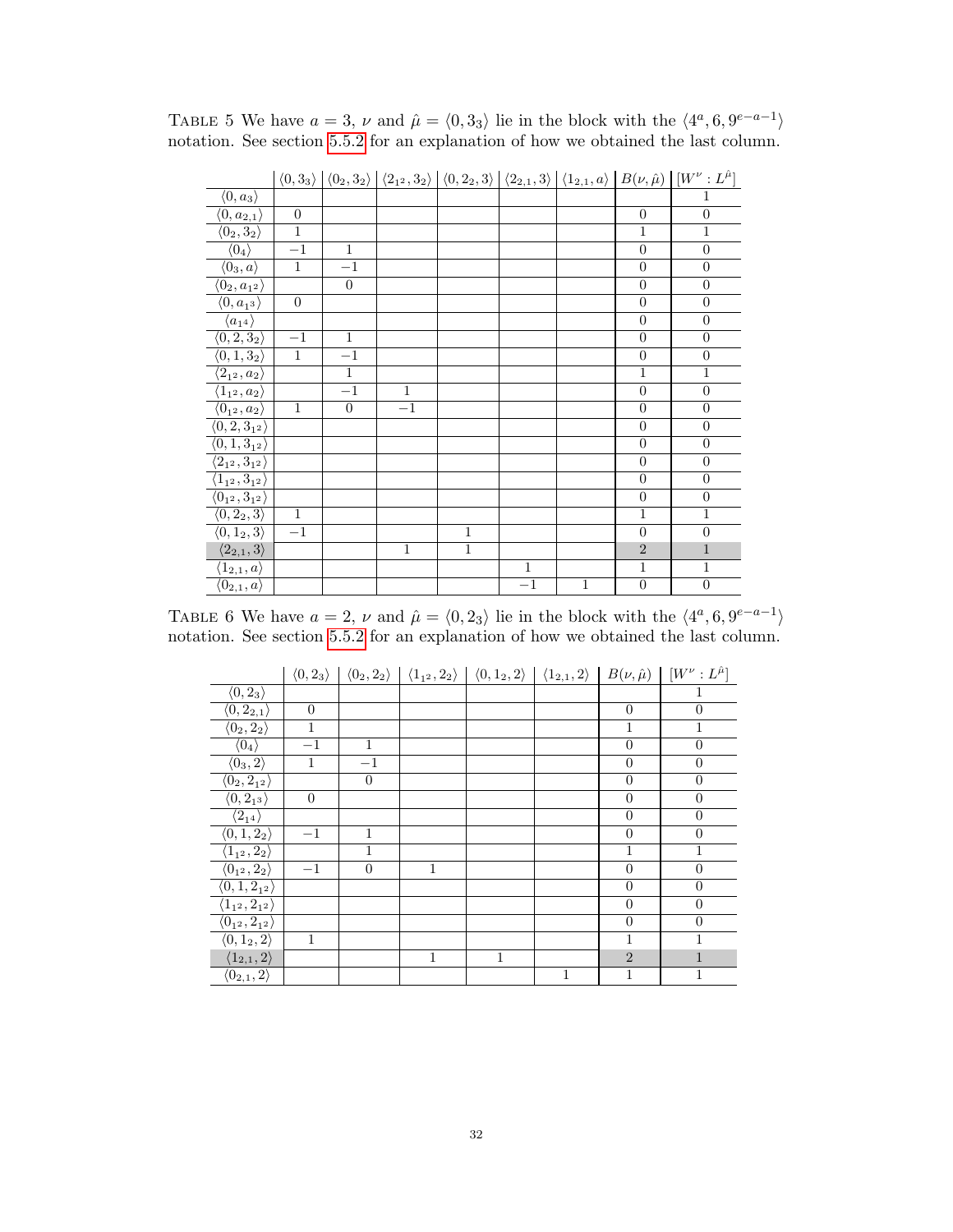TABLE 5 We have $a = 3$, $\nu$ and $\hat{\mu} = \langle 0, 3_3 \rangle$ lie in the block with the $\langle 4^a, 6, 9^{e-a-1} \rangle$ notation. See section 5.5.2 for an explanation of how we obtained the last column.

| | $\langle 0, 3_3 \rangle$ | $\langle 0_2, 3_2 \rangle$ | $\langle 2_{1^2}, 3_2 \rangle$ | $\langle 0, 2_2, 3 \rangle$ | $\langle 2_{2,1}, 3 \rangle$ | $\langle 1_{2,1}, a \rangle$ | $B(\nu, \hat{\mu})$ | $[W^\nu : L^{\hat{\mu}}]$ |
|---|---|---|---|---|---|---|---|---|
| $\langle 0, a_3 \rangle$ | | | | | | | | 1 |
| $\langle 0, a_{2,1} \rangle$ | 0 | | | | | | 0 | 0 |
| $\langle 0_2, 3_2 \rangle$ | 1 | | | | | | 1 | 1 |
| $\langle 0_4 \rangle$ | $-1$ | 1 | | | | | 0 | 0 |
| $\langle 0_3, a \rangle$ | 1 | $-1$ | | | | | 0 | 0 |
| $\langle 0_2, a_{1^2} \rangle$ | | 0 | | | | | 0 | 0 |
| $\langle 0, a_{1^3} \rangle$ | 0 | | | | | | 0 | 0 |
| $\langle a_{1^4} \rangle$ | | | | | | | 0 | 0 |
| $\langle 0, 2, 3_2 \rangle$ | $-1$ | 1 | | | | | 0 | 0 |
| $\langle 0, 1, 3_2 \rangle$ | 1 | $-1$ | | | | | 0 | 0 |
| $\langle 2_{1^2}, a_2 \rangle$ | | 1 | | | | | 1 | 1 |
| $\langle 1_{1^2}, a_2 \rangle$ | | $-1$ | 1 | | | | 0 | 0 |
| $\langle 0_{1^2}, a_2 \rangle$ | 1 | 0 | $-1$ | | | | 0 | 0 |
| $\langle 0, 2, 3_{1^2} \rangle$ | | | | | | | 0 | 0 |
| $\langle 0, 1, 3_{1^2} \rangle$ | | | | | | | 0 | 0 |
| $\langle 2_{1^2}, 3_{1^2} \rangle$ | | | | | | | 0 | 0 |
| $\langle 1_{1^2}, 3_{1^2} \rangle$ | | | | | | | 0 | 0 |
| $\langle 0_{1^2}, 3_{1^2} \rangle$ | | | | | | | 0 | 0 |
| $\langle 0, 2_2, 3 \rangle$ | 1 | | | | | | 1 | 1 |
| $\langle 0, 1_2, 3 \rangle$ | $-1$ | | | 1 | | | 0 | 0 |
| $\langle 2_{2,1}, 3 \rangle$ | | | 1 | 1 | | | 2 | 1 |
| $\langle 1_{2,1}, a \rangle$ | | | | | 1 | | 1 | 1 |
| $\langle 0_{2,1}, a \rangle$ | | | | | $-1$ | 1 | 0 | 0 |

TABLE 6 We have $a = 2$, $\nu$ and $\hat{\mu} = \langle 0, 2_3 \rangle$ lie in the block with the $\langle 4^a, 6, 9^{e-a-1} \rangle$ notation. See section 5.5.2 for an explanation of how we obtained the last column.

| | $\langle 0, 2_3 \rangle$ | $\langle 0_2, 2_2 \rangle$ | $\langle 1_{1^2}, 2_2 \rangle$ | $\langle 0, 1_2, 2 \rangle$ | $\langle 1_{2,1}, 2 \rangle$ | $B(\nu, \hat{\mu})$ | $[W^\nu : L^{\hat{\mu}}]$ |
|---|---|---|---|---|---|---|---|
| $\langle 0, 2_3 \rangle$ | | | | | | | 1 |
| $\langle 0, 2_{2,1} \rangle$ | 0 | | | | | 0 | 0 |
| $\langle 0_2, 2_2 \rangle$ | 1 | | | | | 1 | 1 |
| $\langle 0_4 \rangle$ | $-1$ | 1 | | | | 0 | 0 |
| $\langle 0_3, 2 \rangle$ | 1 | $-1$ | | | | 0 | 0 |
| $\langle 0_2, 2_{1^2} \rangle$ | | 0 | | | | 0 | 0 |
| $\langle 0, 2_{1^3} \rangle$ | 0 | | | | | 0 | 0 |
| $\langle 2_{1^4} \rangle$ | | | | | | 0 | 0 |
| $\langle 0, 1, 2_2 \rangle$ | $-1$ | 1 | | | | 0 | 0 |
| $\langle 1_{1^2}, 2_2 \rangle$ | | 1 | | | | 1 | 1 |
| $\langle 0_{1^2}, 2_2 \rangle$ | $-1$ | 0 | 1 | | | 0 | 0 |
| $\langle 0, 1, 2_{1^2} \rangle$ | | | | | | 0 | 0 |
| $\langle 1_{1^2}, 2_{1^2} \rangle$ | | | | | | 0 | 0 |
| $\langle 0_{1^2}, 2_{1^2} \rangle$ | | | | | | 0 | 0 |
| $\langle 0, 1_2, 2 \rangle$ | 1 | | | | | 1 | 1 |
| $\langle 1_{2,1}, 2 \rangle$ | | | 1 | 1 | | 2 | 1 |
| $\langle 0_{2,1}, 2 \rangle$ | | | | | 1 | 1 | 1 |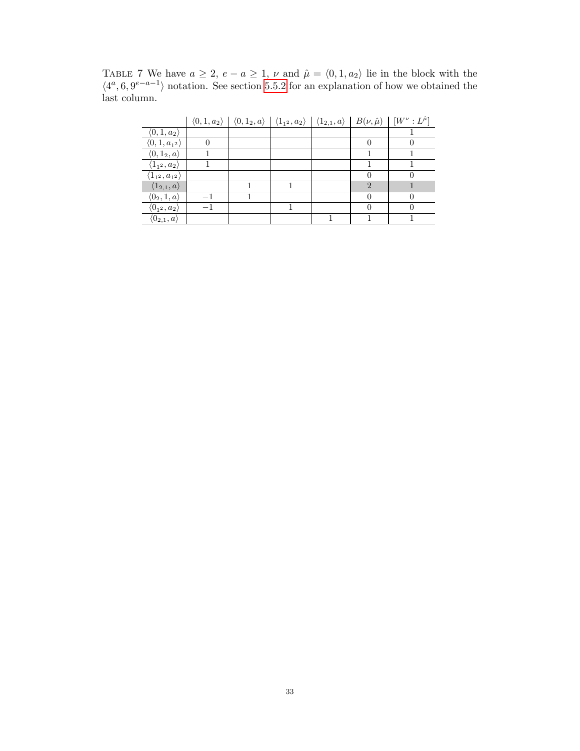TABLE 7 We have $a \geq 2$, $e - a \geq 1$, $\nu$ and $\hat{\mu} = \langle 0, 1, a_2 \rangle$ lie in the block with the $\langle 4^a, 6, 9^{e-a-1} \rangle$ notation. See section 5.5.2 for an explanation of how we obtained the last column.

| | $\langle 0, 1, a_2 \rangle$ | $\langle 0, 1_2, a \rangle$ | $\langle 1_{1^2}, a_2 \rangle$ | $\langle 1_{2,1}, a \rangle$ | $B(\nu, \hat{\mu})$ | $[W^\nu : L^{\hat{\mu}}]$ |
|---|---|---|---|---|---|---|
| $\langle 0, 1, a_2 \rangle$ | | | | | | 1 |
| $\langle 0, 1, a_{1^2} \rangle$ | 0 | | | | 0 | 0 |
| $\langle 0, 1_2, a \rangle$ | 1 | | | | 1 | 1 |
| $\langle 1_{1^2}, a_2 \rangle$ | 1 | | | | 1 | 1 |
| $\langle 1_{1^2}, a_{1^2} \rangle$ | | | | | 0 | 0 |
| $\langle 1_{2,1}, a \rangle$ | | 1 | 1 | | 2 | 1 |
| $\langle 0_2, 1, a \rangle$ | $-1$ | 1 | | | 0 | 0 |
| $\langle 0_{1^2}, a_2 \rangle$ | $-1$ | | 1 | | 0 | 0 |
| $\langle 0_{2,1}, a \rangle$ | | | | 1 | 1 | 1 |